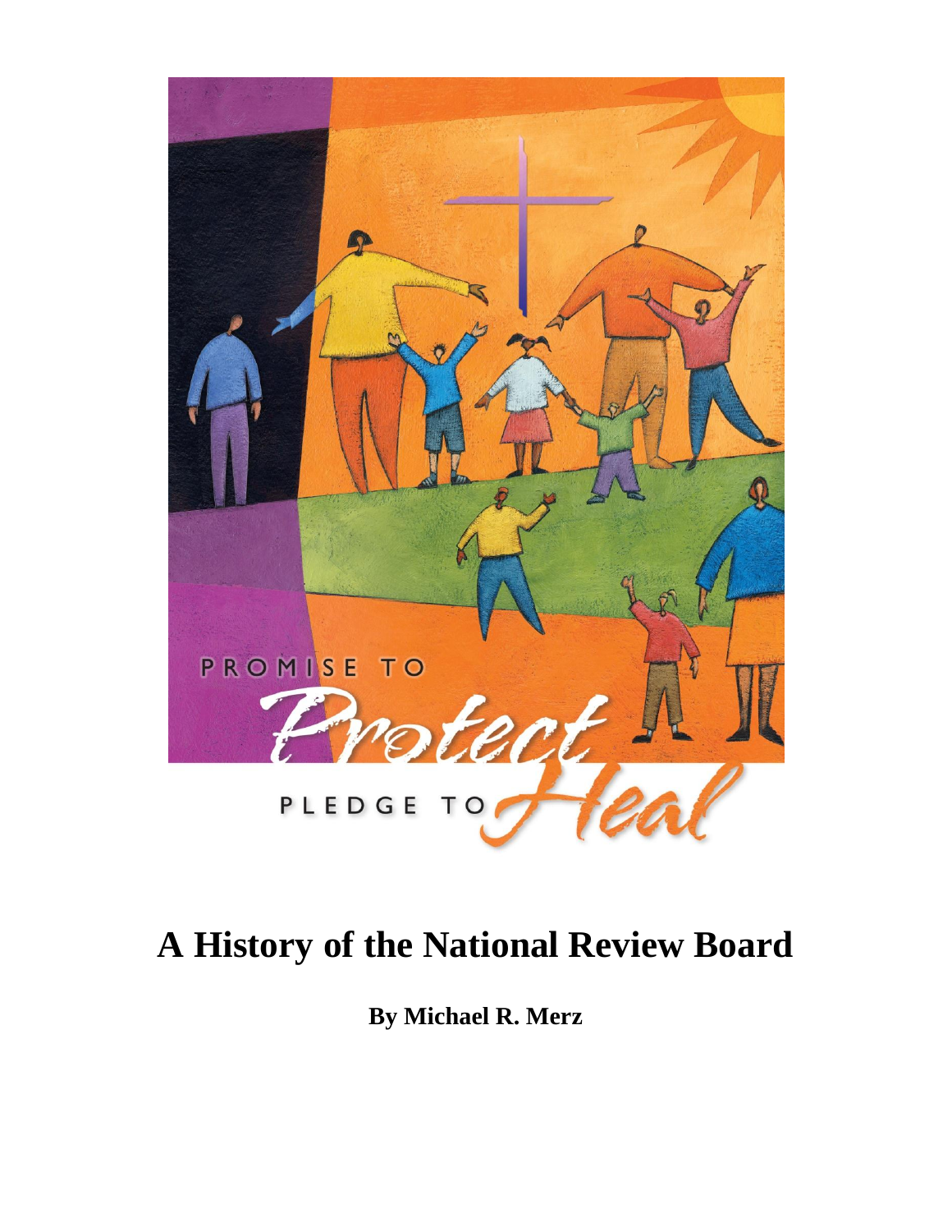PROMISE TO

Protect

PLEDGE TO Heal

# A History of the National Review Board

**By Michael R. Merz**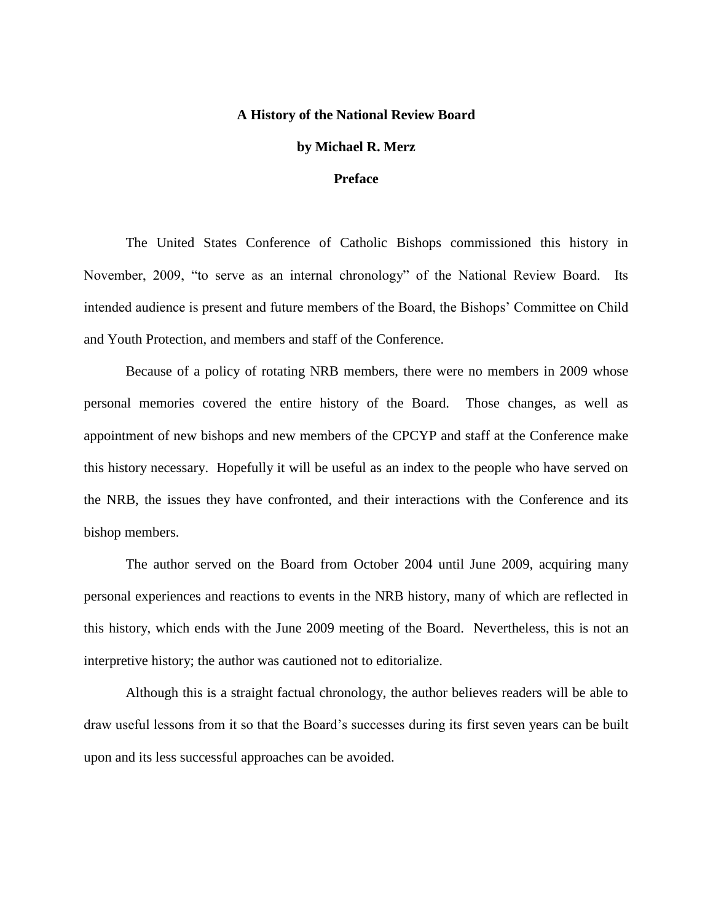# A History of the National Review Board

**by Michael R. Merz**

## Preface

The United States Conference of Catholic Bishops commissioned this history in November, 2009, "to serve as an internal chronology" of the National Review Board. Its intended audience is present and future members of the Board, the Bishops' Committee on Child and Youth Protection, and members and staff of the Conference.

Because of a policy of rotating NRB members, there were no members in 2009 whose personal memories covered the entire history of the Board. Those changes, as well as appointment of new bishops and new members of the CPCYP and staff at the Conference make this history necessary. Hopefully it will be useful as an index to the people who have served on the NRB, the issues they have confronted, and their interactions with the Conference and its bishop members.

The author served on the Board from October 2004 until June 2009, acquiring many personal experiences and reactions to events in the NRB history, many of which are reflected in this history, which ends with the June 2009 meeting of the Board. Nevertheless, this is not an interpretive history; the author was cautioned not to editorialize.

Although this is a straight factual chronology, the author believes readers will be able to draw useful lessons from it so that the Board's successes during its first seven years can be built upon and its less successful approaches can be avoided.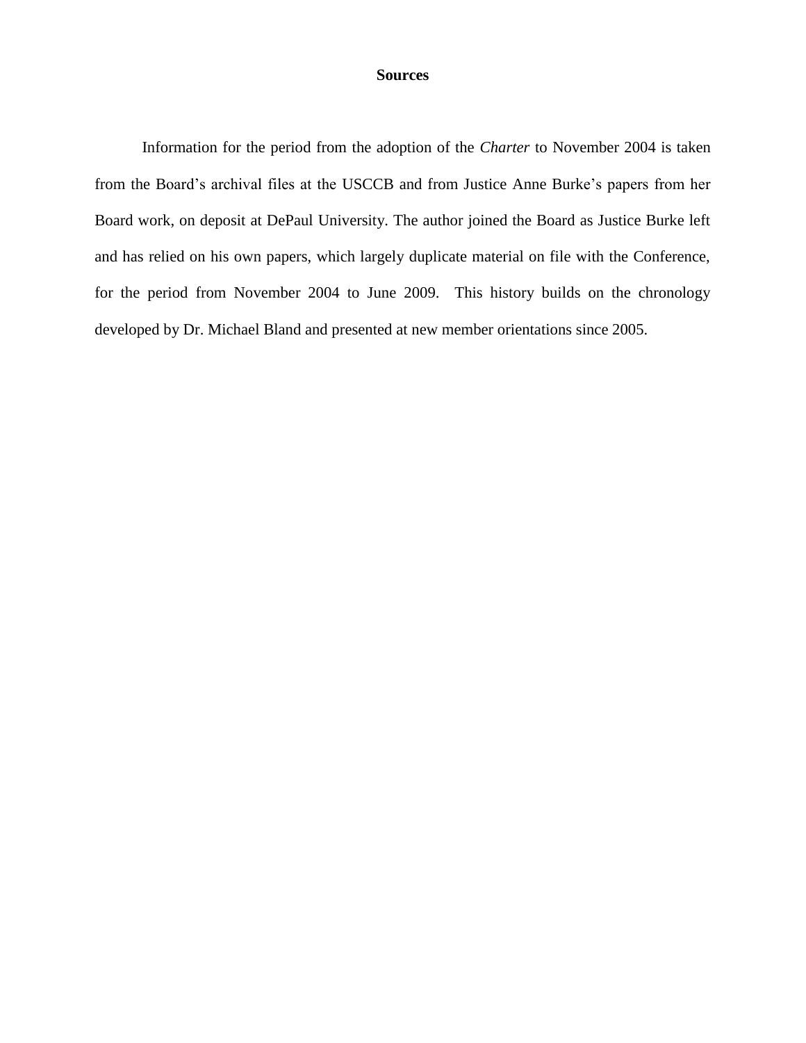# Sources

Information for the period from the adoption of the *Charter* to November 2004 is taken from the Board's archival files at the USCCB and from Justice Anne Burke's papers from her Board work, on deposit at DePaul University. The author joined the Board as Justice Burke left and has relied on his own papers, which largely duplicate material on file with the Conference, for the period from November 2004 to June 2009. This history builds on the chronology developed by Dr. Michael Bland and presented at new member orientations since 2005.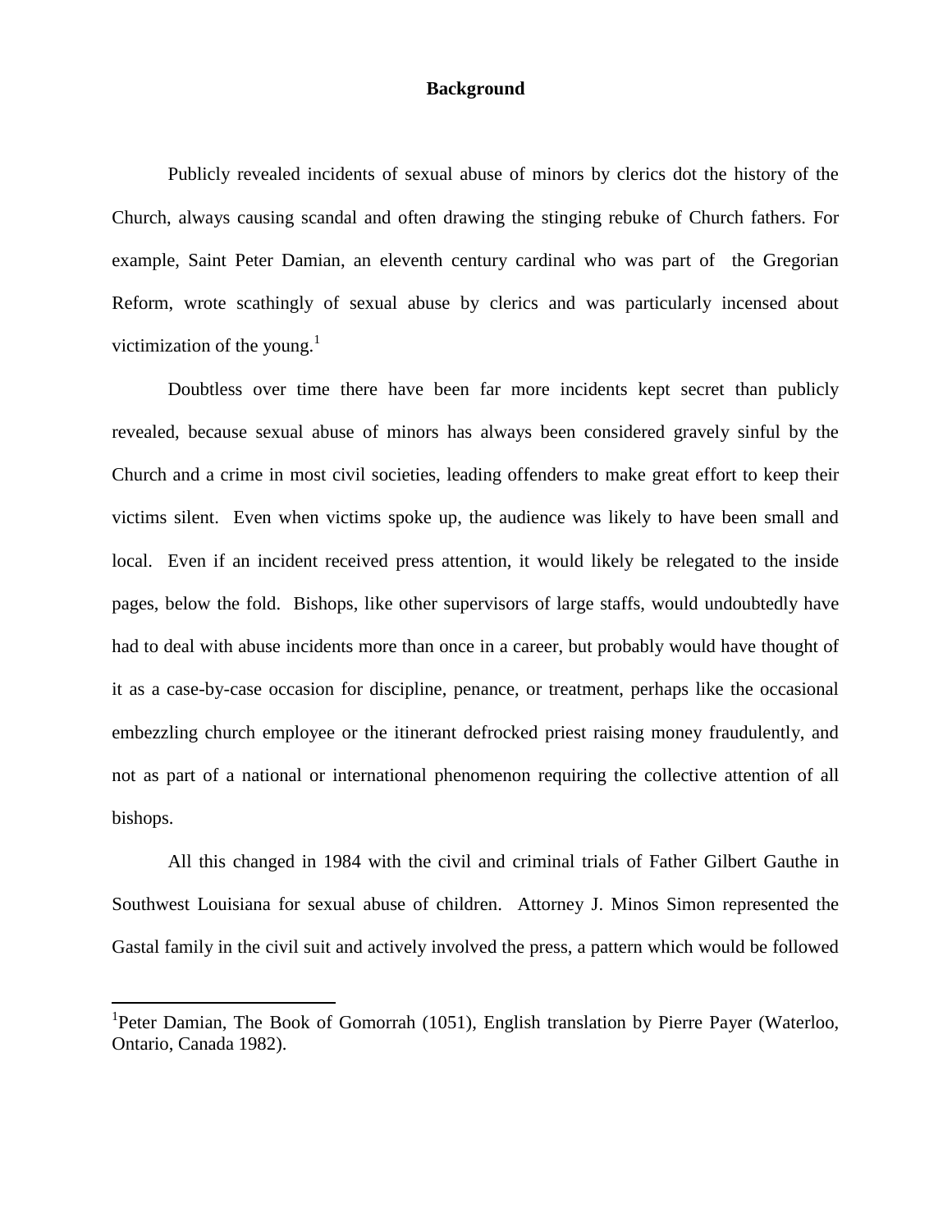## Background

Publicly revealed incidents of sexual abuse of minors by clerics dot the history of the Church, always causing scandal and often drawing the stinging rebuke of Church fathers. For example, Saint Peter Damian, an eleventh century cardinal who was part of the Gregorian Reform, wrote scathingly of sexual abuse by clerics and was particularly incensed about victimization of the young.[1]

Doubtless over time there have been far more incidents kept secret than publicly revealed, because sexual abuse of minors has always been considered gravely sinful by the Church and a crime in most civil societies, leading offenders to make great effort to keep their victims silent. Even when victims spoke up, the audience was likely to have been small and local. Even if an incident received press attention, it would likely be relegated to the inside pages, below the fold. Bishops, like other supervisors of large staffs, would undoubtedly have had to deal with abuse incidents more than once in a career, but probably would have thought of it as a case-by-case occasion for discipline, penance, or treatment, perhaps like the occasional embezzling church employee or the itinerant defrocked priest raising money fraudulently, and not as part of a national or international phenomenon requiring the collective attention of all bishops.

All this changed in 1984 with the civil and criminal trials of Father Gilbert Gauthe in Southwest Louisiana for sexual abuse of children. Attorney J. Minos Simon represented the Gastal family in the civil suit and actively involved the press, a pattern which would be followed

---

[1] Peter Damian, The Book of Gomorrah (1051), English translation by Pierre Payer (Waterloo, Ontario, Canada 1982).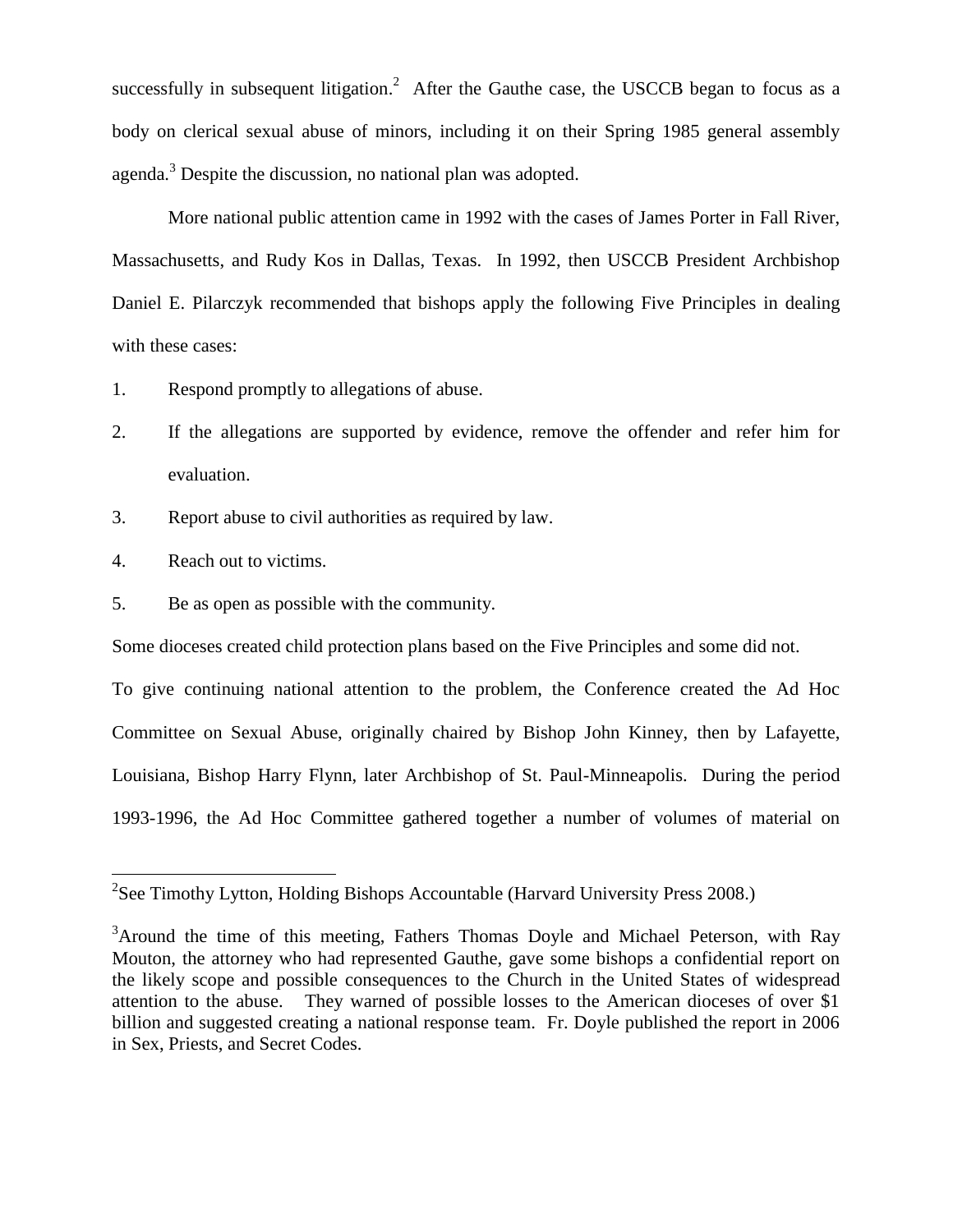successfully in subsequent litigation.[2] After the Gauthe case, the USCCB began to focus as a body on clerical sexual abuse of minors, including it on their Spring 1985 general assembly agenda.[3] Despite the discussion, no national plan was adopted.

More national public attention came in 1992 with the cases of James Porter in Fall River, Massachusetts, and Rudy Kos in Dallas, Texas. In 1992, then USCCB President Archbishop Daniel E. Pilarczyk recommended that bishops apply the following Five Principles in dealing with these cases:

1. Respond promptly to allegations of abuse.
2. If the allegations are supported by evidence, remove the offender and refer him for evaluation.
3. Report abuse to civil authorities as required by law.
4. Reach out to victims.
5. Be as open as possible with the community.

Some dioceses created child protection plans based on the Five Principles and some did not.

To give continuing national attention to the problem, the Conference created the Ad Hoc Committee on Sexual Abuse, originally chaired by Bishop John Kinney, then by Lafayette, Louisiana, Bishop Harry Flynn, later Archbishop of St. Paul-Minneapolis. During the period 1993-1996, the Ad Hoc Committee gathered together a number of volumes of material on

---

[2]See Timothy Lytton, Holding Bishops Accountable (Harvard University Press 2008.)

[3]Around the time of this meeting, Fathers Thomas Doyle and Michael Peterson, with Ray Mouton, the attorney who had represented Gauthe, gave some bishops a confidential report on the likely scope and possible consequences to the Church in the United States of widespread attention to the abuse. They warned of possible losses to the American dioceses of over $1 billion and suggested creating a national response team. Fr. Doyle published the report in 2006 in Sex, Priests, and Secret Codes.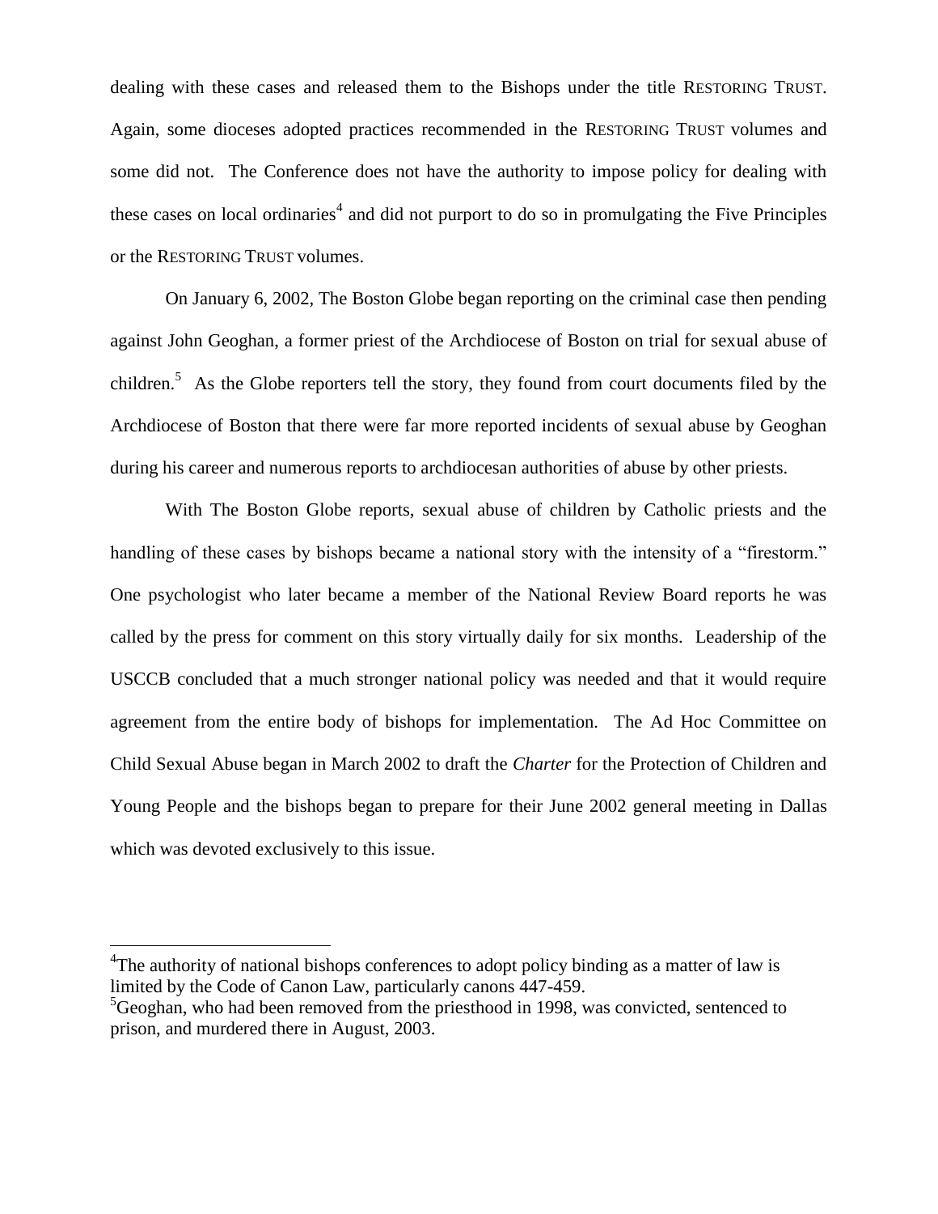dealing with these cases and released them to the Bishops under the title RESTORING TRUST. Again, some dioceses adopted practices recommended in the RESTORING TRUST volumes and some did not. The Conference does not have the authority to impose policy for dealing with these cases on local ordinaries[4] and did not purport to do so in promulgating the Five Principles or the RESTORING TRUST volumes.

On January 6, 2002, The Boston Globe began reporting on the criminal case then pending against John Geoghan, a former priest of the Archdiocese of Boston on trial for sexual abuse of children.[5] As the Globe reporters tell the story, they found from court documents filed by the Archdiocese of Boston that there were far more reported incidents of sexual abuse by Geoghan during his career and numerous reports to archdiocesan authorities of abuse by other priests.

With The Boston Globe reports, sexual abuse of children by Catholic priests and the handling of these cases by bishops became a national story with the intensity of a "firestorm." One psychologist who later became a member of the National Review Board reports he was called by the press for comment on this story virtually daily for six months. Leadership of the USCCB concluded that a much stronger national policy was needed and that it would require agreement from the entire body of bishops for implementation. The Ad Hoc Committee on Child Sexual Abuse began in March 2002 to draft the *Charter* for the Protection of Children and Young People and the bishops began to prepare for their June 2002 general meeting in Dallas which was devoted exclusively to this issue.

---

[4]The authority of national bishops conferences to adopt policy binding as a matter of law is limited by the Code of Canon Law, particularly canons 447-459.

[5]Geoghan, who had been removed from the priesthood in 1998, was convicted, sentenced to prison, and murdered there in August, 2003.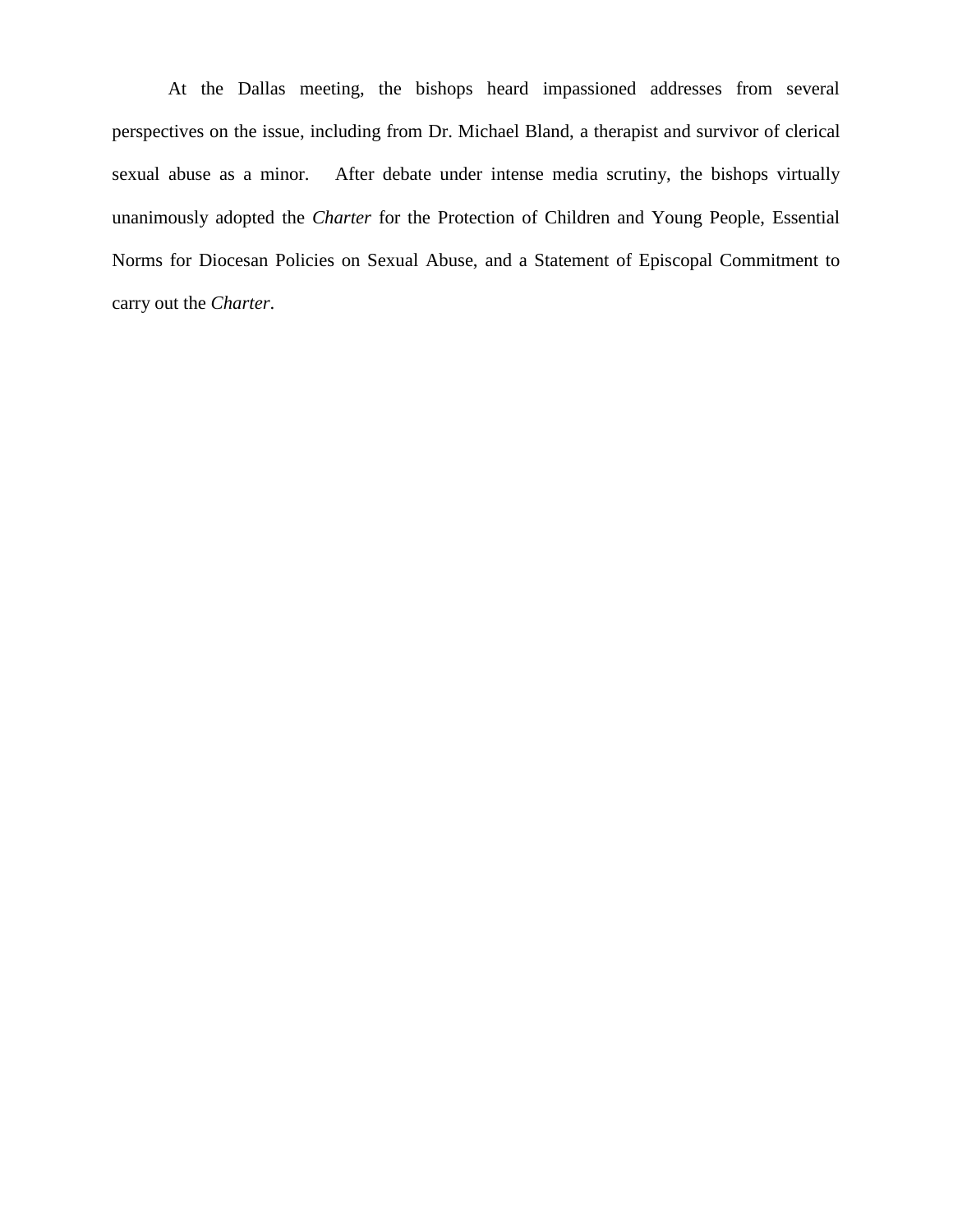At the Dallas meeting, the bishops heard impassioned addresses from several perspectives on the issue, including from Dr. Michael Bland, a therapist and survivor of clerical sexual abuse as a minor. After debate under intense media scrutiny, the bishops virtually unanimously adopted the *Charter* for the Protection of Children and Young People, Essential Norms for Diocesan Policies on Sexual Abuse, and a Statement of Episcopal Commitment to carry out the *Charter*.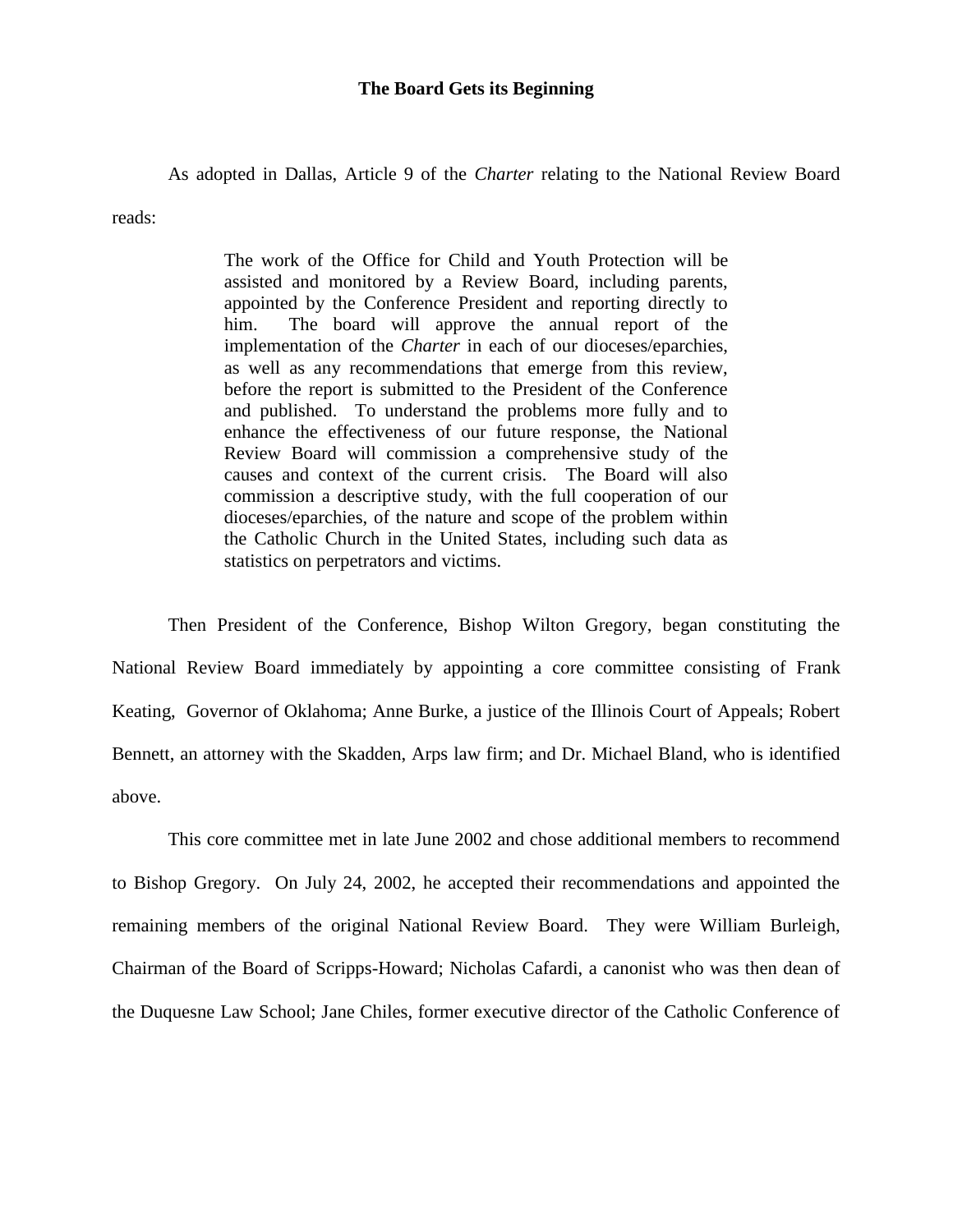## The Board Gets its Beginning

As adopted in Dallas, Article 9 of the *Charter* relating to the National Review Board reads:

> The work of the Office for Child and Youth Protection will be assisted and monitored by a Review Board, including parents, appointed by the Conference President and reporting directly to him. The board will approve the annual report of the implementation of the *Charter* in each of our dioceses/eparchies, as well as any recommendations that emerge from this review, before the report is submitted to the President of the Conference and published. To understand the problems more fully and to enhance the effectiveness of our future response, the National Review Board will commission a comprehensive study of the causes and context of the current crisis. The Board will also commission a descriptive study, with the full cooperation of our dioceses/eparchies, of the nature and scope of the problem within the Catholic Church in the United States, including such data as statistics on perpetrators and victims.

Then President of the Conference, Bishop Wilton Gregory, began constituting the National Review Board immediately by appointing a core committee consisting of Frank Keating, Governor of Oklahoma; Anne Burke, a justice of the Illinois Court of Appeals; Robert Bennett, an attorney with the Skadden, Arps law firm; and Dr. Michael Bland, who is identified above.

This core committee met in late June 2002 and chose additional members to recommend to Bishop Gregory. On July 24, 2002, he accepted their recommendations and appointed the remaining members of the original National Review Board. They were William Burleigh, Chairman of the Board of Scripps-Howard; Nicholas Cafardi, a canonist who was then dean of the Duquesne Law School; Jane Chiles, former executive director of the Catholic Conference of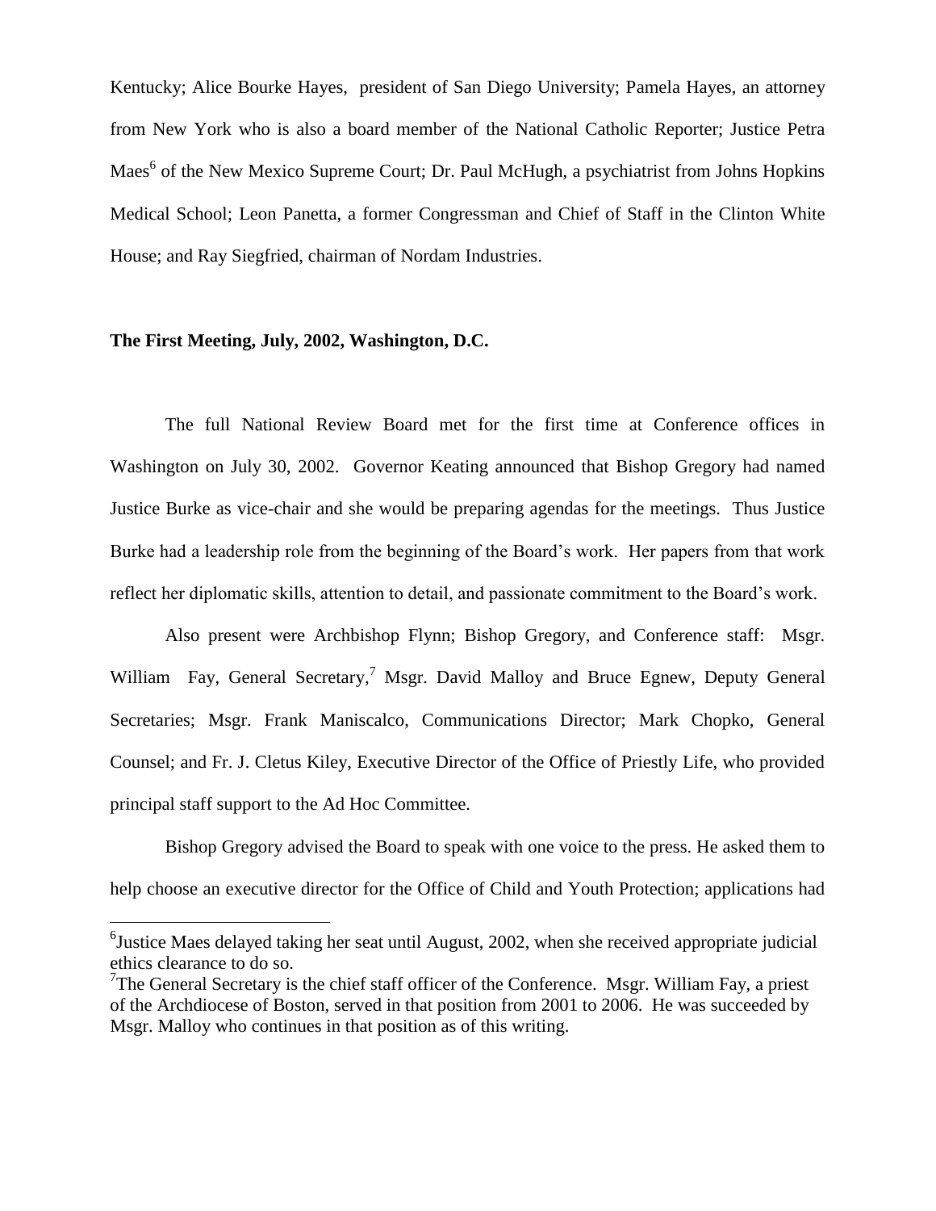Kentucky; Alice Bourke Hayes, president of San Diego University; Pamela Hayes, an attorney from New York who is also a board member of the National Catholic Reporter; Justice Petra Maes[6] of the New Mexico Supreme Court; Dr. Paul McHugh, a psychiatrist from Johns Hopkins Medical School; Leon Panetta, a former Congressman and Chief of Staff in the Clinton White House; and Ray Siegfried, chairman of Nordam Industries.

**The First Meeting, July, 2002, Washington, D.C.**

The full National Review Board met for the first time at Conference offices in Washington on July 30, 2002. Governor Keating announced that Bishop Gregory had named Justice Burke as vice-chair and she would be preparing agendas for the meetings. Thus Justice Burke had a leadership role from the beginning of the Board's work. Her papers from that work reflect her diplomatic skills, attention to detail, and passionate commitment to the Board's work.

Also present were Archbishop Flynn; Bishop Gregory, and Conference staff: Msgr. William Fay, General Secretary,[7] Msgr. David Malloy and Bruce Egnew, Deputy General Secretaries; Msgr. Frank Maniscalco, Communications Director; Mark Chopko, General Counsel; and Fr. J. Cletus Kiley, Executive Director of the Office of Priestly Life, who provided principal staff support to the Ad Hoc Committee.

Bishop Gregory advised the Board to speak with one voice to the press. He asked them to help choose an executive director for the Office of Child and Youth Protection; applications had

---

[6] Justice Maes delayed taking her seat until August, 2002, when she received appropriate judicial ethics clearance to do so.

[7] The General Secretary is the chief staff officer of the Conference. Msgr. William Fay, a priest of the Archdiocese of Boston, served in that position from 2001 to 2006. He was succeeded by Msgr. Malloy who continues in that position as of this writing.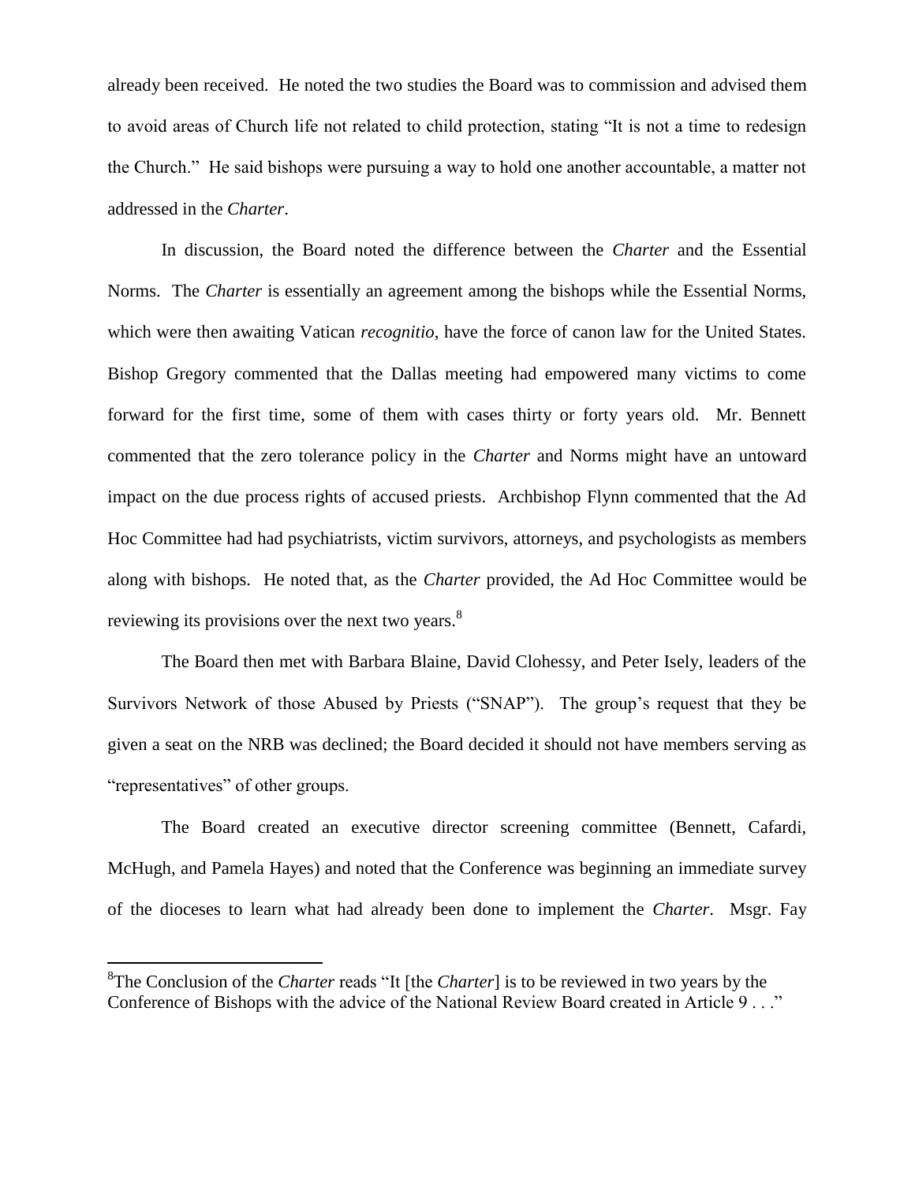already been received. He noted the two studies the Board was to commission and advised them to avoid areas of Church life not related to child protection, stating "It is not a time to redesign the Church." He said bishops were pursuing a way to hold one another accountable, a matter not addressed in the *Charter*.

In discussion, the Board noted the difference between the *Charter* and the Essential Norms. The *Charter* is essentially an agreement among the bishops while the Essential Norms, which were then awaiting Vatican *recognitio*, have the force of canon law for the United States. Bishop Gregory commented that the Dallas meeting had empowered many victims to come forward for the first time, some of them with cases thirty or forty years old. Mr. Bennett commented that the zero tolerance policy in the *Charter* and Norms might have an untoward impact on the due process rights of accused priests. Archbishop Flynn commented that the Ad Hoc Committee had had psychiatrists, victim survivors, attorneys, and psychologists as members along with bishops. He noted that, as the *Charter* provided, the Ad Hoc Committee would be reviewing its provisions over the next two years.[8]

The Board then met with Barbara Blaine, David Clohessy, and Peter Isely, leaders of the Survivors Network of those Abused by Priests ("SNAP"). The group's request that they be given a seat on the NRB was declined; the Board decided it should not have members serving as "representatives" of other groups.

The Board created an executive director screening committee (Bennett, Cafardi, McHugh, and Pamela Hayes) and noted that the Conference was beginning an immediate survey of the dioceses to learn what had already been done to implement the *Charter*. Msgr. Fay

---

[8]The Conclusion of the *Charter* reads "It [the *Charter*] is to be reviewed in two years by the Conference of Bishops with the advice of the National Review Board created in Article 9 . . ."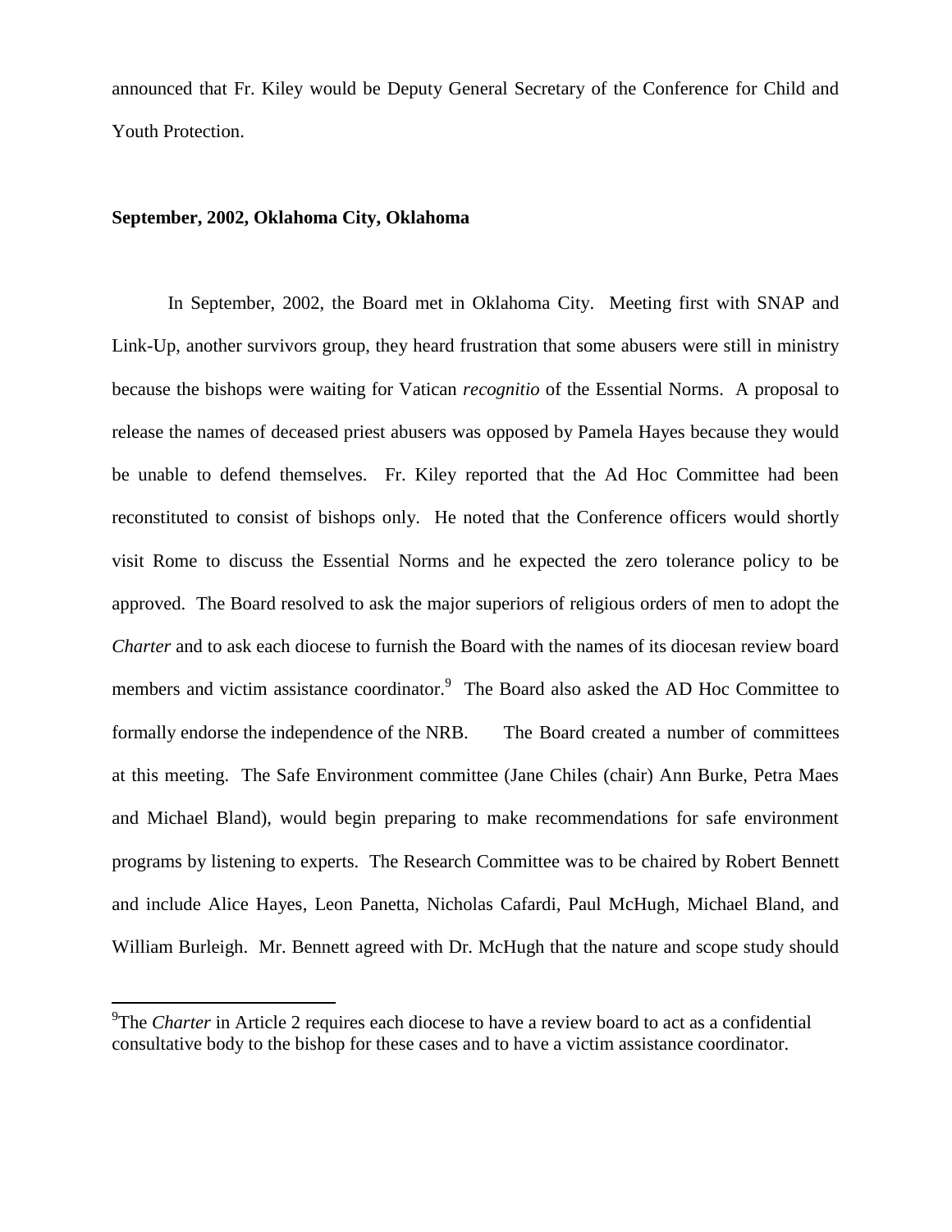announced that Fr. Kiley would be Deputy General Secretary of the Conference for Child and Youth Protection.

**September, 2002, Oklahoma City, Oklahoma**

In September, 2002, the Board met in Oklahoma City. Meeting first with SNAP and Link-Up, another survivors group, they heard frustration that some abusers were still in ministry because the bishops were waiting for Vatican *recognitio* of the Essential Norms. A proposal to release the names of deceased priest abusers was opposed by Pamela Hayes because they would be unable to defend themselves. Fr. Kiley reported that the Ad Hoc Committee had been reconstituted to consist of bishops only. He noted that the Conference officers would shortly visit Rome to discuss the Essential Norms and he expected the zero tolerance policy to be approved. The Board resolved to ask the major superiors of religious orders of men to adopt the *Charter* and to ask each diocese to furnish the Board with the names of its diocesan review board members and victim assistance coordinator.[9] The Board also asked the AD Hoc Committee to formally endorse the independence of the NRB. The Board created a number of committees at this meeting. The Safe Environment committee (Jane Chiles (chair) Ann Burke, Petra Maes and Michael Bland), would begin preparing to make recommendations for safe environment programs by listening to experts. The Research Committee was to be chaired by Robert Bennett and include Alice Hayes, Leon Panetta, Nicholas Cafardi, Paul McHugh, Michael Bland, and William Burleigh. Mr. Bennett agreed with Dr. McHugh that the nature and scope study should

[9]The *Charter* in Article 2 requires each diocese to have a review board to act as a confidential consultative body to the bishop for these cases and to have a victim assistance coordinator.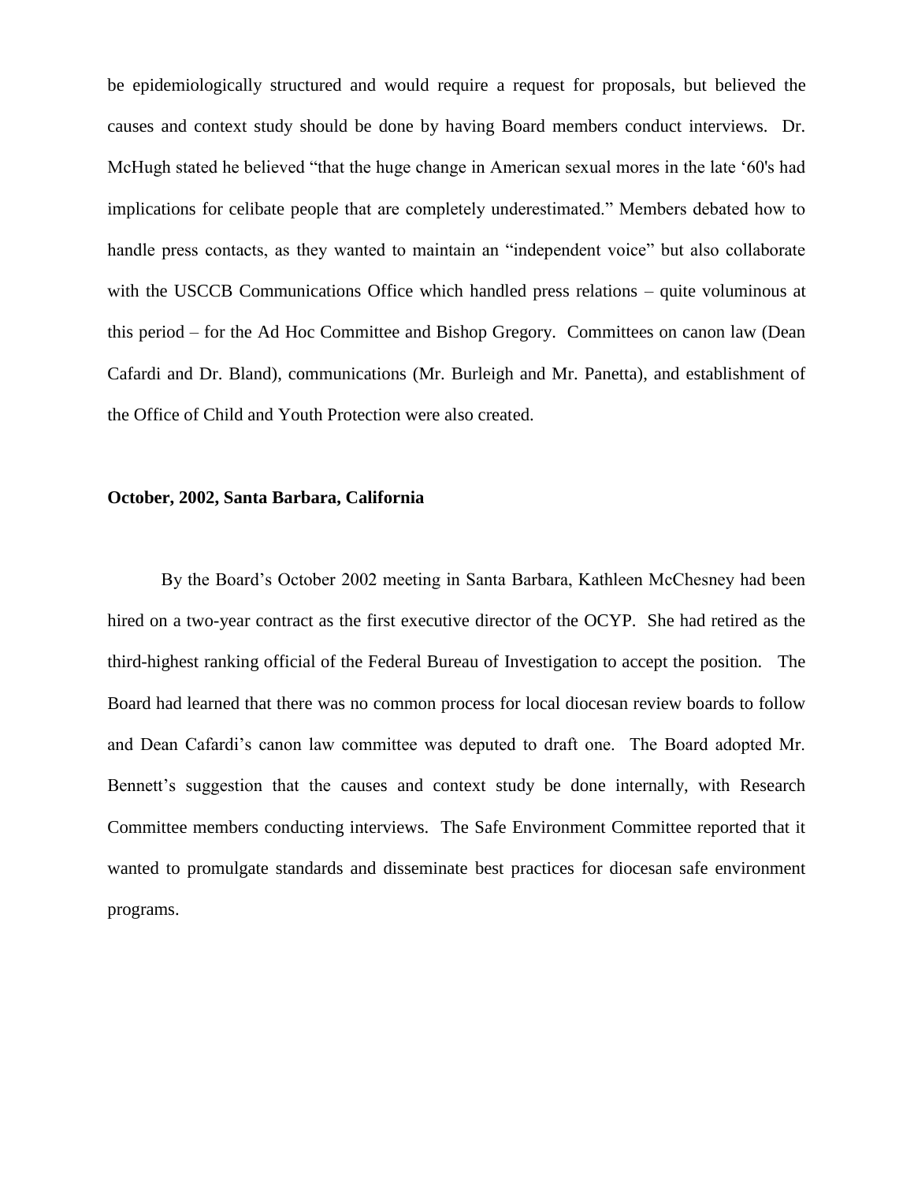be epidemiologically structured and would require a request for proposals, but believed the causes and context study should be done by having Board members conduct interviews. Dr. McHugh stated he believed "that the huge change in American sexual mores in the late '60's had implications for celibate people that are completely underestimated." Members debated how to handle press contacts, as they wanted to maintain an "independent voice" but also collaborate with the USCCB Communications Office which handled press relations – quite voluminous at this period – for the Ad Hoc Committee and Bishop Gregory. Committees on canon law (Dean Cafardi and Dr. Bland), communications (Mr. Burleigh and Mr. Panetta), and establishment of the Office of Child and Youth Protection were also created.

**October, 2002, Santa Barbara, California**

By the Board's October 2002 meeting in Santa Barbara, Kathleen McChesney had been hired on a two-year contract as the first executive director of the OCYP. She had retired as the third-highest ranking official of the Federal Bureau of Investigation to accept the position. The Board had learned that there was no common process for local diocesan review boards to follow and Dean Cafardi's canon law committee was deputed to draft one. The Board adopted Mr. Bennett's suggestion that the causes and context study be done internally, with Research Committee members conducting interviews. The Safe Environment Committee reported that it wanted to promulgate standards and disseminate best practices for diocesan safe environment programs.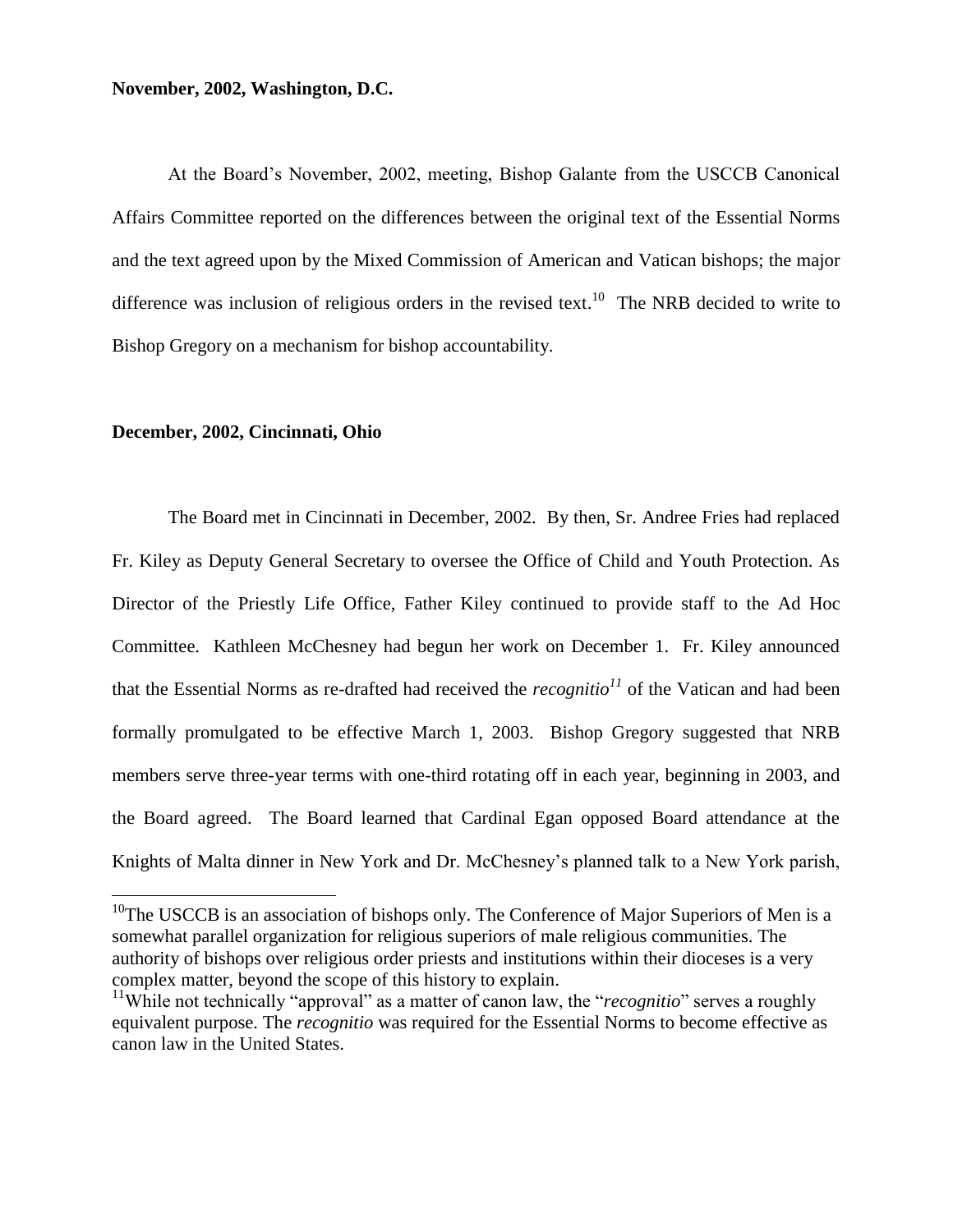**November, 2002, Washington, D.C.**

At the Board's November, 2002, meeting, Bishop Galante from the USCCB Canonical Affairs Committee reported on the differences between the original text of the Essential Norms and the text agreed upon by the Mixed Commission of American and Vatican bishops; the major difference was inclusion of religious orders in the revised text.[10] The NRB decided to write to Bishop Gregory on a mechanism for bishop accountability.

**December, 2002, Cincinnati, Ohio**

The Board met in Cincinnati in December, 2002. By then, Sr. Andree Fries had replaced Fr. Kiley as Deputy General Secretary to oversee the Office of Child and Youth Protection. As Director of the Priestly Life Office, Father Kiley continued to provide staff to the Ad Hoc Committee. Kathleen McChesney had begun her work on December 1. Fr. Kiley announced that the Essential Norms as re-drafted had received the *recognitio*[11] of the Vatican and had been formally promulgated to be effective March 1, 2003. Bishop Gregory suggested that NRB members serve three-year terms with one-third rotating off in each year, beginning in 2003, and the Board agreed. The Board learned that Cardinal Egan opposed Board attendance at the Knights of Malta dinner in New York and Dr. McChesney's planned talk to a New York parish,

---

[10]The USCCB is an association of bishops only. The Conference of Major Superiors of Men is a somewhat parallel organization for religious superiors of male religious communities. The authority of bishops over religious order priests and institutions within their dioceses is a very complex matter, beyond the scope of this history to explain.

[11]While not technically "approval" as a matter of canon law, the "*recognitio*" serves a roughly equivalent purpose. The *recognitio* was required for the Essential Norms to become effective as canon law in the United States.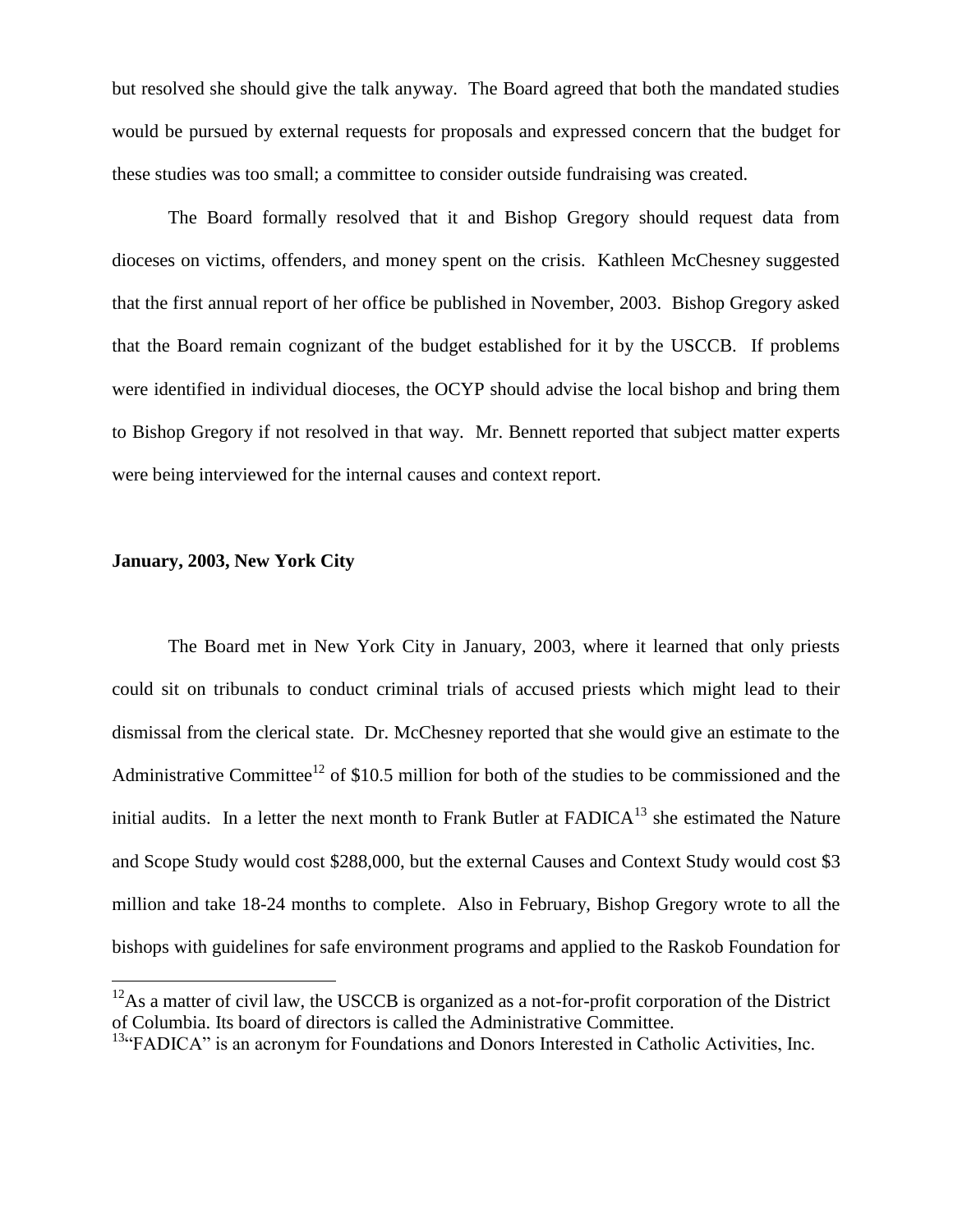but resolved she should give the talk anyway. The Board agreed that both the mandated studies would be pursued by external requests for proposals and expressed concern that the budget for these studies was too small; a committee to consider outside fundraising was created.

The Board formally resolved that it and Bishop Gregory should request data from dioceses on victims, offenders, and money spent on the crisis. Kathleen McChesney suggested that the first annual report of her office be published in November, 2003. Bishop Gregory asked that the Board remain cognizant of the budget established for it by the USCCB. If problems were identified in individual dioceses, the OCYP should advise the local bishop and bring them to Bishop Gregory if not resolved in that way. Mr. Bennett reported that subject matter experts were being interviewed for the internal causes and context report.

**January, 2003, New York City**

The Board met in New York City in January, 2003, where it learned that only priests could sit on tribunals to conduct criminal trials of accused priests which might lead to their dismissal from the clerical state. Dr. McChesney reported that she would give an estimate to the Administrative Committee[12] of $10.5 million for both of the studies to be commissioned and the initial audits. In a letter the next month to Frank Butler at FADICA[13] she estimated the Nature and Scope Study would cost $288,000, but the external Causes and Context Study would cost $3 million and take 18-24 months to complete. Also in February, Bishop Gregory wrote to all the bishops with guidelines for safe environment programs and applied to the Raskob Foundation for

[12] As a matter of civil law, the USCCB is organized as a not-for-profit corporation of the District of Columbia. Its board of directors is called the Administrative Committee.

[13] "FADICA" is an acronym for Foundations and Donors Interested in Catholic Activities, Inc.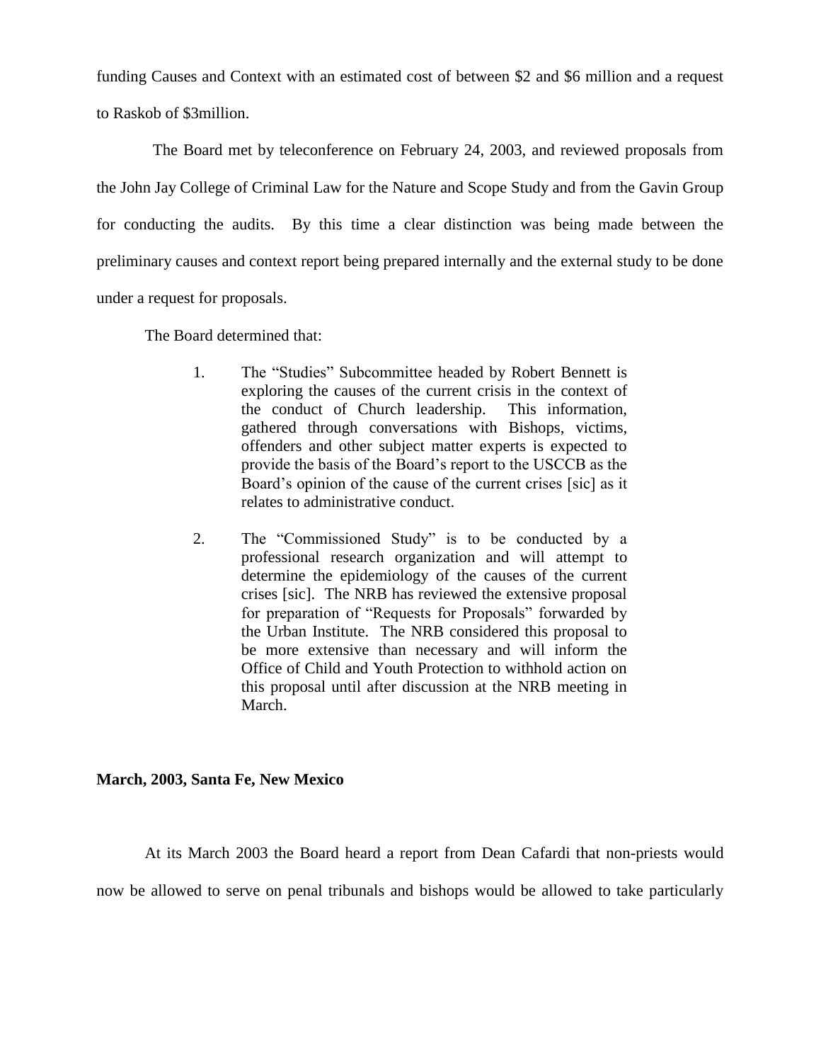funding Causes and Context with an estimated cost of between $2 and $6 million and a request to Raskob of $3million.

The Board met by teleconference on February 24, 2003, and reviewed proposals from the John Jay College of Criminal Law for the Nature and Scope Study and from the Gavin Group for conducting the audits. By this time a clear distinction was being made between the preliminary causes and context report being prepared internally and the external study to be done under a request for proposals.

The Board determined that:

> 1. The "Studies" Subcommittee headed by Robert Bennett is exploring the causes of the current crisis in the context of the conduct of Church leadership. This information, gathered through conversations with Bishops, victims, offenders and other subject matter experts is expected to provide the basis of the Board's report to the USCCB as the Board's opinion of the cause of the current crises [sic] as it relates to administrative conduct.
>
> 2. The "Commissioned Study" is to be conducted by a professional research organization and will attempt to determine the epidemiology of the causes of the current crises [sic]. The NRB has reviewed the extensive proposal for preparation of "Requests for Proposals" forwarded by the Urban Institute. The NRB considered this proposal to be more extensive than necessary and will inform the Office of Child and Youth Protection to withhold action on this proposal until after discussion at the NRB meeting in March.

**March, 2003, Santa Fe, New Mexico**

At its March 2003 the Board heard a report from Dean Cafardi that non-priests would now be allowed to serve on penal tribunals and bishops would be allowed to take particularly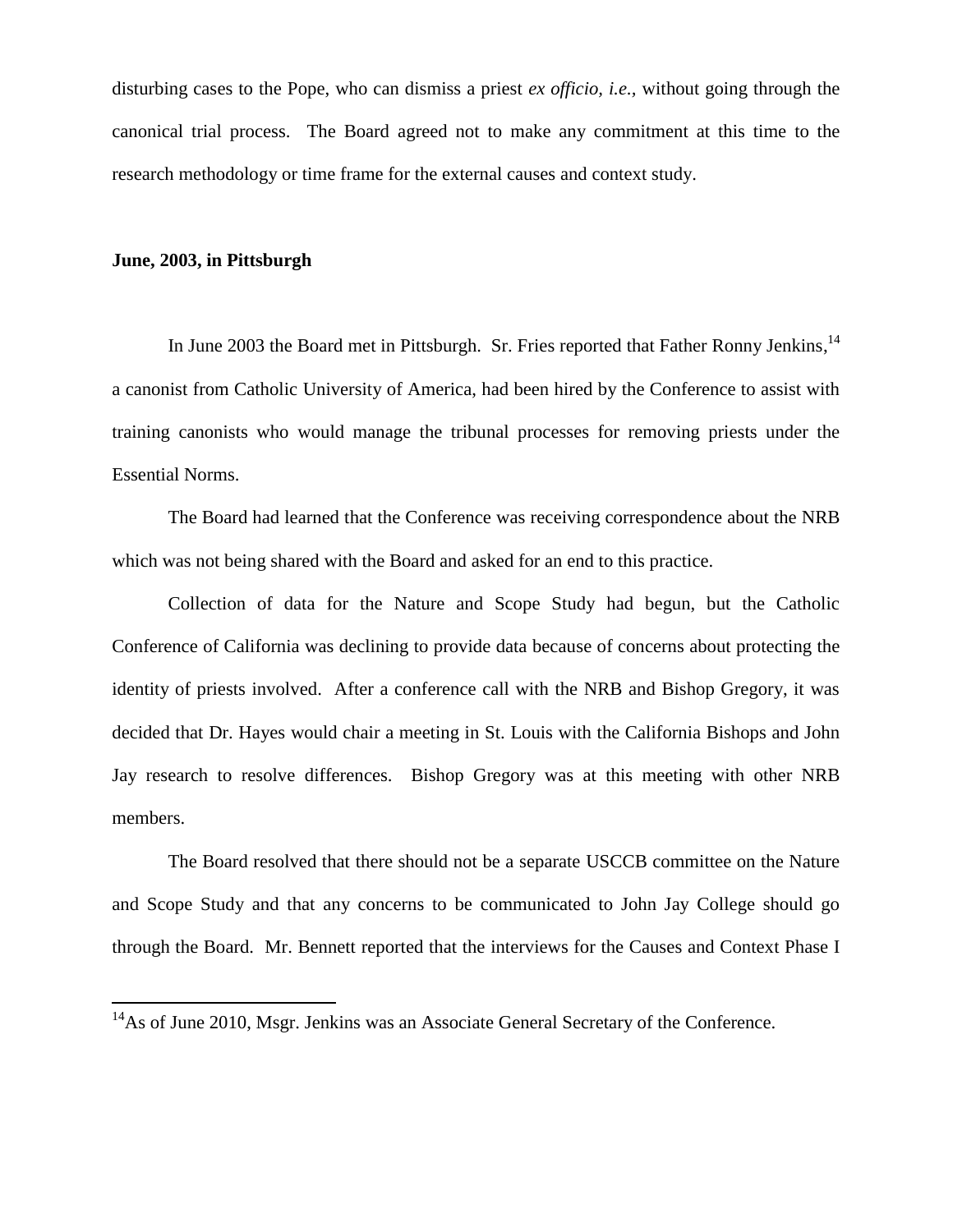disturbing cases to the Pope, who can dismiss a priest *ex officio, i.e.,* without going through the canonical trial process. The Board agreed not to make any commitment at this time to the research methodology or time frame for the external causes and context study.

**June, 2003, in Pittsburgh**

In June 2003 the Board met in Pittsburgh. Sr. Fries reported that Father Ronny Jenkins,[14] a canonist from Catholic University of America, had been hired by the Conference to assist with training canonists who would manage the tribunal processes for removing priests under the Essential Norms.

The Board had learned that the Conference was receiving correspondence about the NRB which was not being shared with the Board and asked for an end to this practice.

Collection of data for the Nature and Scope Study had begun, but the Catholic Conference of California was declining to provide data because of concerns about protecting the identity of priests involved. After a conference call with the NRB and Bishop Gregory, it was decided that Dr. Hayes would chair a meeting in St. Louis with the California Bishops and John Jay research to resolve differences. Bishop Gregory was at this meeting with other NRB members.

The Board resolved that there should not be a separate USCCB committee on the Nature and Scope Study and that any concerns to be communicated to John Jay College should go through the Board. Mr. Bennett reported that the interviews for the Causes and Context Phase I

[14]As of June 2010, Msgr. Jenkins was an Associate General Secretary of the Conference.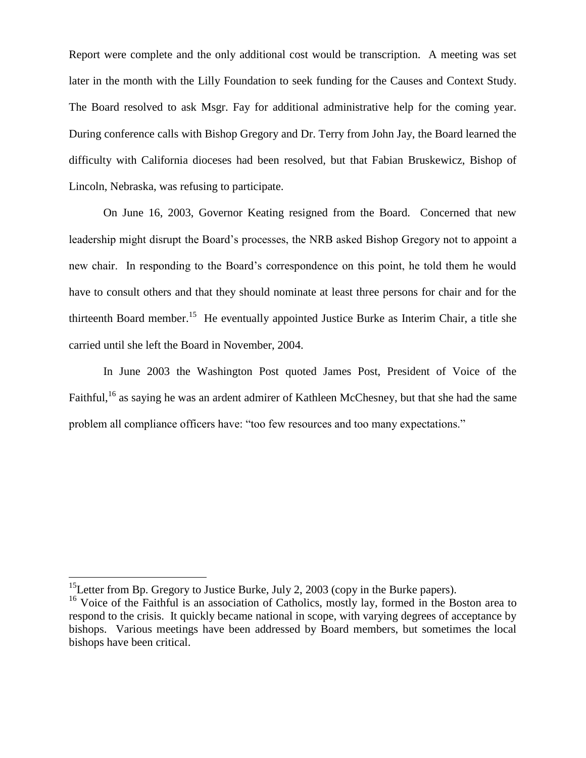Report were complete and the only additional cost would be transcription. A meeting was set later in the month with the Lilly Foundation to seek funding for the Causes and Context Study. The Board resolved to ask Msgr. Fay for additional administrative help for the coming year. During conference calls with Bishop Gregory and Dr. Terry from John Jay, the Board learned the difficulty with California dioceses had been resolved, but that Fabian Bruskewicz, Bishop of Lincoln, Nebraska, was refusing to participate.

On June 16, 2003, Governor Keating resigned from the Board. Concerned that new leadership might disrupt the Board's processes, the NRB asked Bishop Gregory not to appoint a new chair. In responding to the Board's correspondence on this point, he told them he would have to consult others and that they should nominate at least three persons for chair and for the thirteenth Board member.[15] He eventually appointed Justice Burke as Interim Chair, a title she carried until she left the Board in November, 2004.

In June 2003 the Washington Post quoted James Post, President of Voice of the Faithful,[16] as saying he was an ardent admirer of Kathleen McChesney, but that she had the same problem all compliance officers have: "too few resources and too many expectations."

---

[15] Letter from Bp. Gregory to Justice Burke, July 2, 2003 (copy in the Burke papers).

[16] Voice of the Faithful is an association of Catholics, mostly lay, formed in the Boston area to respond to the crisis. It quickly became national in scope, with varying degrees of acceptance by bishops. Various meetings have been addressed by Board members, but sometimes the local bishops have been critical.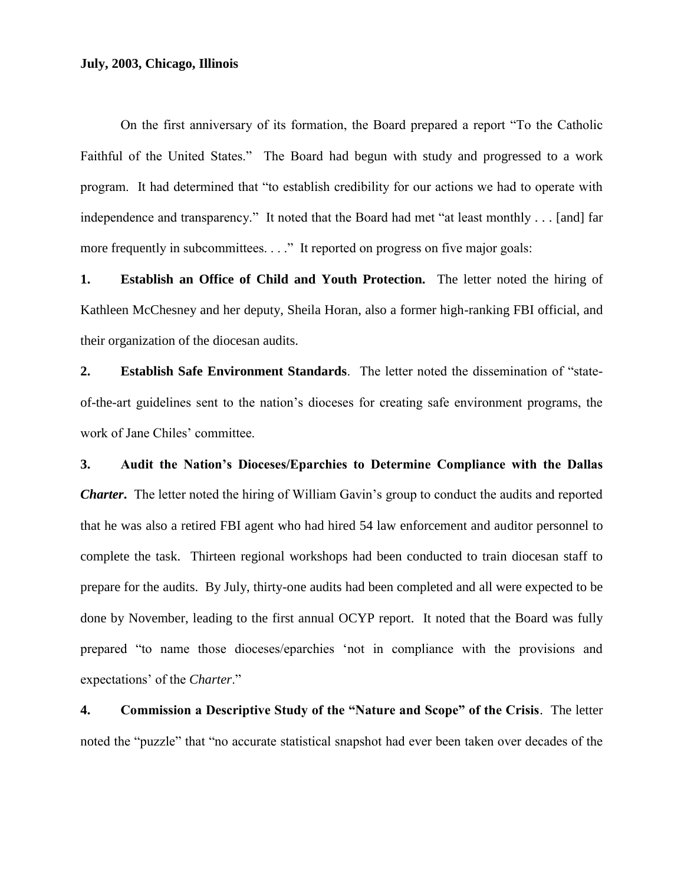**July, 2003, Chicago, Illinois**

On the first anniversary of its formation, the Board prepared a report "To the Catholic Faithful of the United States." The Board had begun with study and progressed to a work program. It had determined that "to establish credibility for our actions we had to operate with independence and transparency." It noted that the Board had met "at least monthly . . . [and] far more frequently in subcommittees. . . ." It reported on progress on five major goals:

**1. Establish an Office of Child and Youth Protection.** The letter noted the hiring of Kathleen McChesney and her deputy, Sheila Horan, also a former high-ranking FBI official, and their organization of the diocesan audits.

**2. Establish Safe Environment Standards**. The letter noted the dissemination of "state-of-the-art guidelines sent to the nation's dioceses for creating safe environment programs, the work of Jane Chiles' committee.

**3. Audit the Nation's Dioceses/Eparchies to Determine Compliance with the Dallas *Charter*.** The letter noted the hiring of William Gavin's group to conduct the audits and reported that he was also a retired FBI agent who had hired 54 law enforcement and auditor personnel to complete the task. Thirteen regional workshops had been conducted to train diocesan staff to prepare for the audits. By July, thirty-one audits had been completed and all were expected to be done by November, leading to the first annual OCYP report. It noted that the Board was fully prepared "to name those dioceses/eparchies 'not in compliance with the provisions and expectations' of the *Charter*."

**4. Commission a Descriptive Study of the "Nature and Scope" of the Crisis**. The letter noted the "puzzle" that "no accurate statistical snapshot had ever been taken over decades of the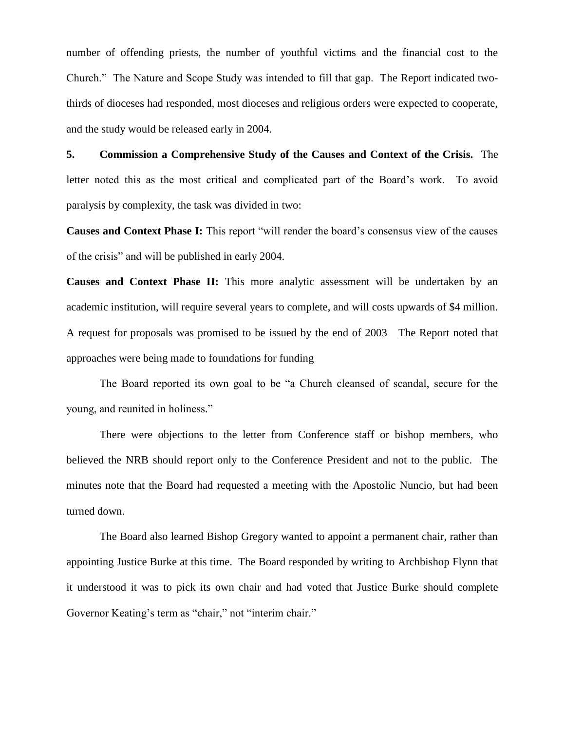number of offending priests, the number of youthful victims and the financial cost to the Church." The Nature and Scope Study was intended to fill that gap. The Report indicated two-thirds of dioceses had responded, most dioceses and religious orders were expected to cooperate, and the study would be released early in 2004.

**5. Commission a Comprehensive Study of the Causes and Context of the Crisis.** The letter noted this as the most critical and complicated part of the Board's work. To avoid paralysis by complexity, the task was divided in two:

**Causes and Context Phase I:** This report "will render the board's consensus view of the causes of the crisis" and will be published in early 2004.

**Causes and Context Phase II:** This more analytic assessment will be undertaken by an academic institution, will require several years to complete, and will costs upwards of $4 million. A request for proposals was promised to be issued by the end of 2003 The Report noted that approaches were being made to foundations for funding

The Board reported its own goal to be "a Church cleansed of scandal, secure for the young, and reunited in holiness."

There were objections to the letter from Conference staff or bishop members, who believed the NRB should report only to the Conference President and not to the public. The minutes note that the Board had requested a meeting with the Apostolic Nuncio, but had been turned down.

The Board also learned Bishop Gregory wanted to appoint a permanent chair, rather than appointing Justice Burke at this time. The Board responded by writing to Archbishop Flynn that it understood it was to pick its own chair and had voted that Justice Burke should complete Governor Keating's term as "chair," not "interim chair."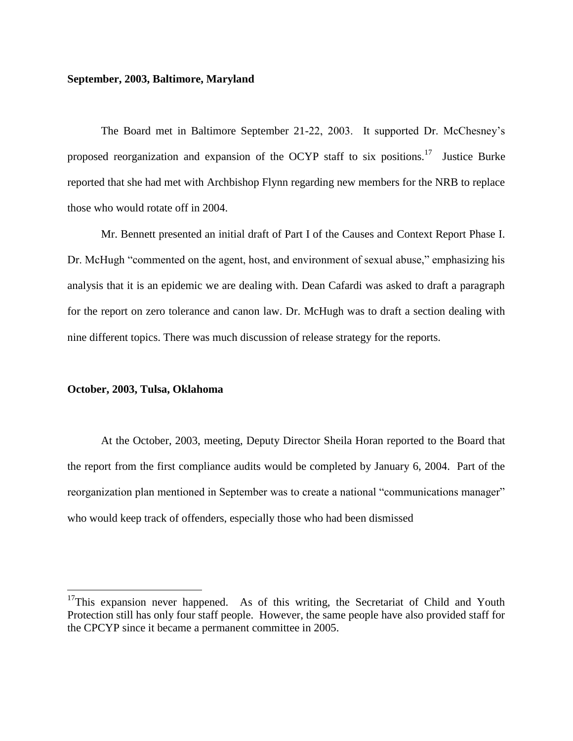**September, 2003, Baltimore, Maryland**

The Board met in Baltimore September 21-22, 2003. It supported Dr. McChesney's proposed reorganization and expansion of the OCYP staff to six positions.[17] Justice Burke reported that she had met with Archbishop Flynn regarding new members for the NRB to replace those who would rotate off in 2004.

Mr. Bennett presented an initial draft of Part I of the Causes and Context Report Phase I. Dr. McHugh "commented on the agent, host, and environment of sexual abuse," emphasizing his analysis that it is an epidemic we are dealing with. Dean Cafardi was asked to draft a paragraph for the report on zero tolerance and canon law. Dr. McHugh was to draft a section dealing with nine different topics. There was much discussion of release strategy for the reports.

**October, 2003, Tulsa, Oklahoma**

At the October, 2003, meeting, Deputy Director Sheila Horan reported to the Board that the report from the first compliance audits would be completed by January 6, 2004. Part of the reorganization plan mentioned in September was to create a national "communications manager" who would keep track of offenders, especially those who had been dismissed

---

[17] This expansion never happened. As of this writing, the Secretariat of Child and Youth Protection still has only four staff people. However, the same people have also provided staff for the CPCYP since it became a permanent committee in 2005.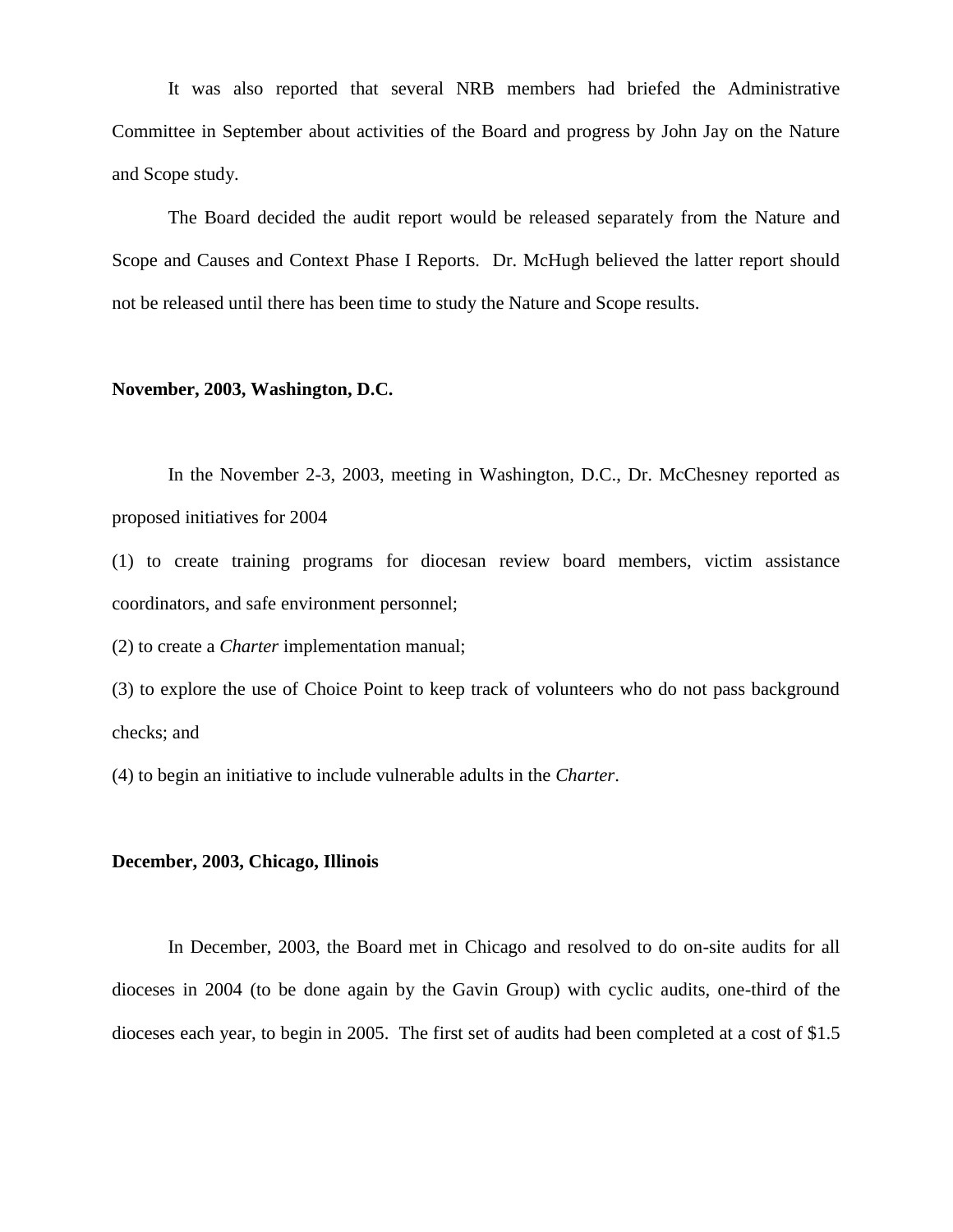It was also reported that several NRB members had briefed the Administrative Committee in September about activities of the Board and progress by John Jay on the Nature and Scope study.

The Board decided the audit report would be released separately from the Nature and Scope and Causes and Context Phase I Reports. Dr. McHugh believed the latter report should not be released until there has been time to study the Nature and Scope results.

**November, 2003, Washington, D.C.**

In the November 2-3, 2003, meeting in Washington, D.C., Dr. McChesney reported as proposed initiatives for 2004

(1) to create training programs for diocesan review board members, victim assistance coordinators, and safe environment personnel;

(2) to create a *Charter* implementation manual;

(3) to explore the use of Choice Point to keep track of volunteers who do not pass background checks; and

(4) to begin an initiative to include vulnerable adults in the *Charter*.

**December, 2003, Chicago, Illinois**

In December, 2003, the Board met in Chicago and resolved to do on-site audits for all dioceses in 2004 (to be done again by the Gavin Group) with cyclic audits, one-third of the dioceses each year, to begin in 2005. The first set of audits had been completed at a cost of $1.5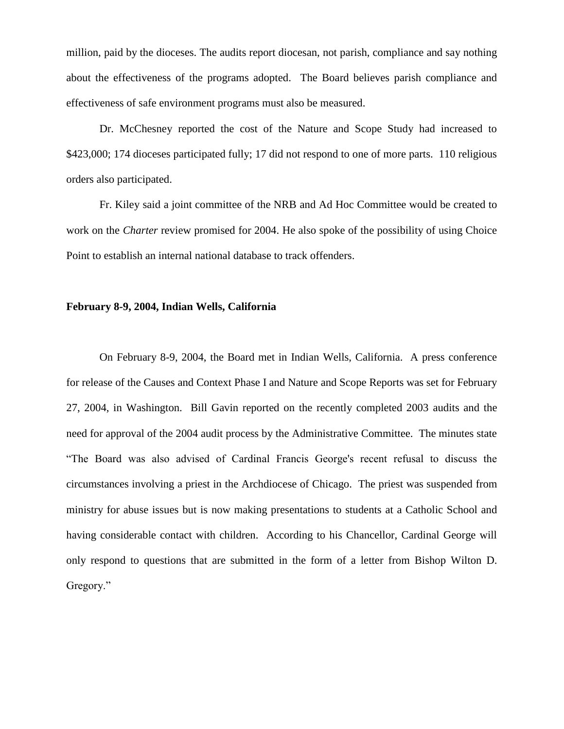million, paid by the dioceses. The audits report diocesan, not parish, compliance and say nothing about the effectiveness of the programs adopted. The Board believes parish compliance and effectiveness of safe environment programs must also be measured.

Dr. McChesney reported the cost of the Nature and Scope Study had increased to $423,000; 174 dioceses participated fully; 17 did not respond to one of more parts. 110 religious orders also participated.

Fr. Kiley said a joint committee of the NRB and Ad Hoc Committee would be created to work on the *Charter* review promised for 2004. He also spoke of the possibility of using Choice Point to establish an internal national database to track offenders.

**February 8-9, 2004, Indian Wells, California**

On February 8-9, 2004, the Board met in Indian Wells, California. A press conference for release of the Causes and Context Phase I and Nature and Scope Reports was set for February 27, 2004, in Washington. Bill Gavin reported on the recently completed 2003 audits and the need for approval of the 2004 audit process by the Administrative Committee. The minutes state "The Board was also advised of Cardinal Francis George's recent refusal to discuss the circumstances involving a priest in the Archdiocese of Chicago. The priest was suspended from ministry for abuse issues but is now making presentations to students at a Catholic School and having considerable contact with children. According to his Chancellor, Cardinal George will only respond to questions that are submitted in the form of a letter from Bishop Wilton D. Gregory."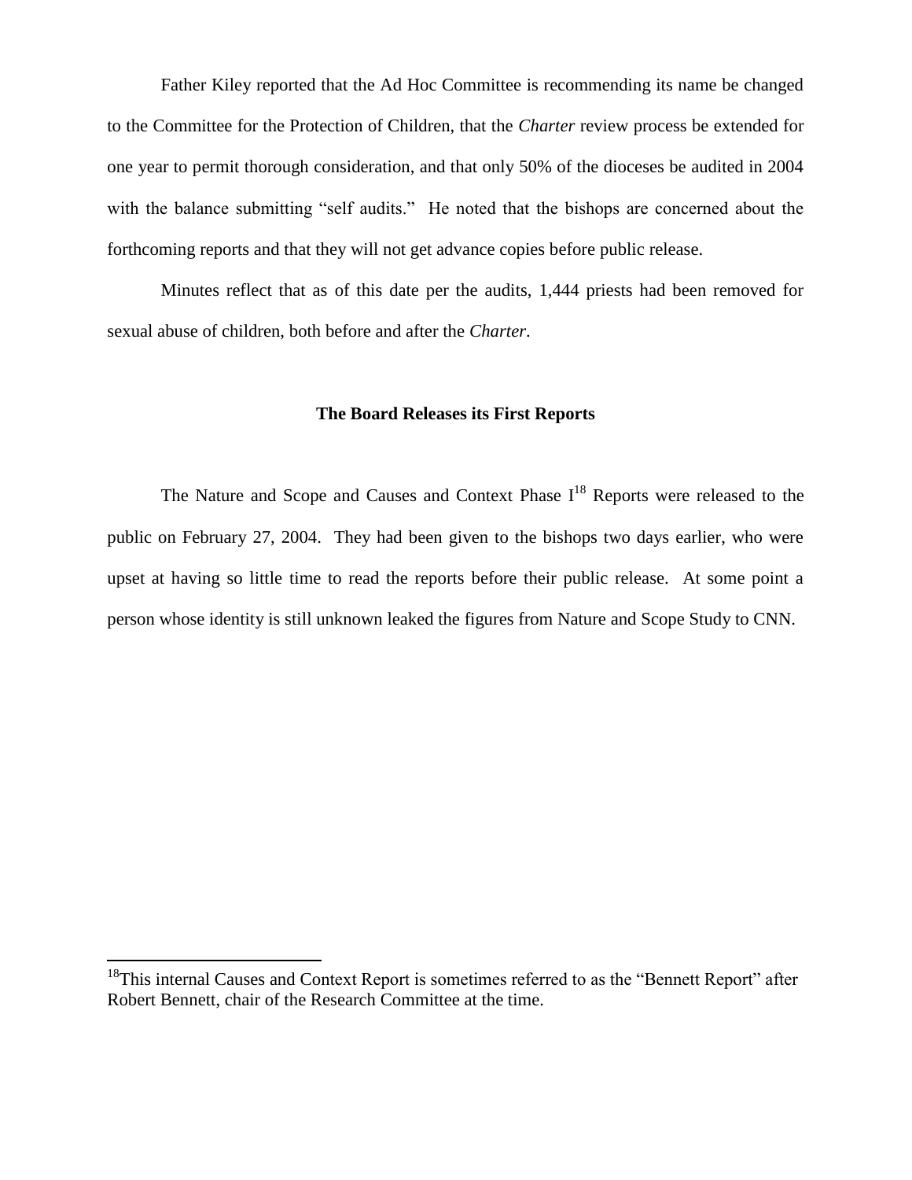Father Kiley reported that the Ad Hoc Committee is recommending its name be changed to the Committee for the Protection of Children, that the *Charter* review process be extended for one year to permit thorough consideration, and that only 50% of the dioceses be audited in 2004 with the balance submitting "self audits." He noted that the bishops are concerned about the forthcoming reports and that they will not get advance copies before public release.

Minutes reflect that as of this date per the audits, 1,444 priests had been removed for sexual abuse of children, both before and after the *Charter*.

### The Board Releases its First Reports

The Nature and Scope and Causes and Context Phase I[18] Reports were released to the public on February 27, 2004. They had been given to the bishops two days earlier, who were upset at having so little time to read the reports before their public release. At some point a person whose identity is still unknown leaked the figures from Nature and Scope Study to CNN.

---

[18]This internal Causes and Context Report is sometimes referred to as the "Bennett Report" after Robert Bennett, chair of the Research Committee at the time.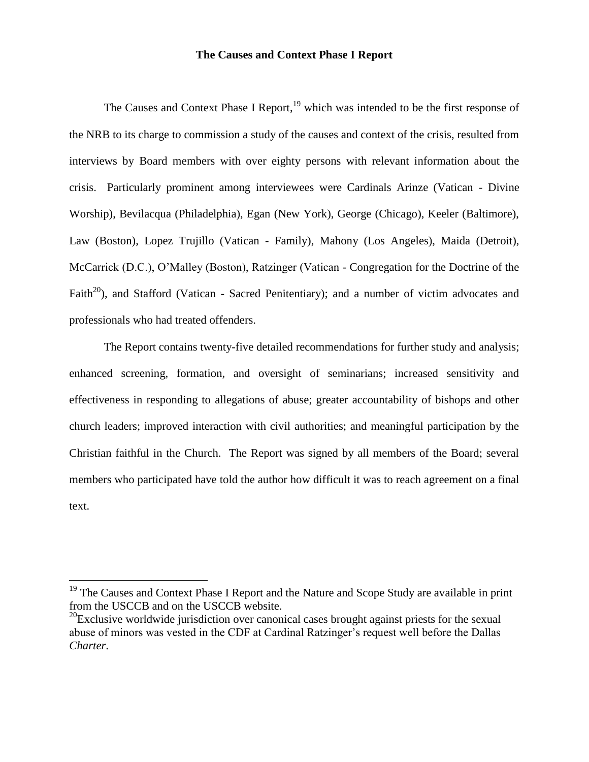## The Causes and Context Phase I Report

The Causes and Context Phase I Report,[19] which was intended to be the first response of the NRB to its charge to commission a study of the causes and context of the crisis, resulted from interviews by Board members with over eighty persons with relevant information about the crisis. Particularly prominent among interviewees were Cardinals Arinze (Vatican - Divine Worship), Bevilacqua (Philadelphia), Egan (New York), George (Chicago), Keeler (Baltimore), Law (Boston), Lopez Trujillo (Vatican - Family), Mahony (Los Angeles), Maida (Detroit), McCarrick (D.C.), O'Malley (Boston), Ratzinger (Vatican - Congregation for the Doctrine of the Faith[20]), and Stafford (Vatican - Sacred Penitentiary); and a number of victim advocates and professionals who had treated offenders.

The Report contains twenty-five detailed recommendations for further study and analysis; enhanced screening, formation, and oversight of seminarians; increased sensitivity and effectiveness in responding to allegations of abuse; greater accountability of bishops and other church leaders; improved interaction with civil authorities; and meaningful participation by the Christian faithful in the Church. The Report was signed by all members of the Board; several members who participated have told the author how difficult it was to reach agreement on a final text.

---

[19] The Causes and Context Phase I Report and the Nature and Scope Study are available in print from the USCCB and on the USCCB website.

[20] Exclusive worldwide jurisdiction over canonical cases brought against priests for the sexual abuse of minors was vested in the CDF at Cardinal Ratzinger's request well before the Dallas *Charter*.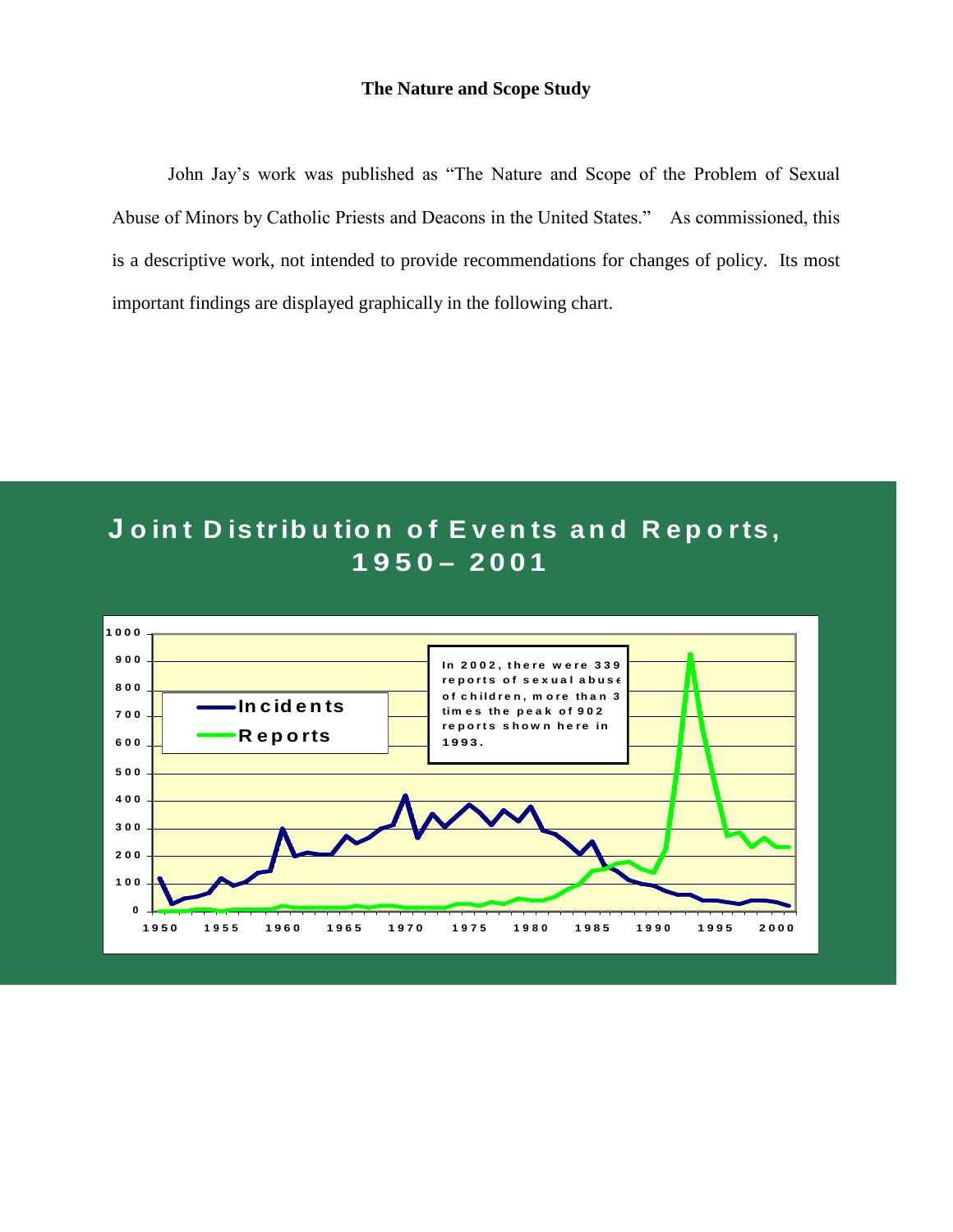**The Nature and Scope Study**

John Jay's work was published as "The Nature and Scope of the Problem of Sexual Abuse of Minors by Catholic Priests and Deacons in the United States." As commissioned, this is a descriptive work, not intended to provide recommendations for changes of policy. Its most important findings are displayed graphically in the following chart.

**Joint Distribution of Events and Reports, 1950– 2001**

Incidents

Reports

In 2002, there were 339 reports of sexual abuse of children, more than 3 times the peak of 902 reports shown here in 1993.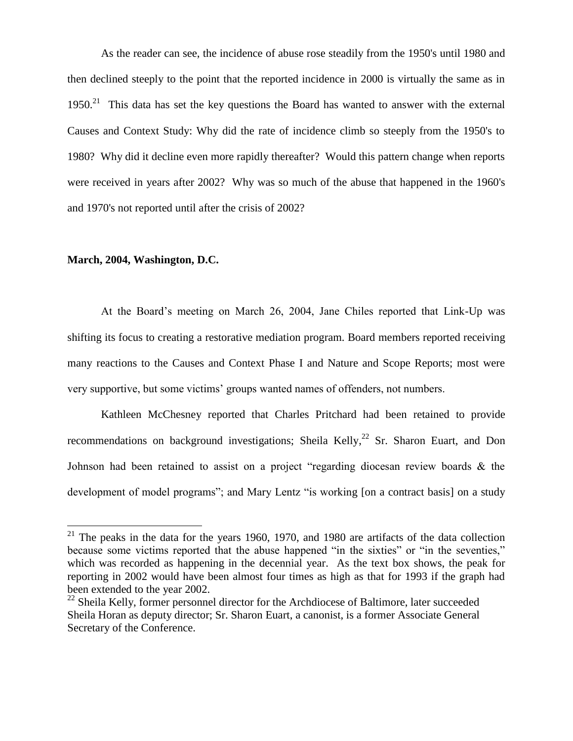As the reader can see, the incidence of abuse rose steadily from the 1950's until 1980 and then declined steeply to the point that the reported incidence in 2000 is virtually the same as in 1950.[21] This data has set the key questions the Board has wanted to answer with the external Causes and Context Study: Why did the rate of incidence climb so steeply from the 1950's to 1980? Why did it decline even more rapidly thereafter? Would this pattern change when reports were received in years after 2002? Why was so much of the abuse that happened in the 1960's and 1970's not reported until after the crisis of 2002?

**March, 2004, Washington, D.C.**

At the Board's meeting on March 26, 2004, Jane Chiles reported that Link-Up was shifting its focus to creating a restorative mediation program. Board members reported receiving many reactions to the Causes and Context Phase I and Nature and Scope Reports; most were very supportive, but some victims' groups wanted names of offenders, not numbers.

Kathleen McChesney reported that Charles Pritchard had been retained to provide recommendations on background investigations; Sheila Kelly,[22] Sr. Sharon Euart, and Don Johnson had been retained to assist on a project "regarding diocesan review boards & the development of model programs"; and Mary Lentz "is working [on a contract basis] on a study

---

[21] The peaks in the data for the years 1960, 1970, and 1980 are artifacts of the data collection because some victims reported that the abuse happened "in the sixties" or "in the seventies," which was recorded as happening in the decennial year. As the text box shows, the peak for reporting in 2002 would have been almost four times as high as that for 1993 if the graph had been extended to the year 2002.

[22] Sheila Kelly, former personnel director for the Archdiocese of Baltimore, later succeeded Sheila Horan as deputy director; Sr. Sharon Euart, a canonist, is a former Associate General Secretary of the Conference.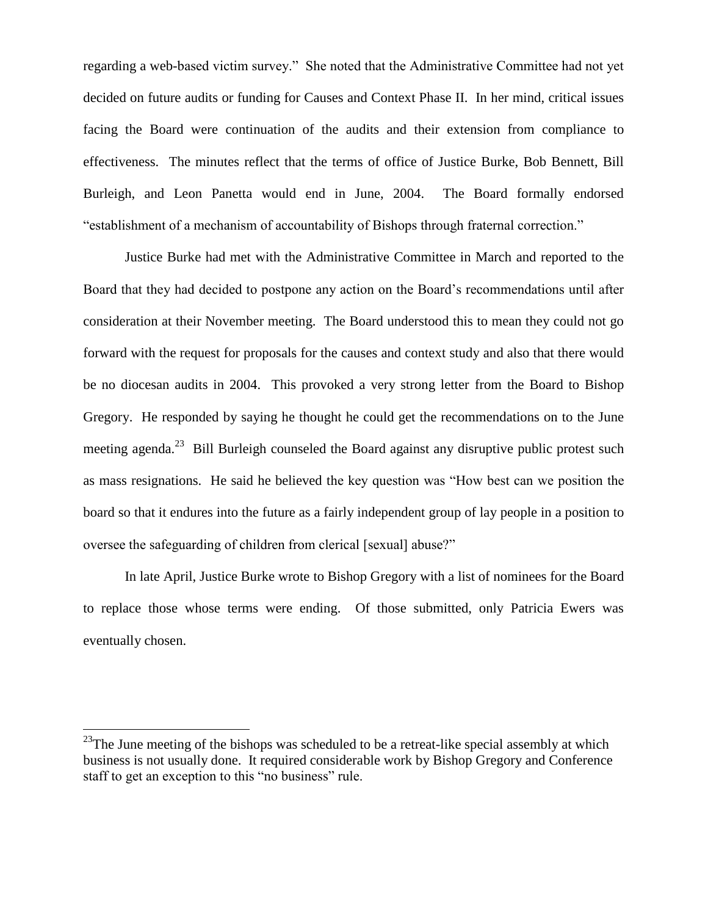regarding a web-based victim survey." She noted that the Administrative Committee had not yet decided on future audits or funding for Causes and Context Phase II. In her mind, critical issues facing the Board were continuation of the audits and their extension from compliance to effectiveness. The minutes reflect that the terms of office of Justice Burke, Bob Bennett, Bill Burleigh, and Leon Panetta would end in June, 2004. The Board formally endorsed "establishment of a mechanism of accountability of Bishops through fraternal correction."

Justice Burke had met with the Administrative Committee in March and reported to the Board that they had decided to postpone any action on the Board's recommendations until after consideration at their November meeting. The Board understood this to mean they could not go forward with the request for proposals for the causes and context study and also that there would be no diocesan audits in 2004. This provoked a very strong letter from the Board to Bishop Gregory. He responded by saying he thought he could get the recommendations on to the June meeting agenda.[23] Bill Burleigh counseled the Board against any disruptive public protest such as mass resignations. He said he believed the key question was "How best can we position the board so that it endures into the future as a fairly independent group of lay people in a position to oversee the safeguarding of children from clerical [sexual] abuse?"

In late April, Justice Burke wrote to Bishop Gregory with a list of nominees for the Board to replace those whose terms were ending. Of those submitted, only Patricia Ewers was eventually chosen.

---

[23] The June meeting of the bishops was scheduled to be a retreat-like special assembly at which business is not usually done. It required considerable work by Bishop Gregory and Conference staff to get an exception to this "no business" rule.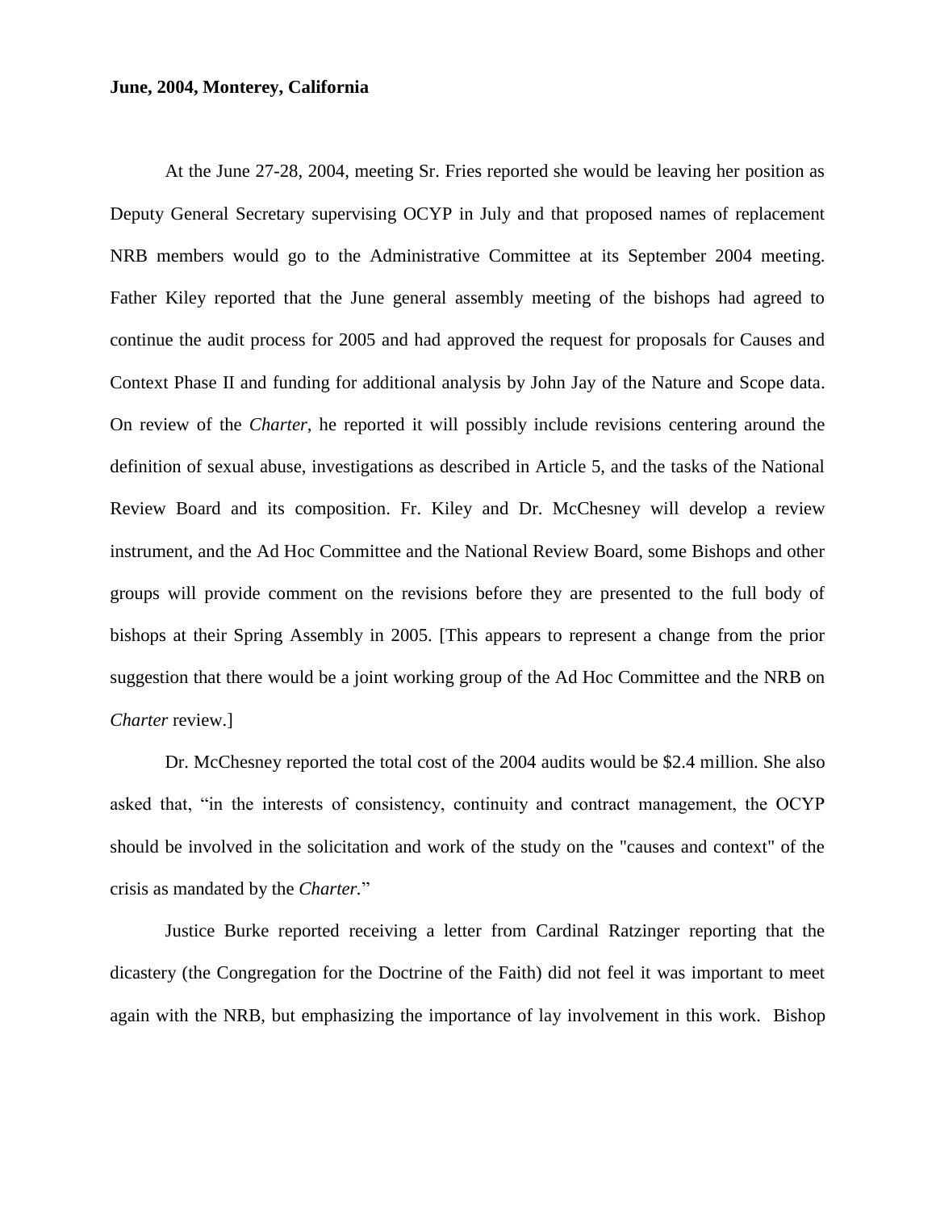**June, 2004, Monterey, California**

At the June 27-28, 2004, meeting Sr. Fries reported she would be leaving her position as Deputy General Secretary supervising OCYP in July and that proposed names of replacement NRB members would go to the Administrative Committee at its September 2004 meeting. Father Kiley reported that the June general assembly meeting of the bishops had agreed to continue the audit process for 2005 and had approved the request for proposals for Causes and Context Phase II and funding for additional analysis by John Jay of the Nature and Scope data. On review of the *Charter*, he reported it will possibly include revisions centering around the definition of sexual abuse, investigations as described in Article 5, and the tasks of the National Review Board and its composition. Fr. Kiley and Dr. McChesney will develop a review instrument, and the Ad Hoc Committee and the National Review Board, some Bishops and other groups will provide comment on the revisions before they are presented to the full body of bishops at their Spring Assembly in 2005. [This appears to represent a change from the prior suggestion that there would be a joint working group of the Ad Hoc Committee and the NRB on *Charter* review.]

Dr. McChesney reported the total cost of the 2004 audits would be $2.4 million. She also asked that, "in the interests of consistency, continuity and contract management, the OCYP should be involved in the solicitation and work of the study on the "causes and context" of the crisis as mandated by the *Charter*."

Justice Burke reported receiving a letter from Cardinal Ratzinger reporting that the dicastery (the Congregation for the Doctrine of the Faith) did not feel it was important to meet again with the NRB, but emphasizing the importance of lay involvement in this work. Bishop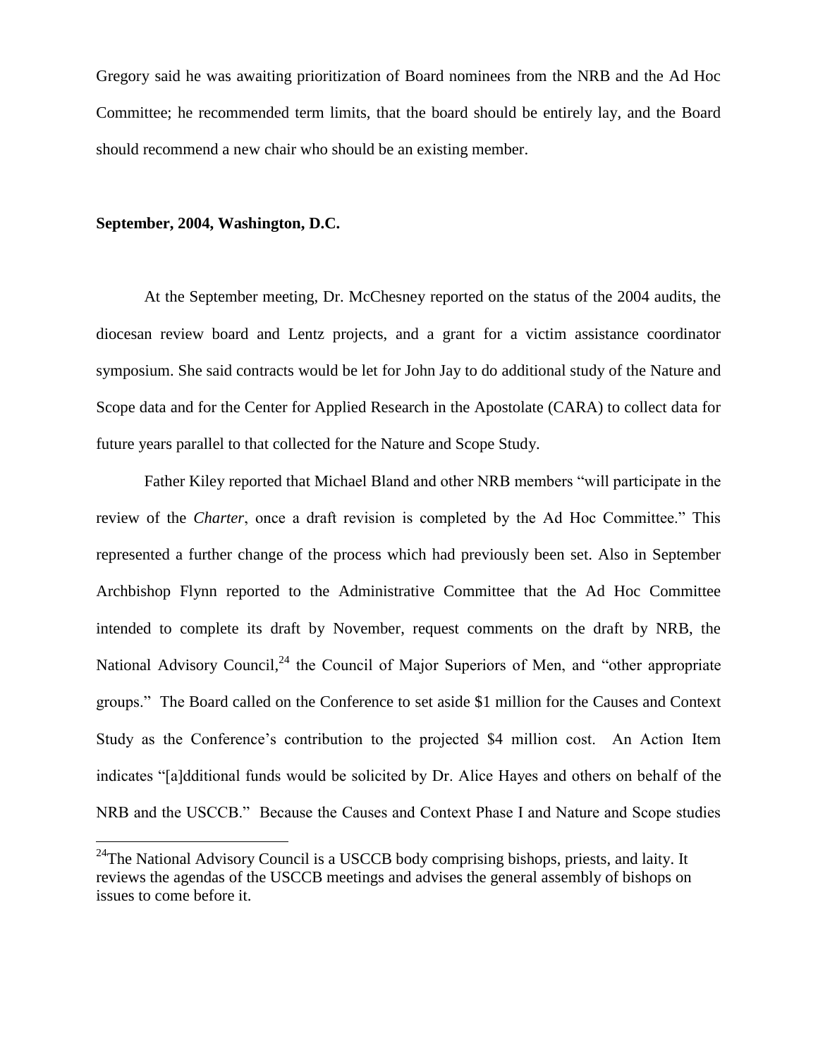Gregory said he was awaiting prioritization of Board nominees from the NRB and the Ad Hoc Committee; he recommended term limits, that the board should be entirely lay, and the Board should recommend a new chair who should be an existing member.

**September, 2004, Washington, D.C.**

At the September meeting, Dr. McChesney reported on the status of the 2004 audits, the diocesan review board and Lentz projects, and a grant for a victim assistance coordinator symposium. She said contracts would be let for John Jay to do additional study of the Nature and Scope data and for the Center for Applied Research in the Apostolate (CARA) to collect data for future years parallel to that collected for the Nature and Scope Study.

Father Kiley reported that Michael Bland and other NRB members "will participate in the review of the *Charter*, once a draft revision is completed by the Ad Hoc Committee." This represented a further change of the process which had previously been set. Also in September Archbishop Flynn reported to the Administrative Committee that the Ad Hoc Committee intended to complete its draft by November, request comments on the draft by NRB, the National Advisory Council,[24] the Council of Major Superiors of Men, and "other appropriate groups." The Board called on the Conference to set aside $1 million for the Causes and Context Study as the Conference's contribution to the projected $4 million cost. An Action Item indicates "[a]dditional funds would be solicited by Dr. Alice Hayes and others on behalf of the NRB and the USCCB." Because the Causes and Context Phase I and Nature and Scope studies

[24]The National Advisory Council is a USCCB body comprising bishops, priests, and laity. It reviews the agendas of the USCCB meetings and advises the general assembly of bishops on issues to come before it.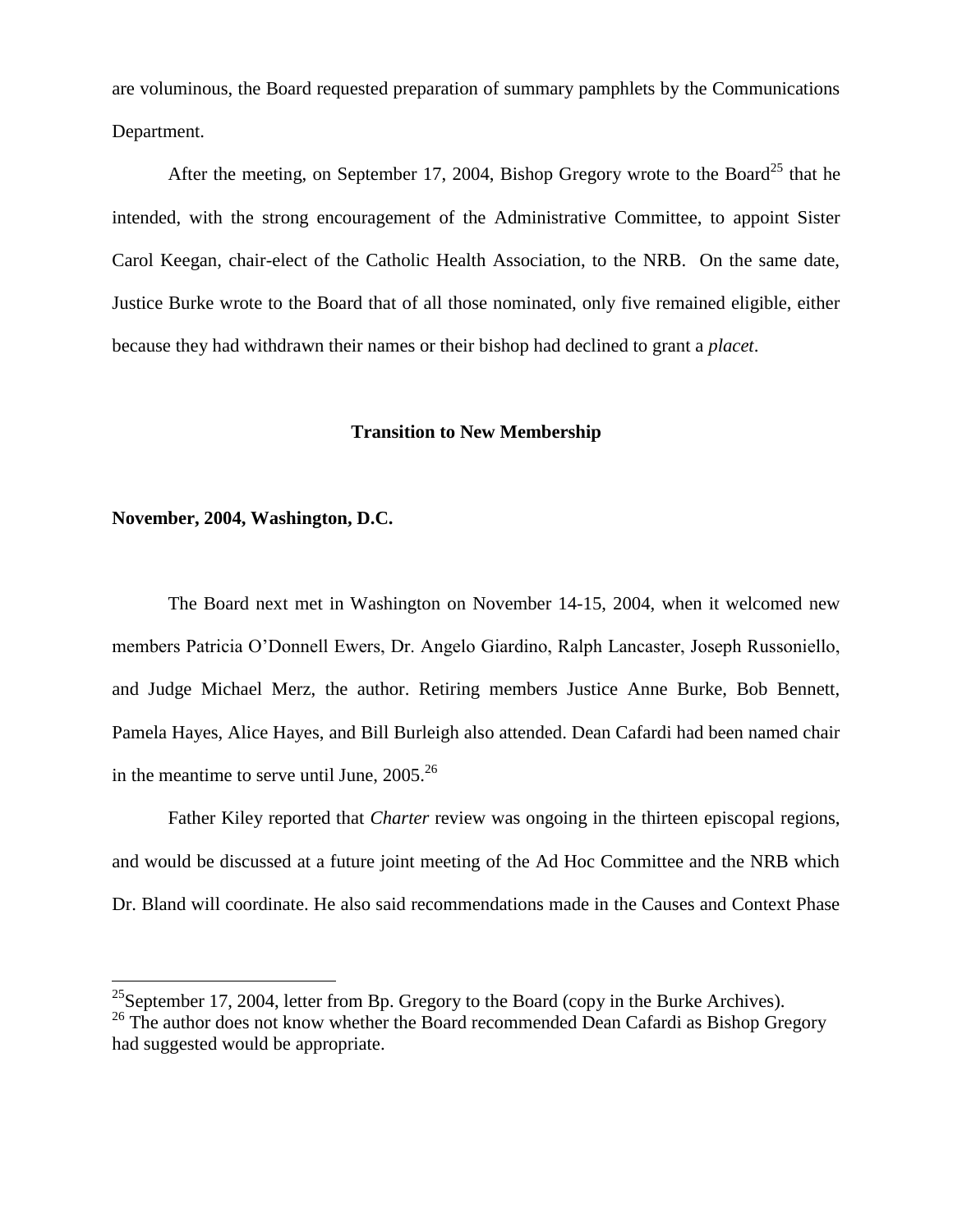are voluminous, the Board requested preparation of summary pamphlets by the Communications Department.

After the meeting, on September 17, 2004, Bishop Gregory wrote to the Board[25] that he intended, with the strong encouragement of the Administrative Committee, to appoint Sister Carol Keegan, chair-elect of the Catholic Health Association, to the NRB. On the same date, Justice Burke wrote to the Board that of all those nominated, only five remained eligible, either because they had withdrawn their names or their bishop had declined to grant a *placet*.

## Transition to New Membership

### November, 2004, Washington, D.C.

The Board next met in Washington on November 14-15, 2004, when it welcomed new members Patricia O'Donnell Ewers, Dr. Angelo Giardino, Ralph Lancaster, Joseph Russoniello, and Judge Michael Merz, the author. Retiring members Justice Anne Burke, Bob Bennett, Pamela Hayes, Alice Hayes, and Bill Burleigh also attended. Dean Cafardi had been named chair in the meantime to serve until June, 2005.[26]

Father Kiley reported that *Charter* review was ongoing in the thirteen episcopal regions, and would be discussed at a future joint meeting of the Ad Hoc Committee and the NRB which Dr. Bland will coordinate. He also said recommendations made in the Causes and Context Phase

---

[25] September 17, 2004, letter from Bp. Gregory to the Board (copy in the Burke Archives).

[26] The author does not know whether the Board recommended Dean Cafardi as Bishop Gregory had suggested would be appropriate.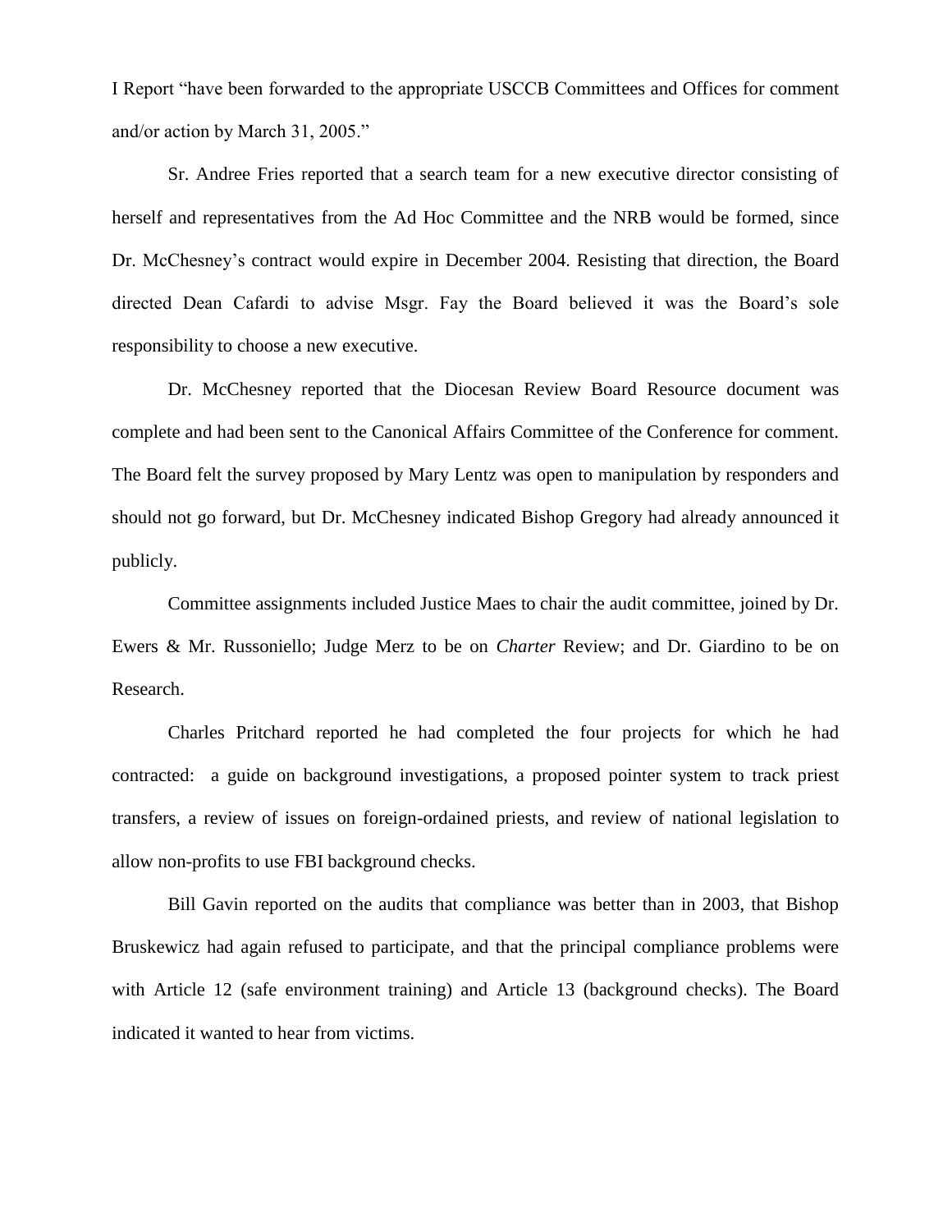I Report "have been forwarded to the appropriate USCCB Committees and Offices for comment and/or action by March 31, 2005."

Sr. Andree Fries reported that a search team for a new executive director consisting of herself and representatives from the Ad Hoc Committee and the NRB would be formed, since Dr. McChesney's contract would expire in December 2004. Resisting that direction, the Board directed Dean Cafardi to advise Msgr. Fay the Board believed it was the Board's sole responsibility to choose a new executive.

Dr. McChesney reported that the Diocesan Review Board Resource document was complete and had been sent to the Canonical Affairs Committee of the Conference for comment. The Board felt the survey proposed by Mary Lentz was open to manipulation by responders and should not go forward, but Dr. McChesney indicated Bishop Gregory had already announced it publicly.

Committee assignments included Justice Maes to chair the audit committee, joined by Dr. Ewers & Mr. Russoniello; Judge Merz to be on *Charter* Review; and Dr. Giardino to be on Research.

Charles Pritchard reported he had completed the four projects for which he had contracted: a guide on background investigations, a proposed pointer system to track priest transfers, a review of issues on foreign-ordained priests, and review of national legislation to allow non-profits to use FBI background checks.

Bill Gavin reported on the audits that compliance was better than in 2003, that Bishop Bruskewicz had again refused to participate, and that the principal compliance problems were with Article 12 (safe environment training) and Article 13 (background checks). The Board indicated it wanted to hear from victims.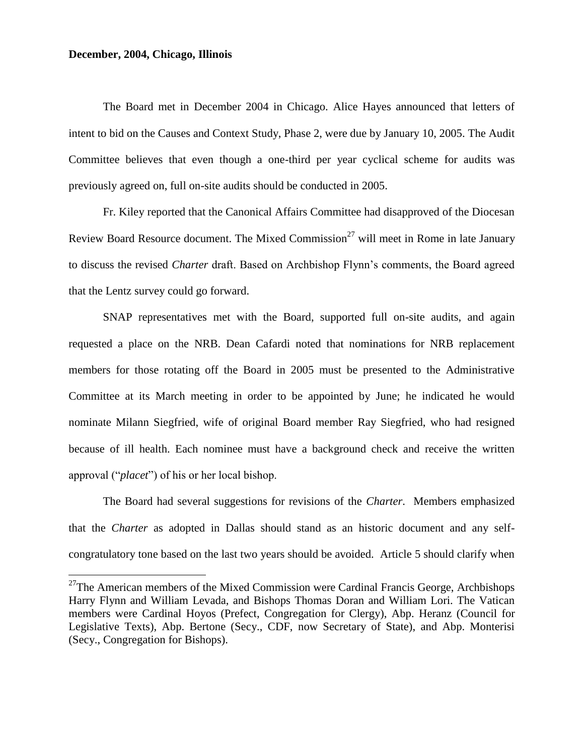**December, 2004, Chicago, Illinois**

The Board met in December 2004 in Chicago. Alice Hayes announced that letters of intent to bid on the Causes and Context Study, Phase 2, were due by January 10, 2005. The Audit Committee believes that even though a one-third per year cyclical scheme for audits was previously agreed on, full on-site audits should be conducted in 2005.

Fr. Kiley reported that the Canonical Affairs Committee had disapproved of the Diocesan Review Board Resource document. The Mixed Commission[27] will meet in Rome in late January to discuss the revised *Charter* draft. Based on Archbishop Flynn's comments, the Board agreed that the Lentz survey could go forward.

SNAP representatives met with the Board, supported full on-site audits, and again requested a place on the NRB. Dean Cafardi noted that nominations for NRB replacement members for those rotating off the Board in 2005 must be presented to the Administrative Committee at its March meeting in order to be appointed by June; he indicated he would nominate Milann Siegfried, wife of original Board member Ray Siegfried, who had resigned because of ill health. Each nominee must have a background check and receive the written approval ("*placet*") of his or her local bishop.

The Board had several suggestions for revisions of the *Charter*. Members emphasized that the *Charter* as adopted in Dallas should stand as an historic document and any self-congratulatory tone based on the last two years should be avoided. Article 5 should clarify when

[27] The American members of the Mixed Commission were Cardinal Francis George, Archbishops Harry Flynn and William Levada, and Bishops Thomas Doran and William Lori. The Vatican members were Cardinal Hoyos (Prefect, Congregation for Clergy), Abp. Heranz (Council for Legislative Texts), Abp. Bertone (Secy., CDF, now Secretary of State), and Abp. Monterisi (Secy., Congregation for Bishops).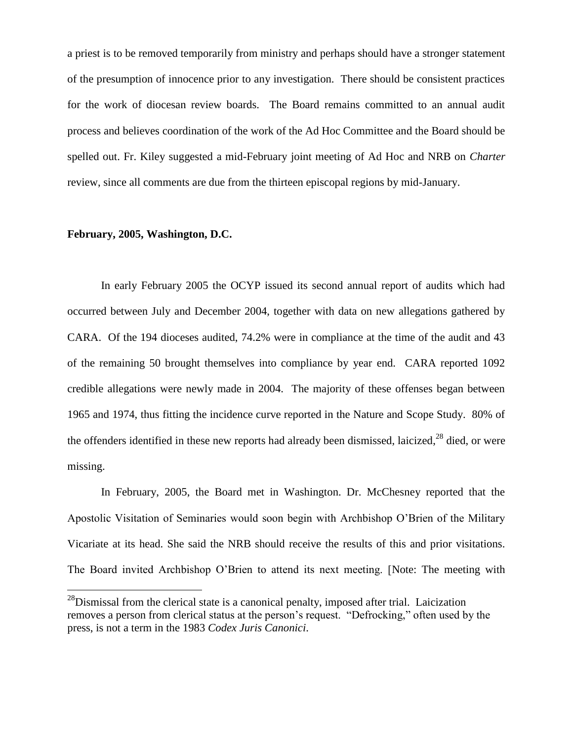a priest is to be removed temporarily from ministry and perhaps should have a stronger statement of the presumption of innocence prior to any investigation. There should be consistent practices for the work of diocesan review boards. The Board remains committed to an annual audit process and believes coordination of the work of the Ad Hoc Committee and the Board should be spelled out. Fr. Kiley suggested a mid-February joint meeting of Ad Hoc and NRB on *Charter* review, since all comments are due from the thirteen episcopal regions by mid-January.

**February, 2005, Washington, D.C.**

In early February 2005 the OCYP issued its second annual report of audits which had occurred between July and December 2004, together with data on new allegations gathered by CARA. Of the 194 dioceses audited, 74.2% were in compliance at the time of the audit and 43 of the remaining 50 brought themselves into compliance by year end. CARA reported 1092 credible allegations were newly made in 2004. The majority of these offenses began between 1965 and 1974, thus fitting the incidence curve reported in the Nature and Scope Study. 80% of the offenders identified in these new reports had already been dismissed, laicized,[28] died, or were missing.

In February, 2005, the Board met in Washington. Dr. McChesney reported that the Apostolic Visitation of Seminaries would soon begin with Archbishop O'Brien of the Military Vicariate at its head. She said the NRB should receive the results of this and prior visitations. The Board invited Archbishop O'Brien to attend its next meeting. [Note: The meeting with

[28]Dismissal from the clerical state is a canonical penalty, imposed after trial. Laicization removes a person from clerical status at the person's request. "Defrocking," often used by the press, is not a term in the 1983 *Codex Juris Canonici*.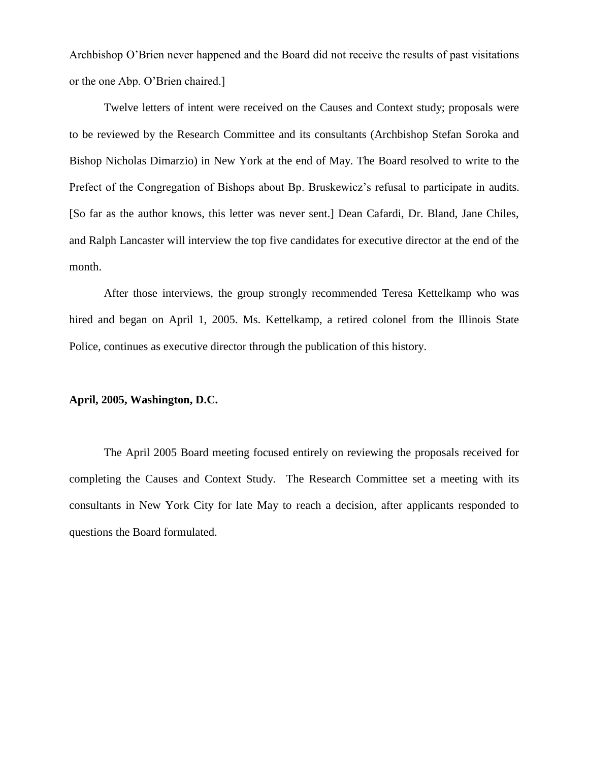Archbishop O'Brien never happened and the Board did not receive the results of past visitations or the one Abp. O'Brien chaired.]

Twelve letters of intent were received on the Causes and Context study; proposals were to be reviewed by the Research Committee and its consultants (Archbishop Stefan Soroka and Bishop Nicholas Dimarzio) in New York at the end of May. The Board resolved to write to the Prefect of the Congregation of Bishops about Bp. Bruskewicz's refusal to participate in audits. [So far as the author knows, this letter was never sent.] Dean Cafardi, Dr. Bland, Jane Chiles, and Ralph Lancaster will interview the top five candidates for executive director at the end of the month.

After those interviews, the group strongly recommended Teresa Kettelkamp who was hired and began on April 1, 2005. Ms. Kettelkamp, a retired colonel from the Illinois State Police, continues as executive director through the publication of this history.

**April, 2005, Washington, D.C.**

The April 2005 Board meeting focused entirely on reviewing the proposals received for completing the Causes and Context Study. The Research Committee set a meeting with its consultants in New York City for late May to reach a decision, after applicants responded to questions the Board formulated.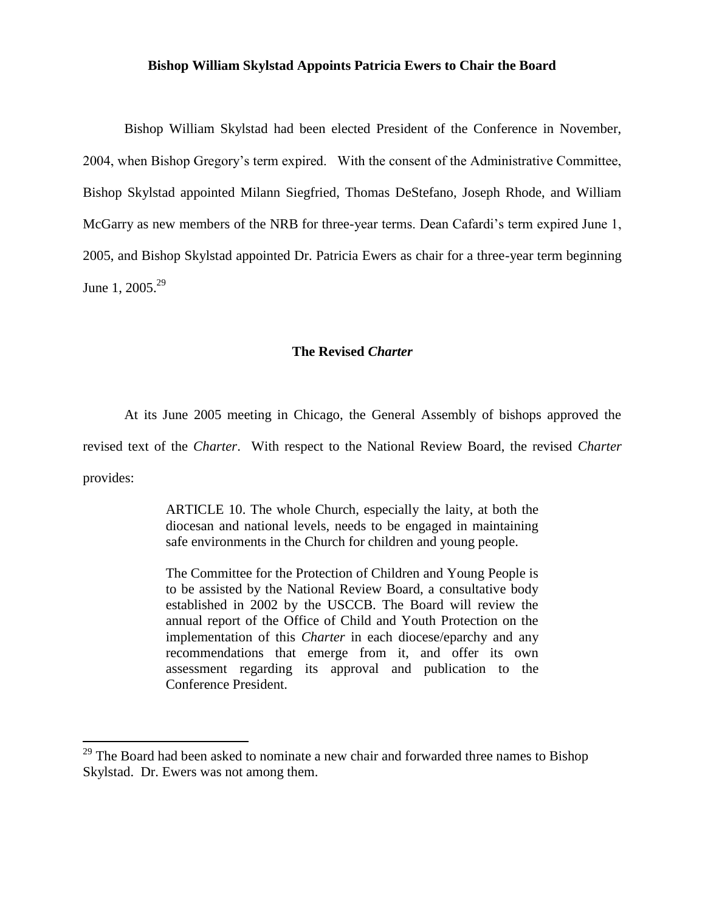### Bishop William Skylstad Appoints Patricia Ewers to Chair the Board

Bishop William Skylstad had been elected President of the Conference in November, 2004, when Bishop Gregory's term expired. With the consent of the Administrative Committee, Bishop Skylstad appointed Milann Siegfried, Thomas DeStefano, Joseph Rhode, and William McGarry as new members of the NRB for three-year terms. Dean Cafardi's term expired June 1, 2005, and Bishop Skylstad appointed Dr. Patricia Ewers as chair for a three-year term beginning June 1, 2005.[29]

### The Revised *Charter*

At its June 2005 meeting in Chicago, the General Assembly of bishops approved the revised text of the *Charter*. With respect to the National Review Board, the revised *Charter* provides:

> ARTICLE 10. The whole Church, especially the laity, at both the diocesan and national levels, needs to be engaged in maintaining safe environments in the Church for children and young people.
>
> The Committee for the Protection of Children and Young People is to be assisted by the National Review Board, a consultative body established in 2002 by the USCCB. The Board will review the annual report of the Office of Child and Youth Protection on the implementation of this *Charter* in each diocese/eparchy and any recommendations that emerge from it, and offer its own assessment regarding its approval and publication to the Conference President.

---

[29] The Board had been asked to nominate a new chair and forwarded three names to Bishop Skylstad. Dr. Ewers was not among them.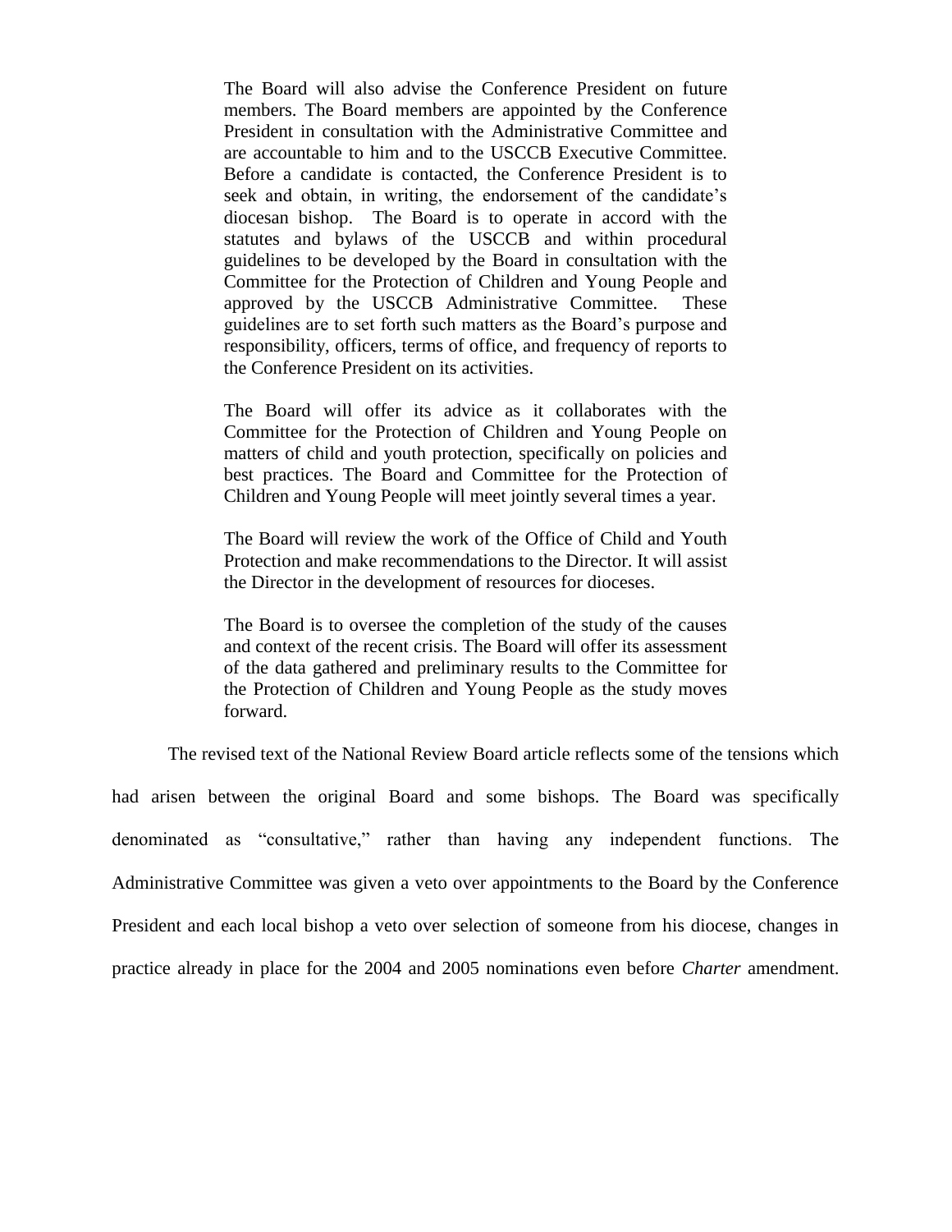> The Board will also advise the Conference President on future members. The Board members are appointed by the Conference President in consultation with the Administrative Committee and are accountable to him and to the USCCB Executive Committee. Before a candidate is contacted, the Conference President is to seek and obtain, in writing, the endorsement of the candidate's diocesan bishop. The Board is to operate in accord with the statutes and bylaws of the USCCB and within procedural guidelines to be developed by the Board in consultation with the Committee for the Protection of Children and Young People and approved by the USCCB Administrative Committee. These guidelines are to set forth such matters as the Board's purpose and responsibility, officers, terms of office, and frequency of reports to the Conference President on its activities.
>
> The Board will offer its advice as it collaborates with the Committee for the Protection of Children and Young People on matters of child and youth protection, specifically on policies and best practices. The Board and Committee for the Protection of Children and Young People will meet jointly several times a year.
>
> The Board will review the work of the Office of Child and Youth Protection and make recommendations to the Director. It will assist the Director in the development of resources for dioceses.
>
> The Board is to oversee the completion of the study of the causes and context of the recent crisis. The Board will offer its assessment of the data gathered and preliminary results to the Committee for the Protection of Children and Young People as the study moves forward.

The revised text of the National Review Board article reflects some of the tensions which had arisen between the original Board and some bishops. The Board was specifically denominated as "consultative," rather than having any independent functions. The Administrative Committee was given a veto over appointments to the Board by the Conference President and each local bishop a veto over selection of someone from his diocese, changes in practice already in place for the 2004 and 2005 nominations even before *Charter* amendment.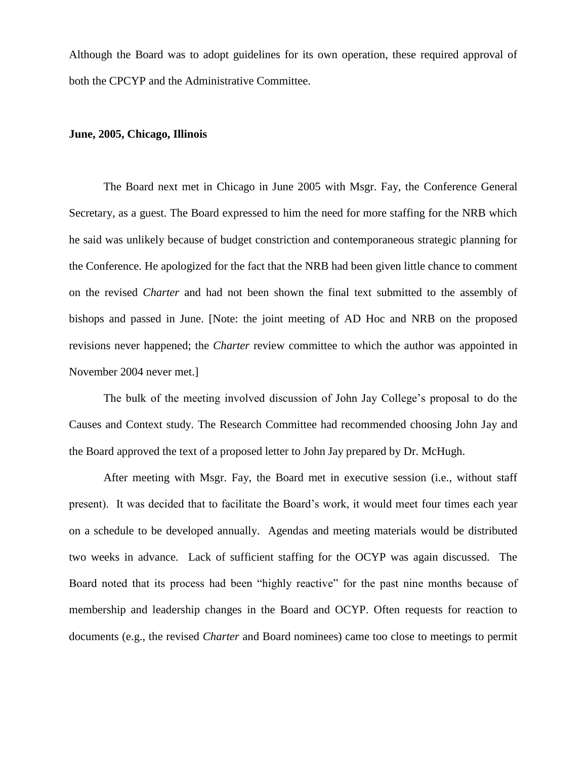Although the Board was to adopt guidelines for its own operation, these required approval of both the CPCYP and the Administrative Committee.

**June, 2005, Chicago, Illinois**

The Board next met in Chicago in June 2005 with Msgr. Fay, the Conference General Secretary, as a guest. The Board expressed to him the need for more staffing for the NRB which he said was unlikely because of budget constriction and contemporaneous strategic planning for the Conference. He apologized for the fact that the NRB had been given little chance to comment on the revised *Charter* and had not been shown the final text submitted to the assembly of bishops and passed in June. [Note: the joint meeting of AD Hoc and NRB on the proposed revisions never happened; the *Charter* review committee to which the author was appointed in November 2004 never met.]

The bulk of the meeting involved discussion of John Jay College's proposal to do the Causes and Context study. The Research Committee had recommended choosing John Jay and the Board approved the text of a proposed letter to John Jay prepared by Dr. McHugh.

After meeting with Msgr. Fay, the Board met in executive session (i.e., without staff present). It was decided that to facilitate the Board's work, it would meet four times each year on a schedule to be developed annually. Agendas and meeting materials would be distributed two weeks in advance. Lack of sufficient staffing for the OCYP was again discussed. The Board noted that its process had been "highly reactive" for the past nine months because of membership and leadership changes in the Board and OCYP. Often requests for reaction to documents (e.g., the revised *Charter* and Board nominees) came too close to meetings to permit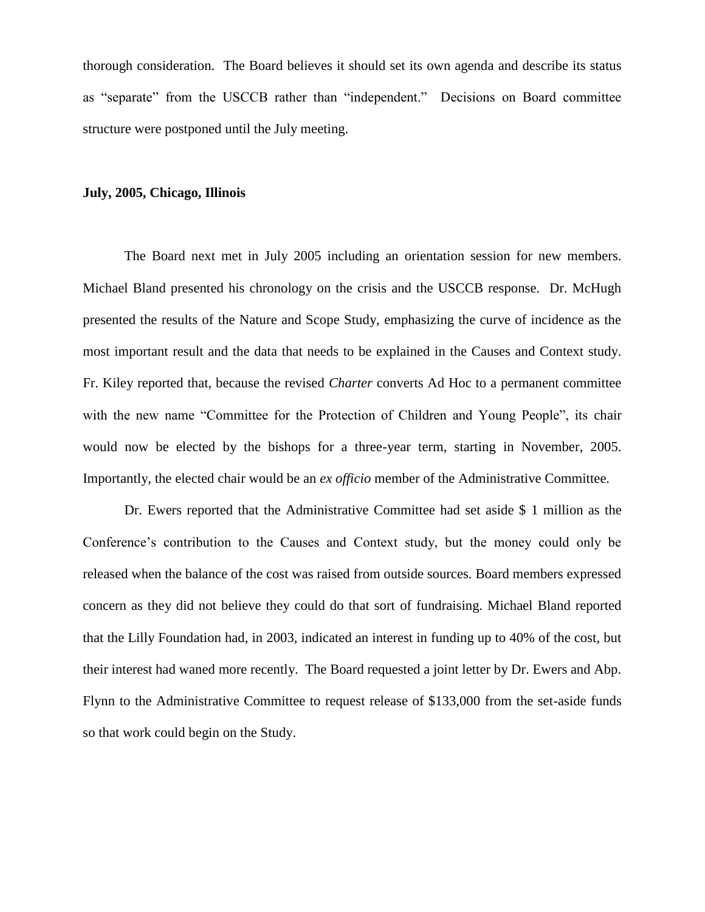thorough consideration. The Board believes it should set its own agenda and describe its status as "separate" from the USCCB rather than "independent." Decisions on Board committee structure were postponed until the July meeting.

**July, 2005, Chicago, Illinois**

The Board next met in July 2005 including an orientation session for new members. Michael Bland presented his chronology on the crisis and the USCCB response. Dr. McHugh presented the results of the Nature and Scope Study, emphasizing the curve of incidence as the most important result and the data that needs to be explained in the Causes and Context study. Fr. Kiley reported that, because the revised *Charter* converts Ad Hoc to a permanent committee with the new name "Committee for the Protection of Children and Young People", its chair would now be elected by the bishops for a three-year term, starting in November, 2005. Importantly, the elected chair would be an *ex officio* member of the Administrative Committee.

Dr. Ewers reported that the Administrative Committee had set aside $ 1 million as the Conference's contribution to the Causes and Context study, but the money could only be released when the balance of the cost was raised from outside sources. Board members expressed concern as they did not believe they could do that sort of fundraising. Michael Bland reported that the Lilly Foundation had, in 2003, indicated an interest in funding up to 40% of the cost, but their interest had waned more recently. The Board requested a joint letter by Dr. Ewers and Abp. Flynn to the Administrative Committee to request release of $133,000 from the set-aside funds so that work could begin on the Study.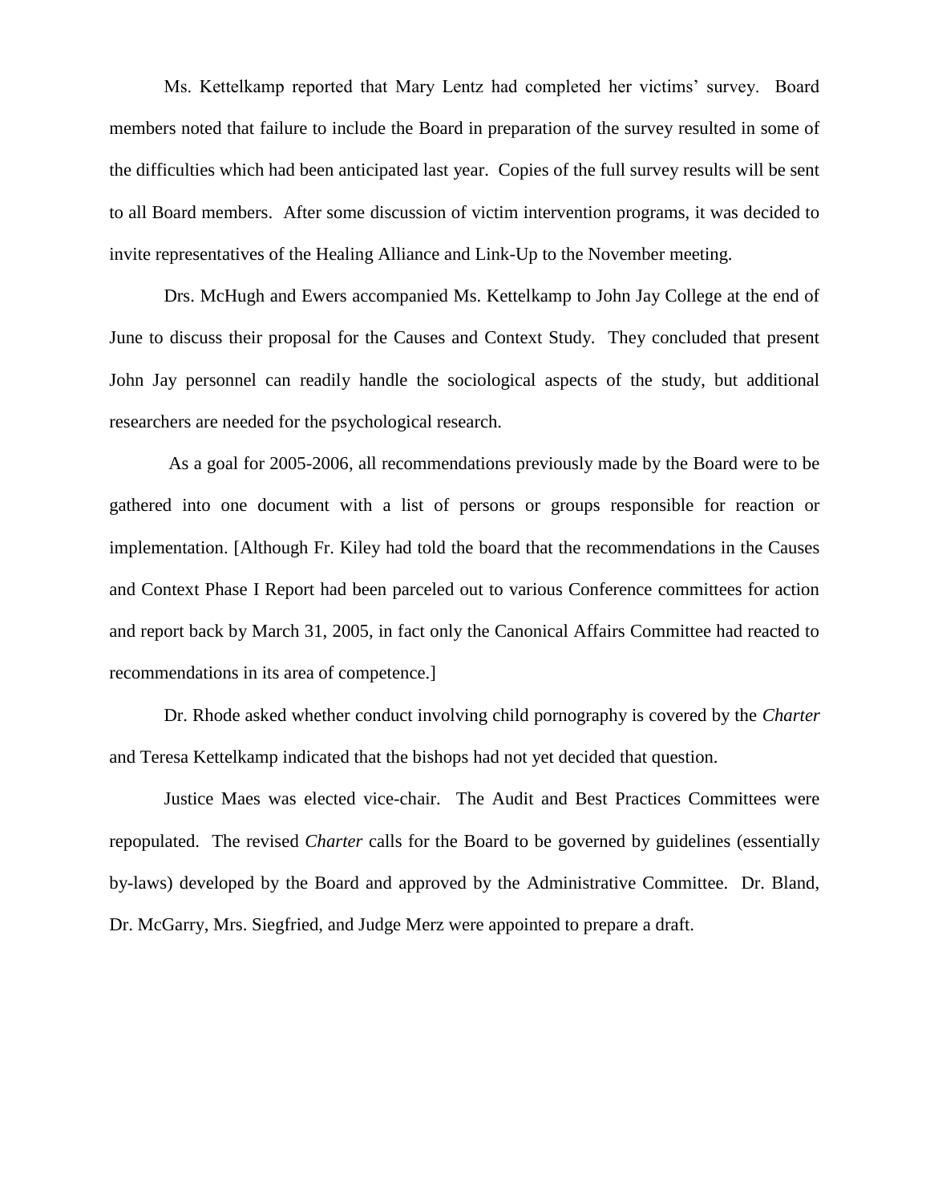Ms. Kettelkamp reported that Mary Lentz had completed her victims' survey. Board members noted that failure to include the Board in preparation of the survey resulted in some of the difficulties which had been anticipated last year. Copies of the full survey results will be sent to all Board members. After some discussion of victim intervention programs, it was decided to invite representatives of the Healing Alliance and Link-Up to the November meeting.

Drs. McHugh and Ewers accompanied Ms. Kettelkamp to John Jay College at the end of June to discuss their proposal for the Causes and Context Study. They concluded that present John Jay personnel can readily handle the sociological aspects of the study, but additional researchers are needed for the psychological research.

As a goal for 2005-2006, all recommendations previously made by the Board were to be gathered into one document with a list of persons or groups responsible for reaction or implementation. [Although Fr. Kiley had told the board that the recommendations in the Causes and Context Phase I Report had been parceled out to various Conference committees for action and report back by March 31, 2005, in fact only the Canonical Affairs Committee had reacted to recommendations in its area of competence.]

Dr. Rhode asked whether conduct involving child pornography is covered by the *Charter* and Teresa Kettelkamp indicated that the bishops had not yet decided that question.

Justice Maes was elected vice-chair. The Audit and Best Practices Committees were repopulated. The revised *Charter* calls for the Board to be governed by guidelines (essentially by-laws) developed by the Board and approved by the Administrative Committee. Dr. Bland, Dr. McGarry, Mrs. Siegfried, and Judge Merz were appointed to prepare a draft.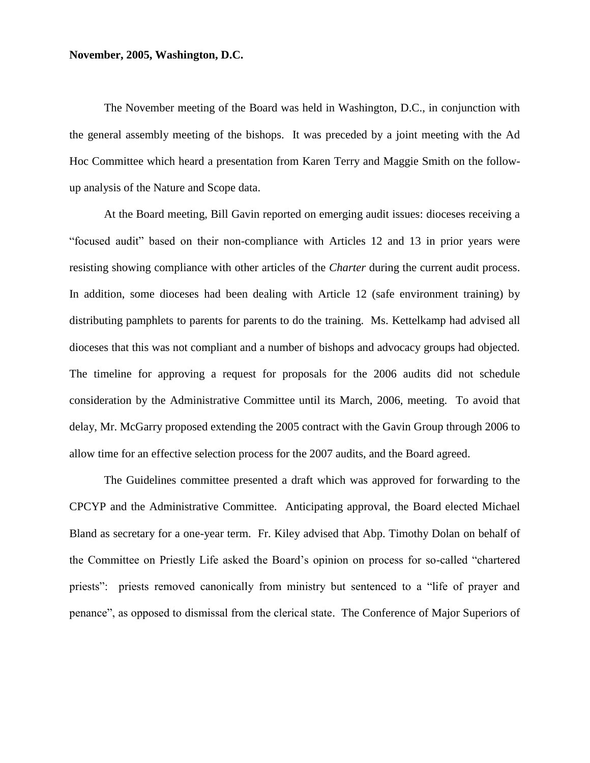**November, 2005, Washington, D.C.**

The November meeting of the Board was held in Washington, D.C., in conjunction with the general assembly meeting of the bishops. It was preceded by a joint meeting with the Ad Hoc Committee which heard a presentation from Karen Terry and Maggie Smith on the follow-up analysis of the Nature and Scope data.

At the Board meeting, Bill Gavin reported on emerging audit issues: dioceses receiving a "focused audit" based on their non-compliance with Articles 12 and 13 in prior years were resisting showing compliance with other articles of the *Charter* during the current audit process. In addition, some dioceses had been dealing with Article 12 (safe environment training) by distributing pamphlets to parents for parents to do the training. Ms. Kettelkamp had advised all dioceses that this was not compliant and a number of bishops and advocacy groups had objected. The timeline for approving a request for proposals for the 2006 audits did not schedule consideration by the Administrative Committee until its March, 2006, meeting. To avoid that delay, Mr. McGarry proposed extending the 2005 contract with the Gavin Group through 2006 to allow time for an effective selection process for the 2007 audits, and the Board agreed.

The Guidelines committee presented a draft which was approved for forwarding to the CPCYP and the Administrative Committee. Anticipating approval, the Board elected Michael Bland as secretary for a one-year term. Fr. Kiley advised that Abp. Timothy Dolan on behalf of the Committee on Priestly Life asked the Board's opinion on process for so-called "chartered priests": priests removed canonically from ministry but sentenced to a "life of prayer and penance", as opposed to dismissal from the clerical state. The Conference of Major Superiors of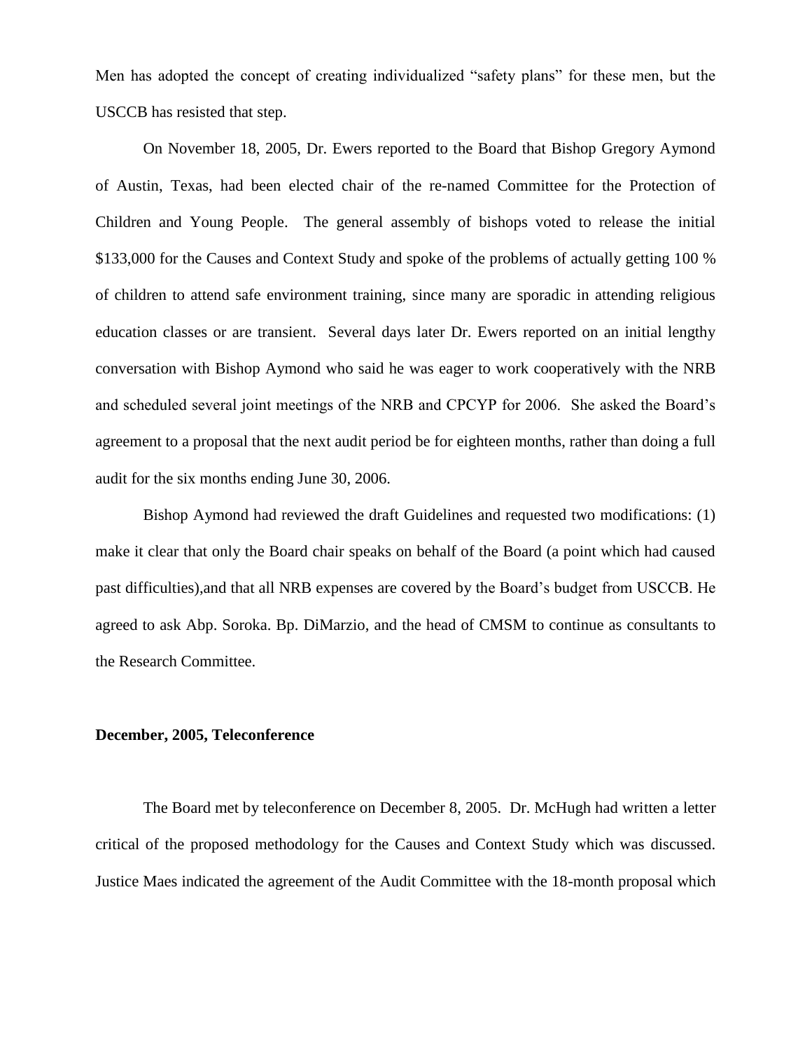Men has adopted the concept of creating individualized "safety plans" for these men, but the USCCB has resisted that step.

On November 18, 2005, Dr. Ewers reported to the Board that Bishop Gregory Aymond of Austin, Texas, had been elected chair of the re-named Committee for the Protection of Children and Young People. The general assembly of bishops voted to release the initial $133,000 for the Causes and Context Study and spoke of the problems of actually getting 100 % of children to attend safe environment training, since many are sporadic in attending religious education classes or are transient. Several days later Dr. Ewers reported on an initial lengthy conversation with Bishop Aymond who said he was eager to work cooperatively with the NRB and scheduled several joint meetings of the NRB and CPCYP for 2006. She asked the Board's agreement to a proposal that the next audit period be for eighteen months, rather than doing a full audit for the six months ending June 30, 2006.

Bishop Aymond had reviewed the draft Guidelines and requested two modifications: (1) make it clear that only the Board chair speaks on behalf of the Board (a point which had caused past difficulties),and that all NRB expenses are covered by the Board's budget from USCCB. He agreed to ask Abp. Soroka. Bp. DiMarzio, and the head of CMSM to continue as consultants to the Research Committee.

**December, 2005, Teleconference**

The Board met by teleconference on December 8, 2005. Dr. McHugh had written a letter critical of the proposed methodology for the Causes and Context Study which was discussed. Justice Maes indicated the agreement of the Audit Committee with the 18-month proposal which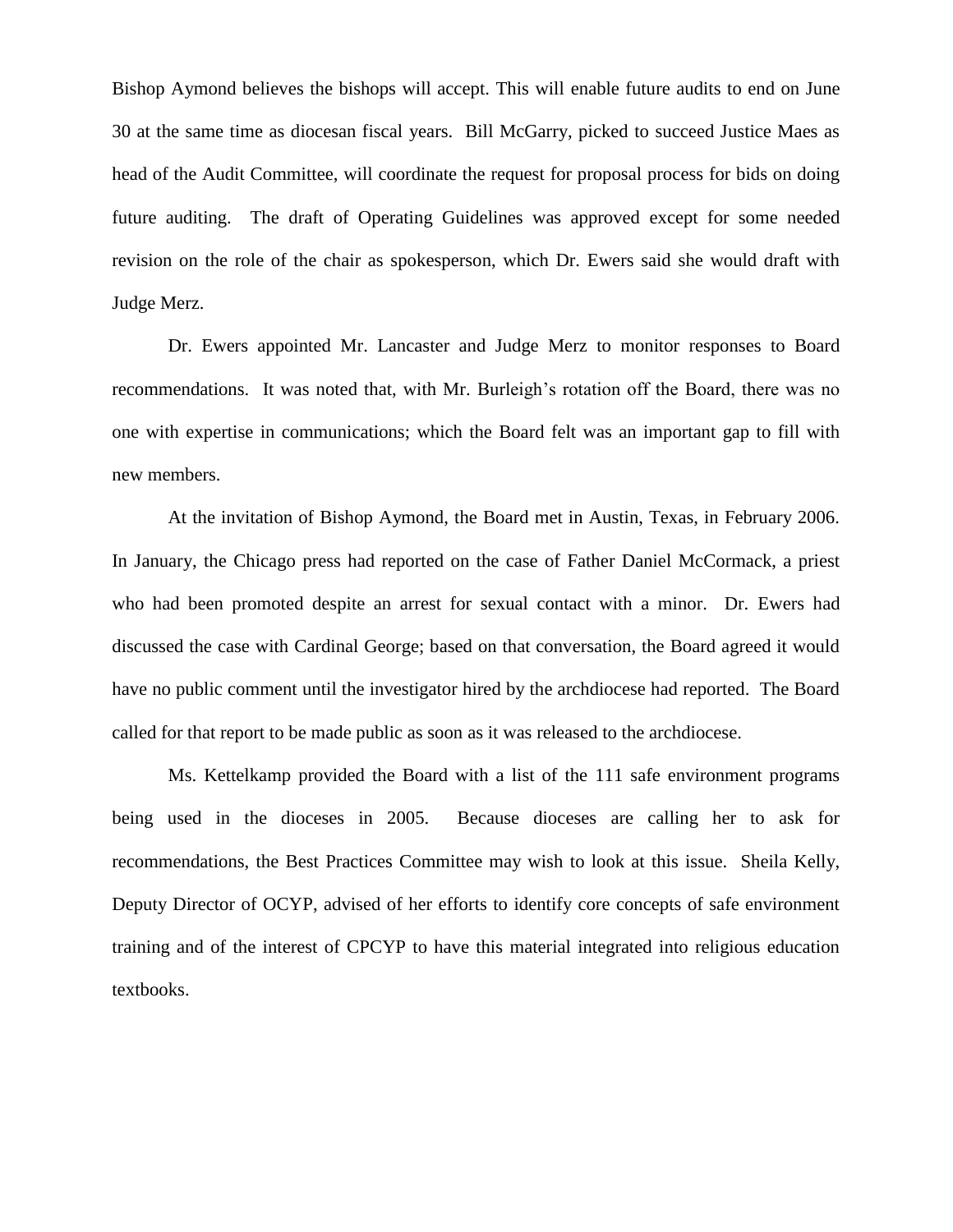Bishop Aymond believes the bishops will accept. This will enable future audits to end on June 30 at the same time as diocesan fiscal years. Bill McGarry, picked to succeed Justice Maes as head of the Audit Committee, will coordinate the request for proposal process for bids on doing future auditing. The draft of Operating Guidelines was approved except for some needed revision on the role of the chair as spokesperson, which Dr. Ewers said she would draft with Judge Merz.

Dr. Ewers appointed Mr. Lancaster and Judge Merz to monitor responses to Board recommendations. It was noted that, with Mr. Burleigh's rotation off the Board, there was no one with expertise in communications; which the Board felt was an important gap to fill with new members.

At the invitation of Bishop Aymond, the Board met in Austin, Texas, in February 2006. In January, the Chicago press had reported on the case of Father Daniel McCormack, a priest who had been promoted despite an arrest for sexual contact with a minor. Dr. Ewers had discussed the case with Cardinal George; based on that conversation, the Board agreed it would have no public comment until the investigator hired by the archdiocese had reported. The Board called for that report to be made public as soon as it was released to the archdiocese.

Ms. Kettelkamp provided the Board with a list of the 111 safe environment programs being used in the dioceses in 2005. Because dioceses are calling her to ask for recommendations, the Best Practices Committee may wish to look at this issue. Sheila Kelly, Deputy Director of OCYP, advised of her efforts to identify core concepts of safe environment training and of the interest of CPCYP to have this material integrated into religious education textbooks.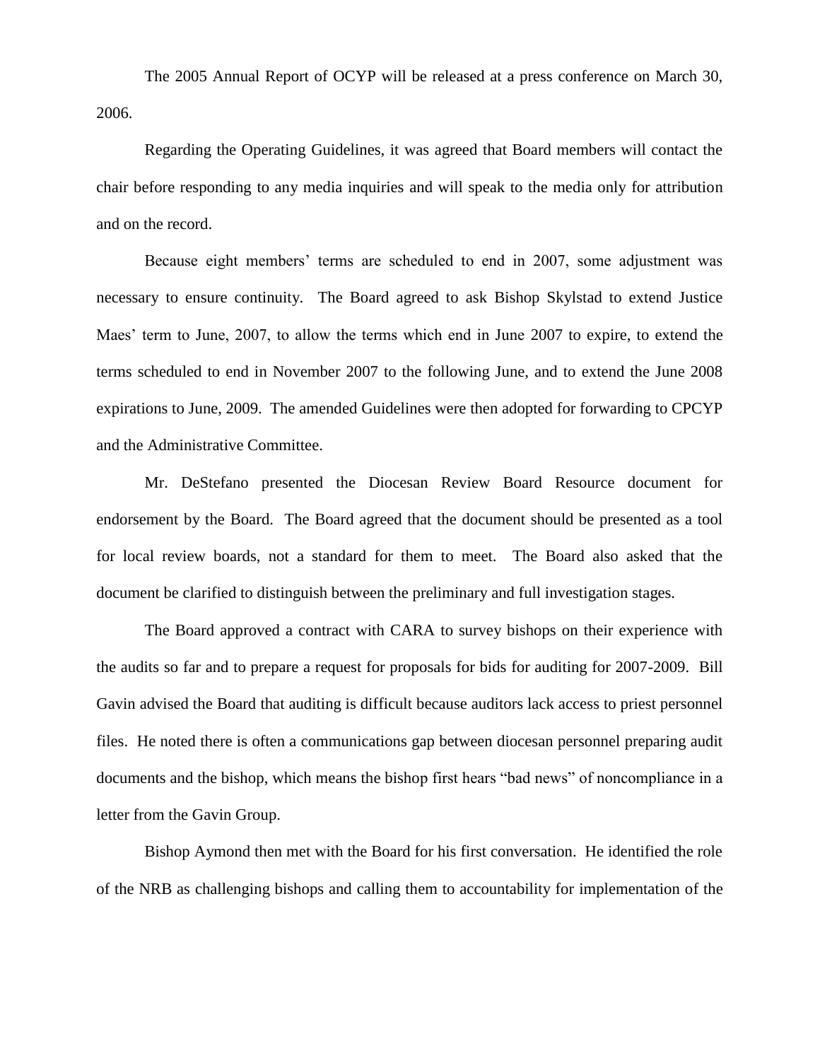The 2005 Annual Report of OCYP will be released at a press conference on March 30, 2006.

Regarding the Operating Guidelines, it was agreed that Board members will contact the chair before responding to any media inquiries and will speak to the media only for attribution and on the record.

Because eight members' terms are scheduled to end in 2007, some adjustment was necessary to ensure continuity. The Board agreed to ask Bishop Skylstad to extend Justice Maes' term to June, 2007, to allow the terms which end in June 2007 to expire, to extend the terms scheduled to end in November 2007 to the following June, and to extend the June 2008 expirations to June, 2009. The amended Guidelines were then adopted for forwarding to CPCYP and the Administrative Committee.

Mr. DeStefano presented the Diocesan Review Board Resource document for endorsement by the Board. The Board agreed that the document should be presented as a tool for local review boards, not a standard for them to meet. The Board also asked that the document be clarified to distinguish between the preliminary and full investigation stages.

The Board approved a contract with CARA to survey bishops on their experience with the audits so far and to prepare a request for proposals for bids for auditing for 2007-2009. Bill Gavin advised the Board that auditing is difficult because auditors lack access to priest personnel files. He noted there is often a communications gap between diocesan personnel preparing audit documents and the bishop, which means the bishop first hears "bad news" of noncompliance in a letter from the Gavin Group.

Bishop Aymond then met with the Board for his first conversation. He identified the role of the NRB as challenging bishops and calling them to accountability for implementation of the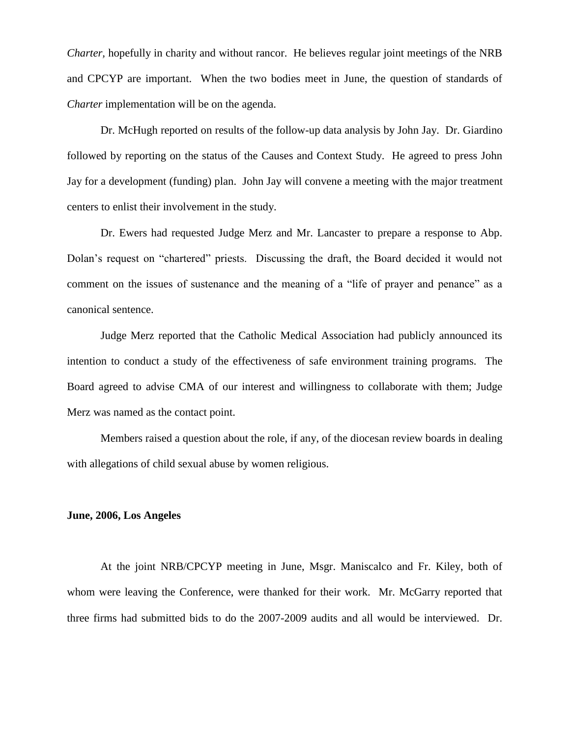*Charter*, hopefully in charity and without rancor. He believes regular joint meetings of the NRB and CPCYP are important. When the two bodies meet in June, the question of standards of *Charter* implementation will be on the agenda.

Dr. McHugh reported on results of the follow-up data analysis by John Jay. Dr. Giardino followed by reporting on the status of the Causes and Context Study. He agreed to press John Jay for a development (funding) plan. John Jay will convene a meeting with the major treatment centers to enlist their involvement in the study.

Dr. Ewers had requested Judge Merz and Mr. Lancaster to prepare a response to Abp. Dolan's request on "chartered" priests. Discussing the draft, the Board decided it would not comment on the issues of sustenance and the meaning of a "life of prayer and penance" as a canonical sentence.

Judge Merz reported that the Catholic Medical Association had publicly announced its intention to conduct a study of the effectiveness of safe environment training programs. The Board agreed to advise CMA of our interest and willingness to collaborate with them; Judge Merz was named as the contact point.

Members raised a question about the role, if any, of the diocesan review boards in dealing with allegations of child sexual abuse by women religious.

**June, 2006, Los Angeles**

At the joint NRB/CPCYP meeting in June, Msgr. Maniscalco and Fr. Kiley, both of whom were leaving the Conference, were thanked for their work. Mr. McGarry reported that three firms had submitted bids to do the 2007-2009 audits and all would be interviewed. Dr.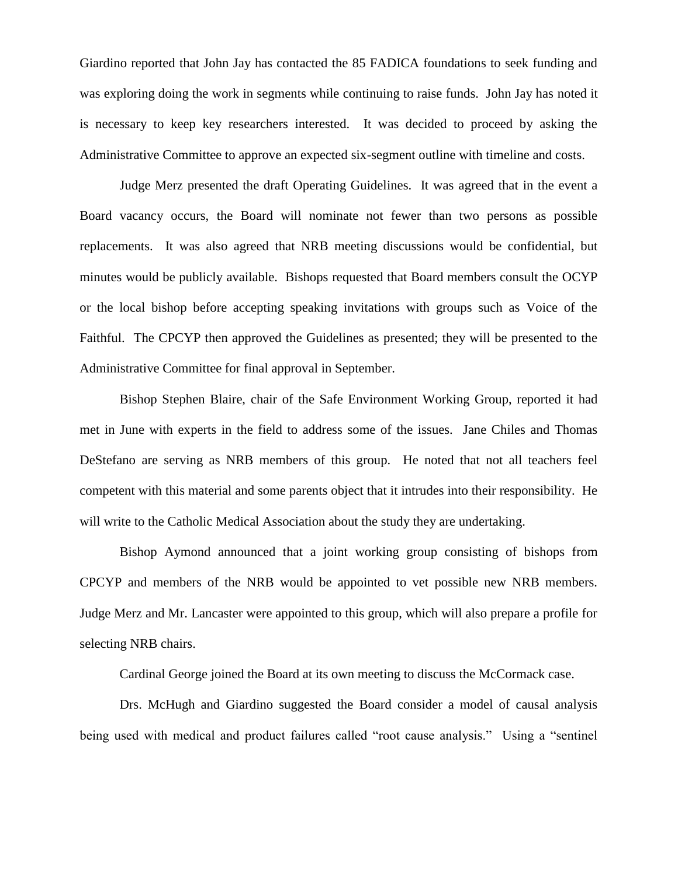Giardino reported that John Jay has contacted the 85 FADICA foundations to seek funding and was exploring doing the work in segments while continuing to raise funds. John Jay has noted it is necessary to keep key researchers interested. It was decided to proceed by asking the Administrative Committee to approve an expected six-segment outline with timeline and costs.

Judge Merz presented the draft Operating Guidelines. It was agreed that in the event a Board vacancy occurs, the Board will nominate not fewer than two persons as possible replacements. It was also agreed that NRB meeting discussions would be confidential, but minutes would be publicly available. Bishops requested that Board members consult the OCYP or the local bishop before accepting speaking invitations with groups such as Voice of the Faithful. The CPCYP then approved the Guidelines as presented; they will be presented to the Administrative Committee for final approval in September.

Bishop Stephen Blaire, chair of the Safe Environment Working Group, reported it had met in June with experts in the field to address some of the issues. Jane Chiles and Thomas DeStefano are serving as NRB members of this group. He noted that not all teachers feel competent with this material and some parents object that it intrudes into their responsibility. He will write to the Catholic Medical Association about the study they are undertaking.

Bishop Aymond announced that a joint working group consisting of bishops from CPCYP and members of the NRB would be appointed to vet possible new NRB members. Judge Merz and Mr. Lancaster were appointed to this group, which will also prepare a profile for selecting NRB chairs.

Cardinal George joined the Board at its own meeting to discuss the McCormack case.

Drs. McHugh and Giardino suggested the Board consider a model of causal analysis being used with medical and product failures called "root cause analysis." Using a "sentinel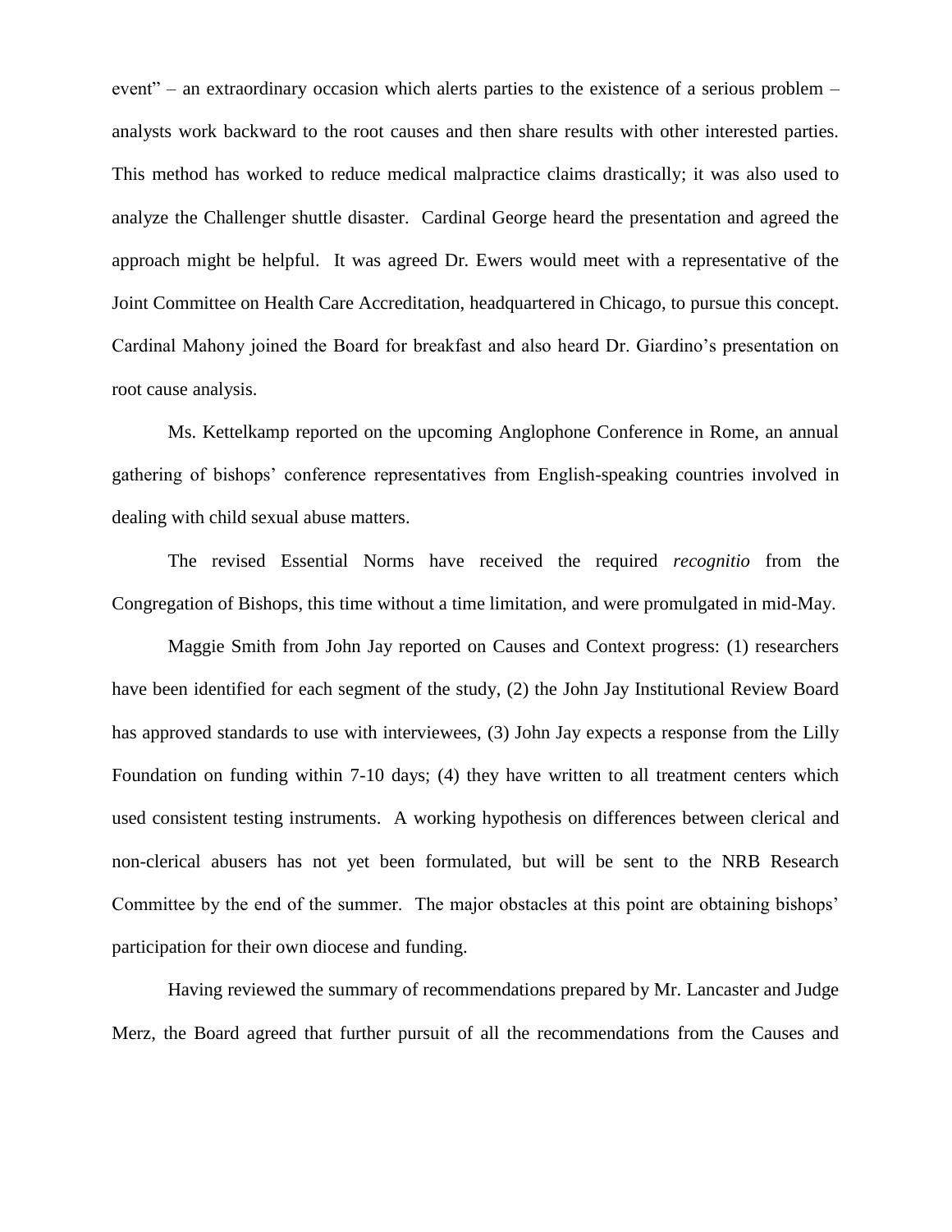event" – an extraordinary occasion which alerts parties to the existence of a serious problem – analysts work backward to the root causes and then share results with other interested parties. This method has worked to reduce medical malpractice claims drastically; it was also used to analyze the Challenger shuttle disaster. Cardinal George heard the presentation and agreed the approach might be helpful. It was agreed Dr. Ewers would meet with a representative of the Joint Committee on Health Care Accreditation, headquartered in Chicago, to pursue this concept. Cardinal Mahony joined the Board for breakfast and also heard Dr. Giardino's presentation on root cause analysis.

Ms. Kettelkamp reported on the upcoming Anglophone Conference in Rome, an annual gathering of bishops' conference representatives from English-speaking countries involved in dealing with child sexual abuse matters.

The revised Essential Norms have received the required *recognitio* from the Congregation of Bishops, this time without a time limitation, and were promulgated in mid-May.

Maggie Smith from John Jay reported on Causes and Context progress: (1) researchers have been identified for each segment of the study, (2) the John Jay Institutional Review Board has approved standards to use with interviewees, (3) John Jay expects a response from the Lilly Foundation on funding within 7-10 days; (4) they have written to all treatment centers which used consistent testing instruments. A working hypothesis on differences between clerical and non-clerical abusers has not yet been formulated, but will be sent to the NRB Research Committee by the end of the summer. The major obstacles at this point are obtaining bishops' participation for their own diocese and funding.

Having reviewed the summary of recommendations prepared by Mr. Lancaster and Judge Merz, the Board agreed that further pursuit of all the recommendations from the Causes and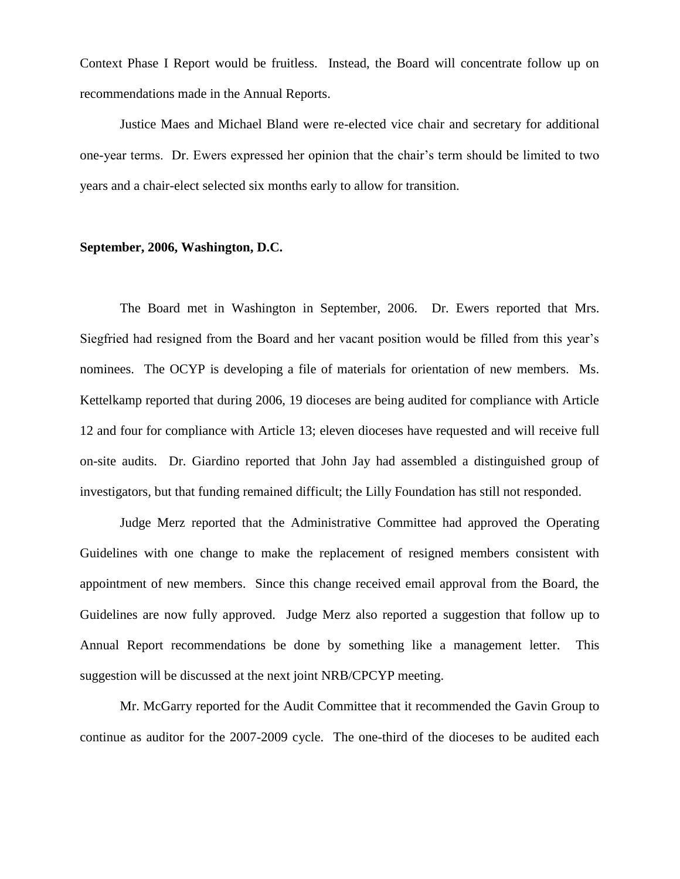Context Phase I Report would be fruitless. Instead, the Board will concentrate follow up on recommendations made in the Annual Reports.

Justice Maes and Michael Bland were re-elected vice chair and secretary for additional one-year terms. Dr. Ewers expressed her opinion that the chair's term should be limited to two years and a chair-elect selected six months early to allow for transition.

**September, 2006, Washington, D.C.**

The Board met in Washington in September, 2006. Dr. Ewers reported that Mrs. Siegfried had resigned from the Board and her vacant position would be filled from this year's nominees. The OCYP is developing a file of materials for orientation of new members. Ms. Kettelkamp reported that during 2006, 19 dioceses are being audited for compliance with Article 12 and four for compliance with Article 13; eleven dioceses have requested and will receive full on-site audits. Dr. Giardino reported that John Jay had assembled a distinguished group of investigators, but that funding remained difficult; the Lilly Foundation has still not responded.

Judge Merz reported that the Administrative Committee had approved the Operating Guidelines with one change to make the replacement of resigned members consistent with appointment of new members. Since this change received email approval from the Board, the Guidelines are now fully approved. Judge Merz also reported a suggestion that follow up to Annual Report recommendations be done by something like a management letter. This suggestion will be discussed at the next joint NRB/CPCYP meeting.

Mr. McGarry reported for the Audit Committee that it recommended the Gavin Group to continue as auditor for the 2007-2009 cycle. The one-third of the dioceses to be audited each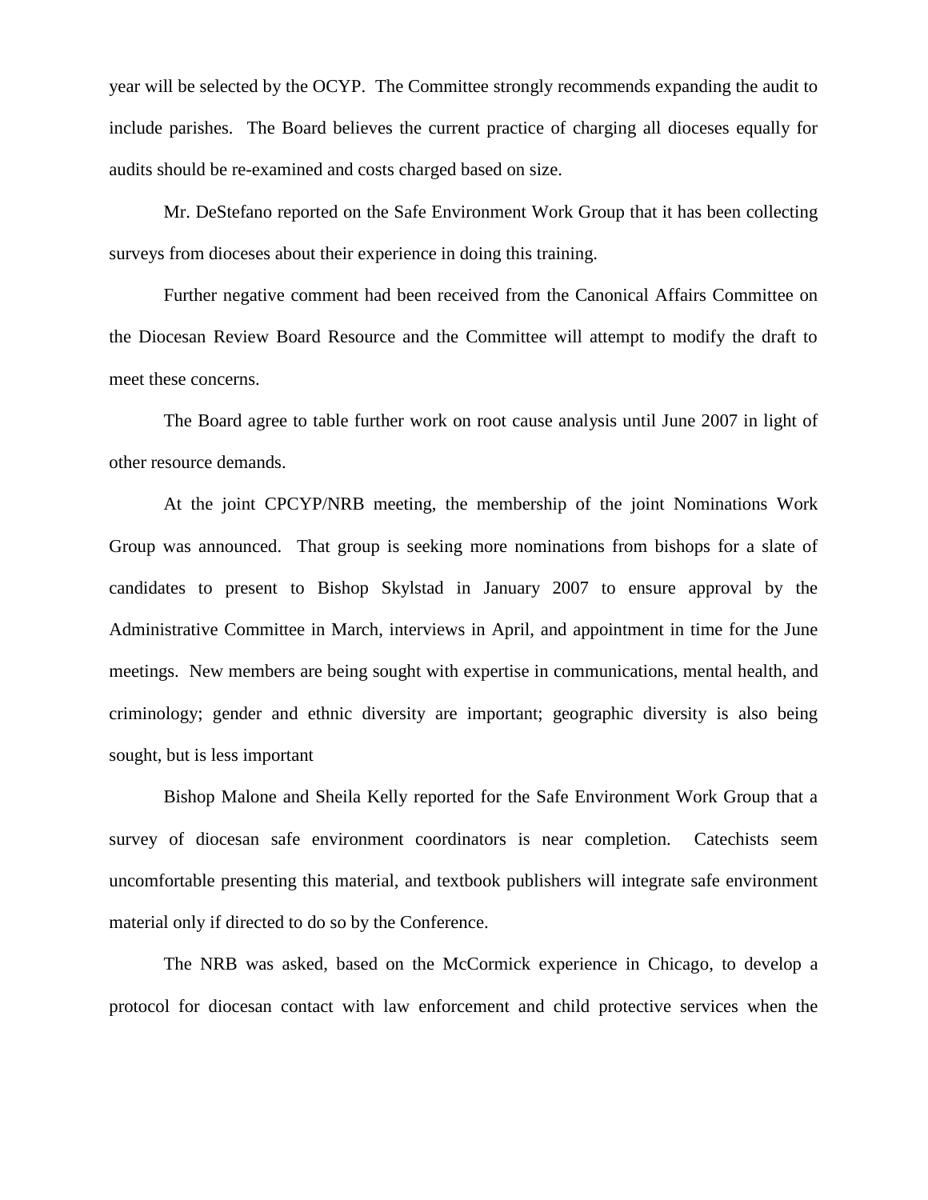year will be selected by the OCYP. The Committee strongly recommends expanding the audit to include parishes. The Board believes the current practice of charging all dioceses equally for audits should be re-examined and costs charged based on size.

Mr. DeStefano reported on the Safe Environment Work Group that it has been collecting surveys from dioceses about their experience in doing this training.

Further negative comment had been received from the Canonical Affairs Committee on the Diocesan Review Board Resource and the Committee will attempt to modify the draft to meet these concerns.

The Board agree to table further work on root cause analysis until June 2007 in light of other resource demands.

At the joint CPCYP/NRB meeting, the membership of the joint Nominations Work Group was announced. That group is seeking more nominations from bishops for a slate of candidates to present to Bishop Skylstad in January 2007 to ensure approval by the Administrative Committee in March, interviews in April, and appointment in time for the June meetings. New members are being sought with expertise in communications, mental health, and criminology; gender and ethnic diversity are important; geographic diversity is also being sought, but is less important

Bishop Malone and Sheila Kelly reported for the Safe Environment Work Group that a survey of diocesan safe environment coordinators is near completion. Catechists seem uncomfortable presenting this material, and textbook publishers will integrate safe environment material only if directed to do so by the Conference.

The NRB was asked, based on the McCormick experience in Chicago, to develop a protocol for diocesan contact with law enforcement and child protective services when the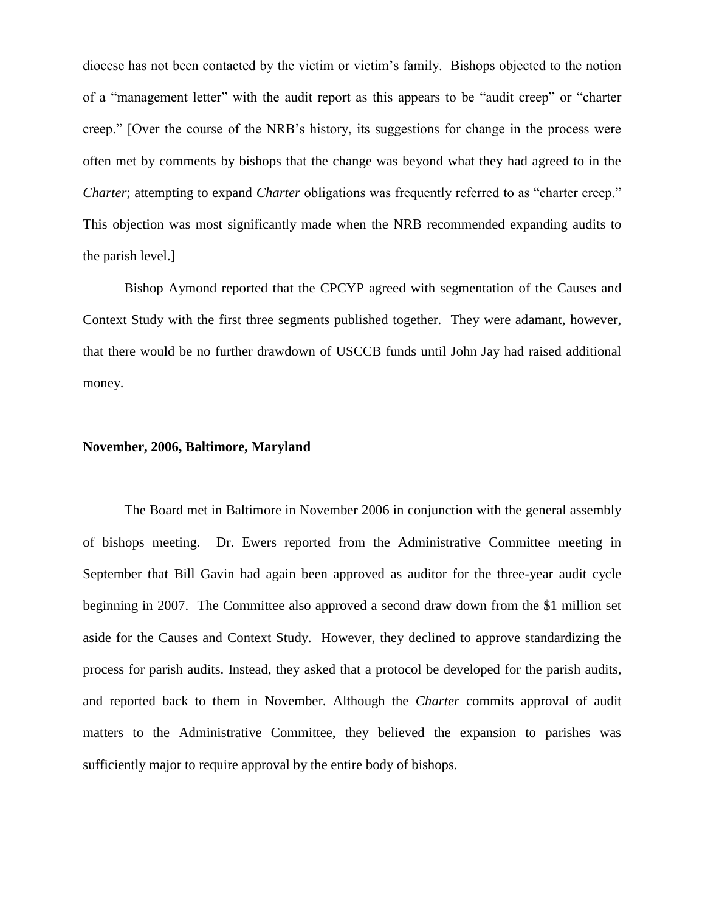diocese has not been contacted by the victim or victim's family. Bishops objected to the notion of a "management letter" with the audit report as this appears to be "audit creep" or "charter creep." [Over the course of the NRB's history, its suggestions for change in the process were often met by comments by bishops that the change was beyond what they had agreed to in the *Charter*; attempting to expand *Charter* obligations was frequently referred to as "charter creep." This objection was most significantly made when the NRB recommended expanding audits to the parish level.]

Bishop Aymond reported that the CPCYP agreed with segmentation of the Causes and Context Study with the first three segments published together. They were adamant, however, that there would be no further drawdown of USCCB funds until John Jay had raised additional money.

**November, 2006, Baltimore, Maryland**

The Board met in Baltimore in November 2006 in conjunction with the general assembly of bishops meeting. Dr. Ewers reported from the Administrative Committee meeting in September that Bill Gavin had again been approved as auditor for the three-year audit cycle beginning in 2007. The Committee also approved a second draw down from the $1 million set aside for the Causes and Context Study. However, they declined to approve standardizing the process for parish audits. Instead, they asked that a protocol be developed for the parish audits, and reported back to them in November. Although the *Charter* commits approval of audit matters to the Administrative Committee, they believed the expansion to parishes was sufficiently major to require approval by the entire body of bishops.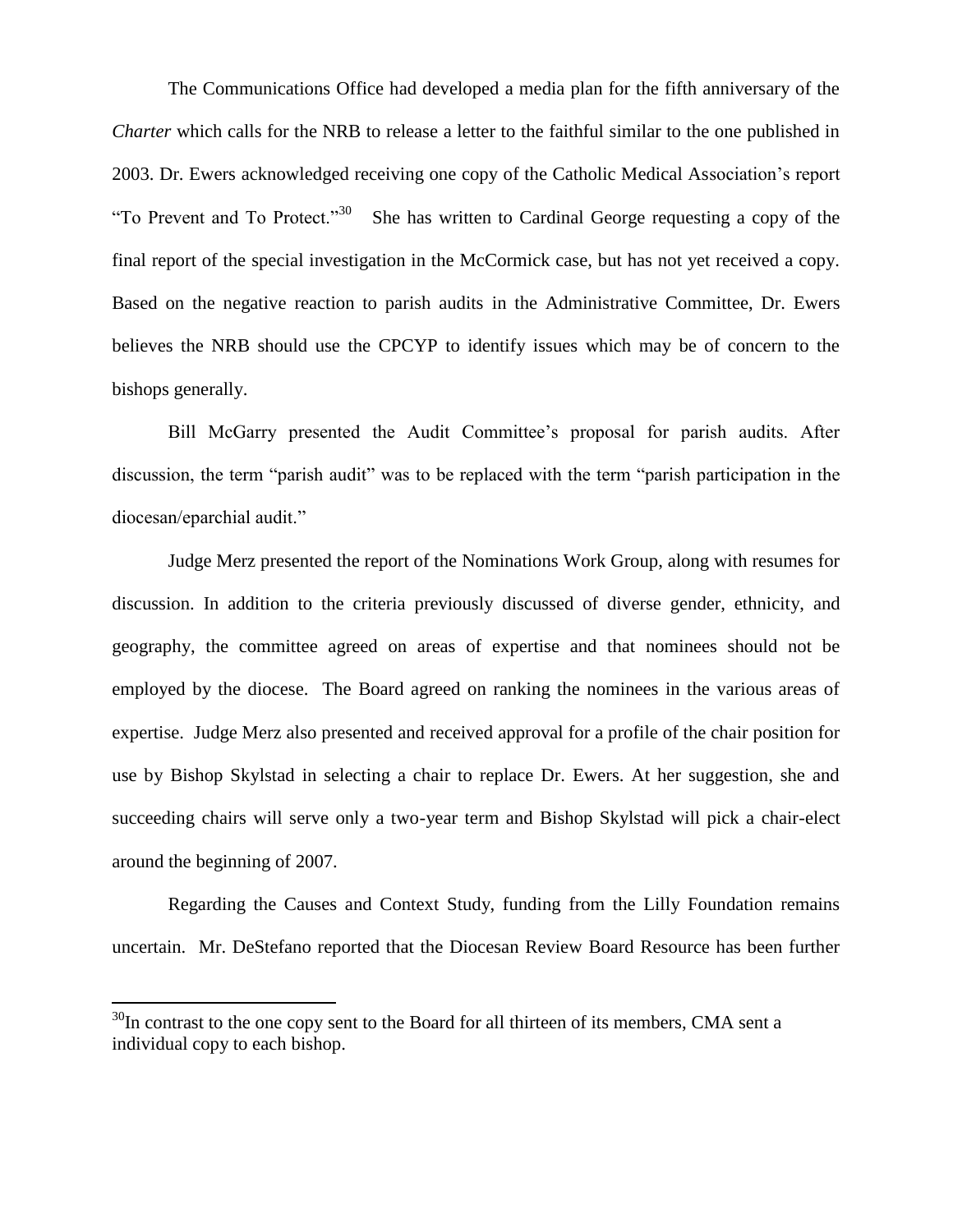The Communications Office had developed a media plan for the fifth anniversary of the *Charter* which calls for the NRB to release a letter to the faithful similar to the one published in 2003. Dr. Ewers acknowledged receiving one copy of the Catholic Medical Association's report "To Prevent and To Protect."[30] She has written to Cardinal George requesting a copy of the final report of the special investigation in the McCormick case, but has not yet received a copy. Based on the negative reaction to parish audits in the Administrative Committee, Dr. Ewers believes the NRB should use the CPCYP to identify issues which may be of concern to the bishops generally.

Bill McGarry presented the Audit Committee's proposal for parish audits. After discussion, the term "parish audit" was to be replaced with the term "parish participation in the diocesan/eparchial audit."

Judge Merz presented the report of the Nominations Work Group, along with resumes for discussion. In addition to the criteria previously discussed of diverse gender, ethnicity, and geography, the committee agreed on areas of expertise and that nominees should not be employed by the diocese. The Board agreed on ranking the nominees in the various areas of expertise. Judge Merz also presented and received approval for a profile of the chair position for use by Bishop Skylstad in selecting a chair to replace Dr. Ewers. At her suggestion, she and succeeding chairs will serve only a two-year term and Bishop Skylstad will pick a chair-elect around the beginning of 2007.

Regarding the Causes and Context Study, funding from the Lilly Foundation remains uncertain. Mr. DeStefano reported that the Diocesan Review Board Resource has been further

---

[30] In contrast to the one copy sent to the Board for all thirteen of its members, CMA sent a individual copy to each bishop.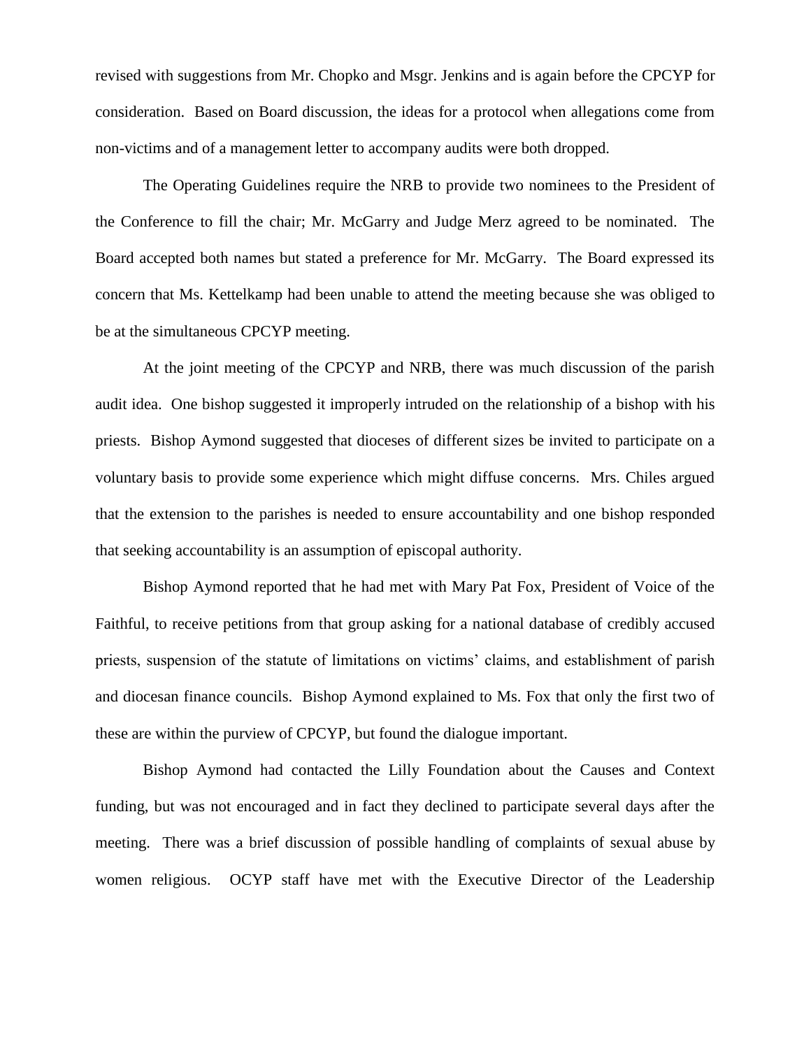revised with suggestions from Mr. Chopko and Msgr. Jenkins and is again before the CPCYP for consideration. Based on Board discussion, the ideas for a protocol when allegations come from non-victims and of a management letter to accompany audits were both dropped.

The Operating Guidelines require the NRB to provide two nominees to the President of the Conference to fill the chair; Mr. McGarry and Judge Merz agreed to be nominated. The Board accepted both names but stated a preference for Mr. McGarry. The Board expressed its concern that Ms. Kettelkamp had been unable to attend the meeting because she was obliged to be at the simultaneous CPCYP meeting.

At the joint meeting of the CPCYP and NRB, there was much discussion of the parish audit idea. One bishop suggested it improperly intruded on the relationship of a bishop with his priests. Bishop Aymond suggested that dioceses of different sizes be invited to participate on a voluntary basis to provide some experience which might diffuse concerns. Mrs. Chiles argued that the extension to the parishes is needed to ensure accountability and one bishop responded that seeking accountability is an assumption of episcopal authority.

Bishop Aymond reported that he had met with Mary Pat Fox, President of Voice of the Faithful, to receive petitions from that group asking for a national database of credibly accused priests, suspension of the statute of limitations on victims' claims, and establishment of parish and diocesan finance councils. Bishop Aymond explained to Ms. Fox that only the first two of these are within the purview of CPCYP, but found the dialogue important.

Bishop Aymond had contacted the Lilly Foundation about the Causes and Context funding, but was not encouraged and in fact they declined to participate several days after the meeting. There was a brief discussion of possible handling of complaints of sexual abuse by women religious. OCYP staff have met with the Executive Director of the Leadership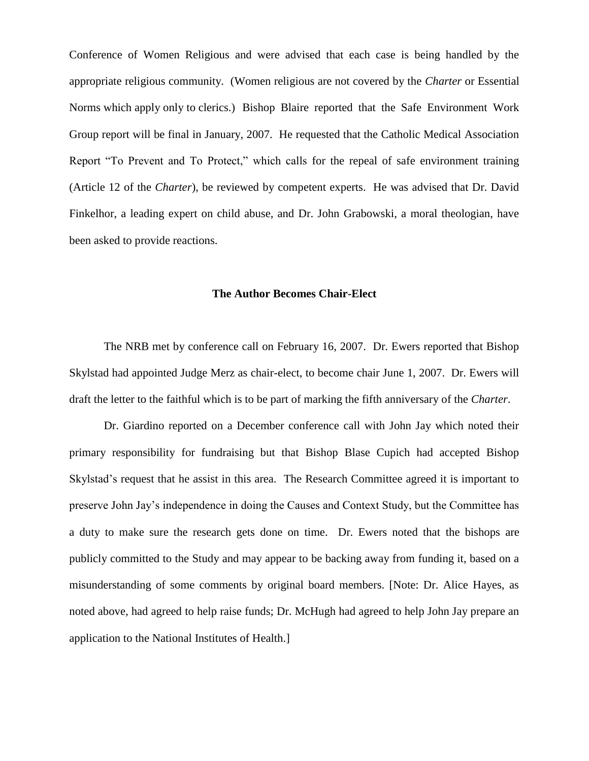Conference of Women Religious and were advised that each case is being handled by the appropriate religious community. (Women religious are not covered by the *Charter* or Essential Norms which apply only to clerics.) Bishop Blaire reported that the Safe Environment Work Group report will be final in January, 2007. He requested that the Catholic Medical Association Report "To Prevent and To Protect," which calls for the repeal of safe environment training (Article 12 of the *Charter*), be reviewed by competent experts. He was advised that Dr. David Finkelhor, a leading expert on child abuse, and Dr. John Grabowski, a moral theologian, have been asked to provide reactions.

## The Author Becomes Chair-Elect

The NRB met by conference call on February 16, 2007. Dr. Ewers reported that Bishop Skylstad had appointed Judge Merz as chair-elect, to become chair June 1, 2007. Dr. Ewers will draft the letter to the faithful which is to be part of marking the fifth anniversary of the *Charter*.

Dr. Giardino reported on a December conference call with John Jay which noted their primary responsibility for fundraising but that Bishop Blase Cupich had accepted Bishop Skylstad's request that he assist in this area. The Research Committee agreed it is important to preserve John Jay's independence in doing the Causes and Context Study, but the Committee has a duty to make sure the research gets done on time. Dr. Ewers noted that the bishops are publicly committed to the Study and may appear to be backing away from funding it, based on a misunderstanding of some comments by original board members. [Note: Dr. Alice Hayes, as noted above, had agreed to help raise funds; Dr. McHugh had agreed to help John Jay prepare an application to the National Institutes of Health.]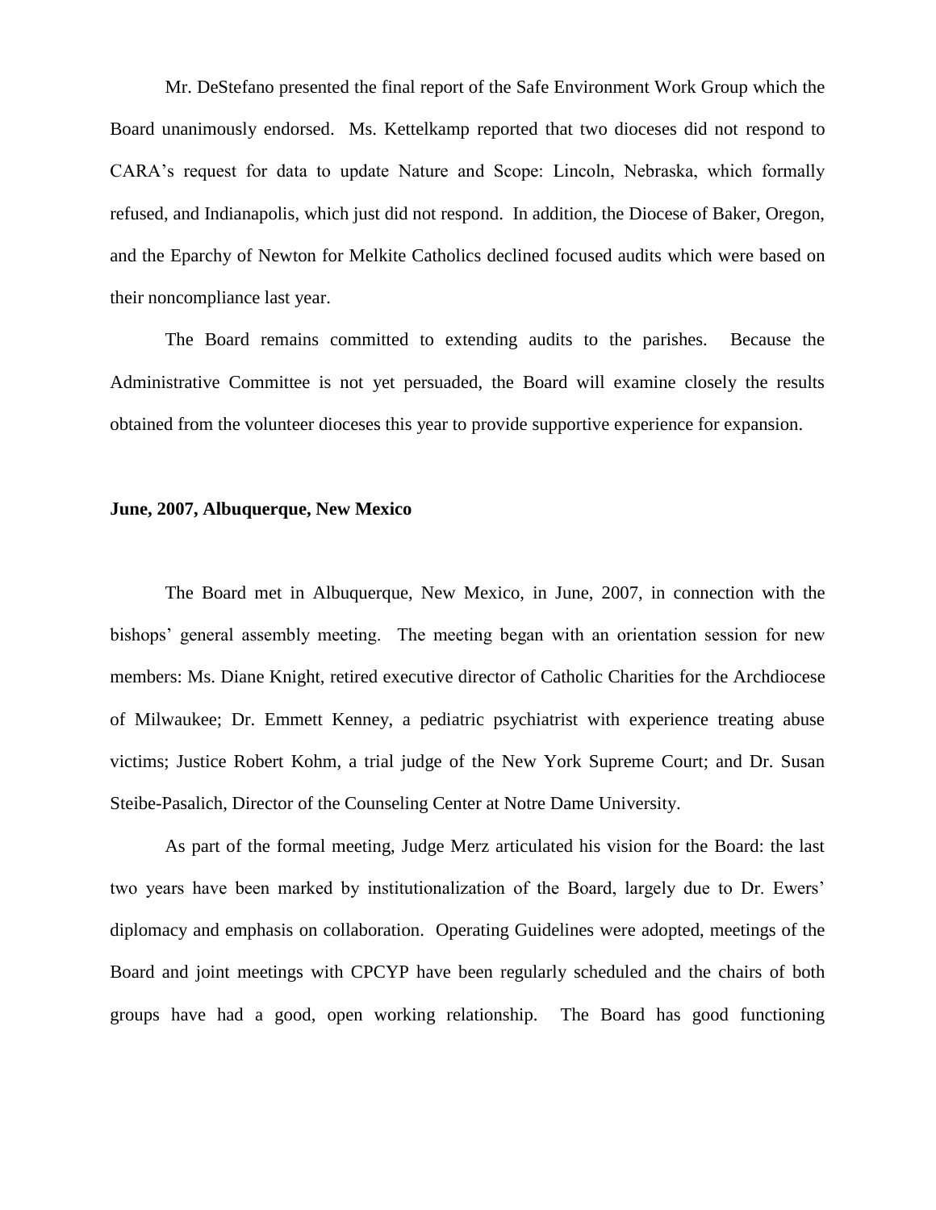Mr. DeStefano presented the final report of the Safe Environment Work Group which the Board unanimously endorsed. Ms. Kettelkamp reported that two dioceses did not respond to CARA's request for data to update Nature and Scope: Lincoln, Nebraska, which formally refused, and Indianapolis, which just did not respond. In addition, the Diocese of Baker, Oregon, and the Eparchy of Newton for Melkite Catholics declined focused audits which were based on their noncompliance last year.

The Board remains committed to extending audits to the parishes. Because the Administrative Committee is not yet persuaded, the Board will examine closely the results obtained from the volunteer dioceses this year to provide supportive experience for expansion.

**June, 2007, Albuquerque, New Mexico**

The Board met in Albuquerque, New Mexico, in June, 2007, in connection with the bishops' general assembly meeting. The meeting began with an orientation session for new members: Ms. Diane Knight, retired executive director of Catholic Charities for the Archdiocese of Milwaukee; Dr. Emmett Kenney, a pediatric psychiatrist with experience treating abuse victims; Justice Robert Kohm, a trial judge of the New York Supreme Court; and Dr. Susan Steibe-Pasalich, Director of the Counseling Center at Notre Dame University.

As part of the formal meeting, Judge Merz articulated his vision for the Board: the last two years have been marked by institutionalization of the Board, largely due to Dr. Ewers' diplomacy and emphasis on collaboration. Operating Guidelines were adopted, meetings of the Board and joint meetings with CPCYP have been regularly scheduled and the chairs of both groups have had a good, open working relationship. The Board has good functioning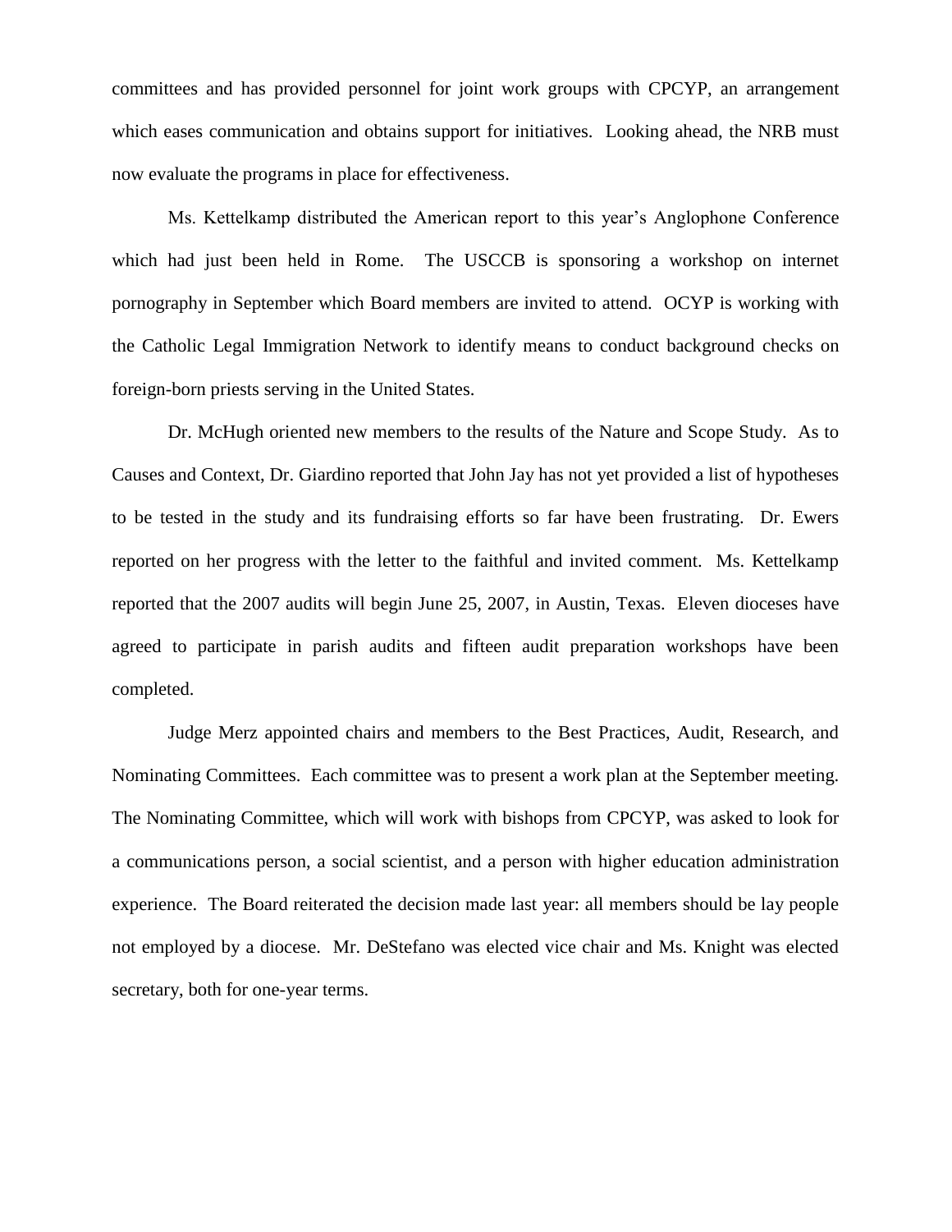committees and has provided personnel for joint work groups with CPCYP, an arrangement which eases communication and obtains support for initiatives. Looking ahead, the NRB must now evaluate the programs in place for effectiveness.

Ms. Kettelkamp distributed the American report to this year's Anglophone Conference which had just been held in Rome. The USCCB is sponsoring a workshop on internet pornography in September which Board members are invited to attend. OCYP is working with the Catholic Legal Immigration Network to identify means to conduct background checks on foreign-born priests serving in the United States.

Dr. McHugh oriented new members to the results of the Nature and Scope Study. As to Causes and Context, Dr. Giardino reported that John Jay has not yet provided a list of hypotheses to be tested in the study and its fundraising efforts so far have been frustrating. Dr. Ewers reported on her progress with the letter to the faithful and invited comment. Ms. Kettelkamp reported that the 2007 audits will begin June 25, 2007, in Austin, Texas. Eleven dioceses have agreed to participate in parish audits and fifteen audit preparation workshops have been completed.

Judge Merz appointed chairs and members to the Best Practices, Audit, Research, and Nominating Committees. Each committee was to present a work plan at the September meeting. The Nominating Committee, which will work with bishops from CPCYP, was asked to look for a communications person, a social scientist, and a person with higher education administration experience. The Board reiterated the decision made last year: all members should be lay people not employed by a diocese. Mr. DeStefano was elected vice chair and Ms. Knight was elected secretary, both for one-year terms.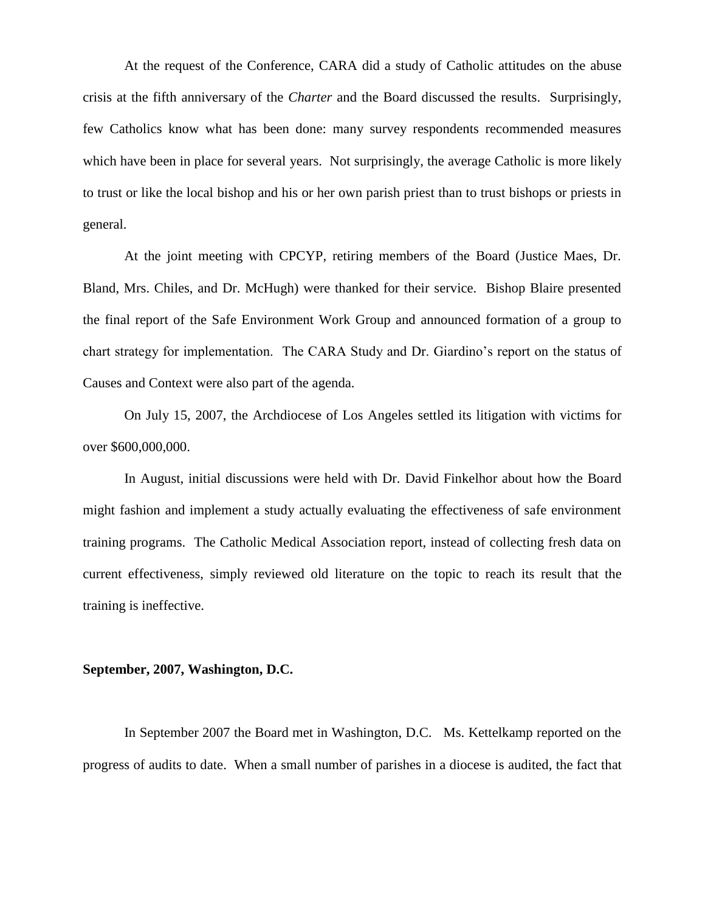At the request of the Conference, CARA did a study of Catholic attitudes on the abuse crisis at the fifth anniversary of the *Charter* and the Board discussed the results. Surprisingly, few Catholics know what has been done: many survey respondents recommended measures which have been in place for several years. Not surprisingly, the average Catholic is more likely to trust or like the local bishop and his or her own parish priest than to trust bishops or priests in general.

At the joint meeting with CPCYP, retiring members of the Board (Justice Maes, Dr. Bland, Mrs. Chiles, and Dr. McHugh) were thanked for their service. Bishop Blaire presented the final report of the Safe Environment Work Group and announced formation of a group to chart strategy for implementation. The CARA Study and Dr. Giardino's report on the status of Causes and Context were also part of the agenda.

On July 15, 2007, the Archdiocese of Los Angeles settled its litigation with victims for over $600,000,000.

In August, initial discussions were held with Dr. David Finkelhor about how the Board might fashion and implement a study actually evaluating the effectiveness of safe environment training programs. The Catholic Medical Association report, instead of collecting fresh data on current effectiveness, simply reviewed old literature on the topic to reach its result that the training is ineffective.

**September, 2007, Washington, D.C.**

In September 2007 the Board met in Washington, D.C. Ms. Kettelkamp reported on the progress of audits to date. When a small number of parishes in a diocese is audited, the fact that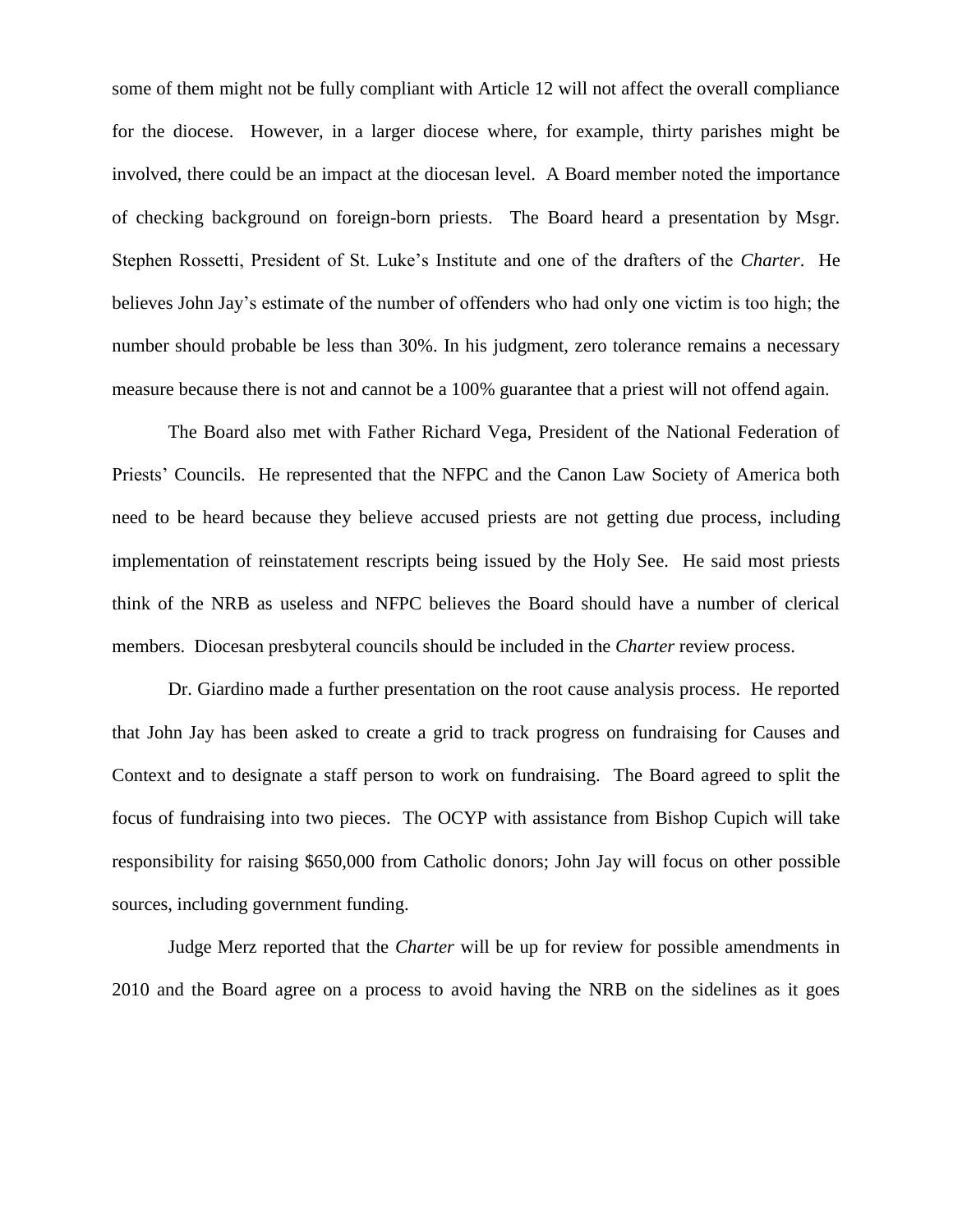some of them might not be fully compliant with Article 12 will not affect the overall compliance for the diocese. However, in a larger diocese where, for example, thirty parishes might be involved, there could be an impact at the diocesan level. A Board member noted the importance of checking background on foreign-born priests. The Board heard a presentation by Msgr. Stephen Rossetti, President of St. Luke's Institute and one of the drafters of the *Charter*. He believes John Jay's estimate of the number of offenders who had only one victim is too high; the number should probable be less than 30%. In his judgment, zero tolerance remains a necessary measure because there is not and cannot be a 100% guarantee that a priest will not offend again.

The Board also met with Father Richard Vega, President of the National Federation of Priests' Councils. He represented that the NFPC and the Canon Law Society of America both need to be heard because they believe accused priests are not getting due process, including implementation of reinstatement rescripts being issued by the Holy See. He said most priests think of the NRB as useless and NFPC believes the Board should have a number of clerical members. Diocesan presbyteral councils should be included in the *Charter* review process.

Dr. Giardino made a further presentation on the root cause analysis process. He reported that John Jay has been asked to create a grid to track progress on fundraising for Causes and Context and to designate a staff person to work on fundraising. The Board agreed to split the focus of fundraising into two pieces. The OCYP with assistance from Bishop Cupich will take responsibility for raising $650,000 from Catholic donors; John Jay will focus on other possible sources, including government funding.

Judge Merz reported that the *Charter* will be up for review for possible amendments in 2010 and the Board agree on a process to avoid having the NRB on the sidelines as it goes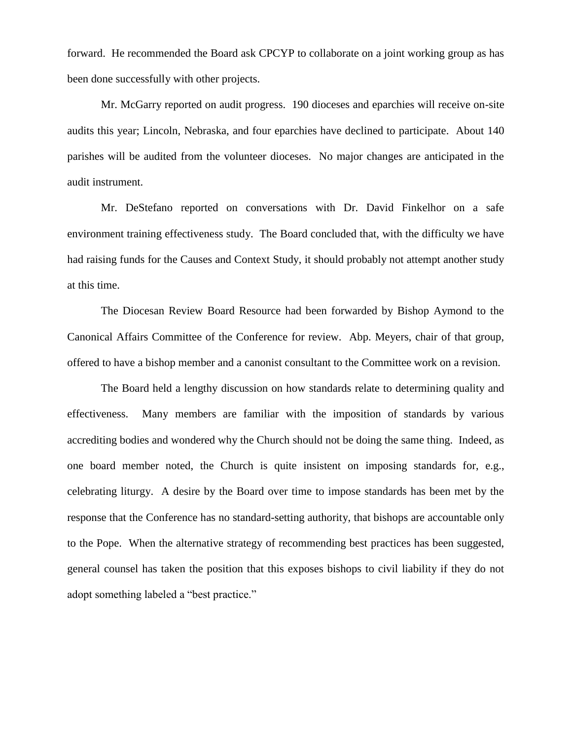forward. He recommended the Board ask CPCYP to collaborate on a joint working group as has been done successfully with other projects.

Mr. McGarry reported on audit progress. 190 dioceses and eparchies will receive on-site audits this year; Lincoln, Nebraska, and four eparchies have declined to participate. About 140 parishes will be audited from the volunteer dioceses. No major changes are anticipated in the audit instrument.

Mr. DeStefano reported on conversations with Dr. David Finkelhor on a safe environment training effectiveness study. The Board concluded that, with the difficulty we have had raising funds for the Causes and Context Study, it should probably not attempt another study at this time.

The Diocesan Review Board Resource had been forwarded by Bishop Aymond to the Canonical Affairs Committee of the Conference for review. Abp. Meyers, chair of that group, offered to have a bishop member and a canonist consultant to the Committee work on a revision.

The Board held a lengthy discussion on how standards relate to determining quality and effectiveness. Many members are familiar with the imposition of standards by various accrediting bodies and wondered why the Church should not be doing the same thing. Indeed, as one board member noted, the Church is quite insistent on imposing standards for, e.g., celebrating liturgy. A desire by the Board over time to impose standards has been met by the response that the Conference has no standard-setting authority, that bishops are accountable only to the Pope. When the alternative strategy of recommending best practices has been suggested, general counsel has taken the position that this exposes bishops to civil liability if they do not adopt something labeled a "best practice."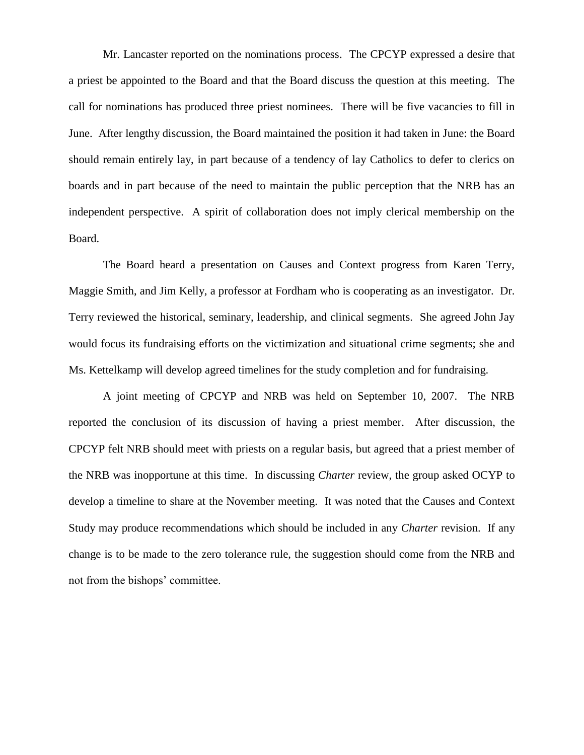Mr. Lancaster reported on the nominations process. The CPCYP expressed a desire that a priest be appointed to the Board and that the Board discuss the question at this meeting. The call for nominations has produced three priest nominees. There will be five vacancies to fill in June. After lengthy discussion, the Board maintained the position it had taken in June: the Board should remain entirely lay, in part because of a tendency of lay Catholics to defer to clerics on boards and in part because of the need to maintain the public perception that the NRB has an independent perspective. A spirit of collaboration does not imply clerical membership on the Board.

The Board heard a presentation on Causes and Context progress from Karen Terry, Maggie Smith, and Jim Kelly, a professor at Fordham who is cooperating as an investigator. Dr. Terry reviewed the historical, seminary, leadership, and clinical segments. She agreed John Jay would focus its fundraising efforts on the victimization and situational crime segments; she and Ms. Kettelkamp will develop agreed timelines for the study completion and for fundraising.

A joint meeting of CPCYP and NRB was held on September 10, 2007. The NRB reported the conclusion of its discussion of having a priest member. After discussion, the CPCYP felt NRB should meet with priests on a regular basis, but agreed that a priest member of the NRB was inopportune at this time. In discussing *Charter* review, the group asked OCYP to develop a timeline to share at the November meeting. It was noted that the Causes and Context Study may produce recommendations which should be included in any *Charter* revision. If any change is to be made to the zero tolerance rule, the suggestion should come from the NRB and not from the bishops' committee.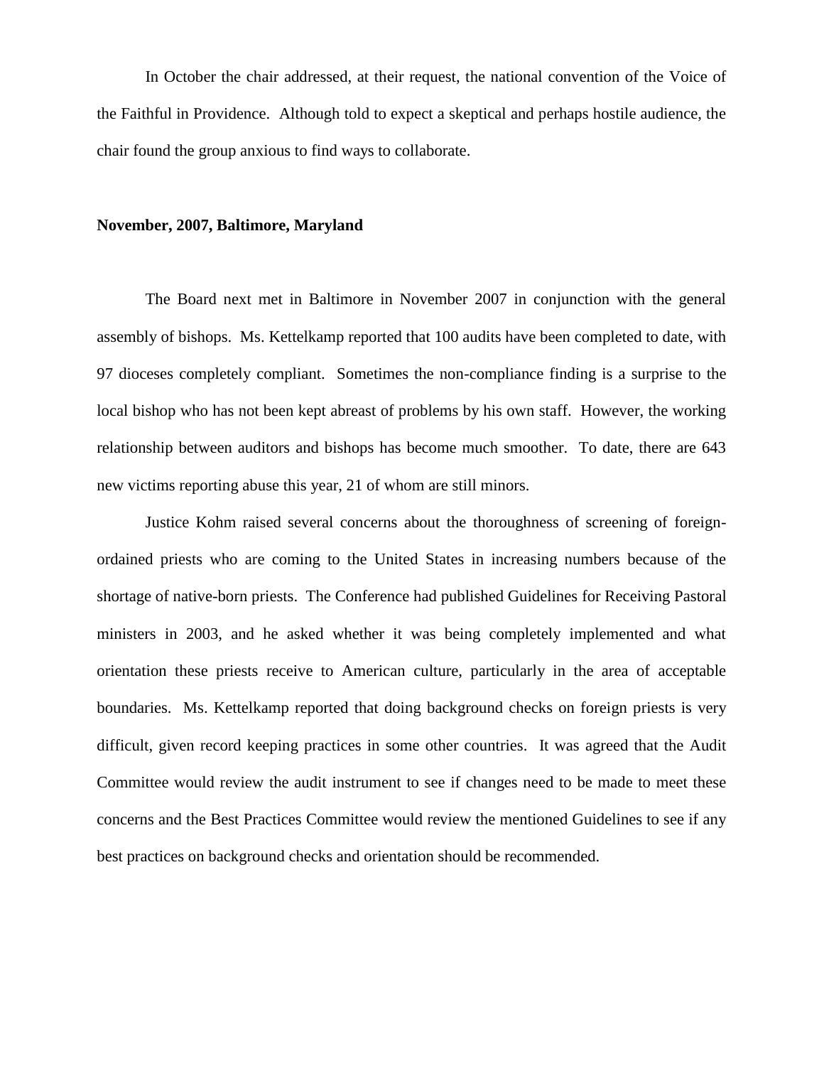In October the chair addressed, at their request, the national convention of the Voice of the Faithful in Providence. Although told to expect a skeptical and perhaps hostile audience, the chair found the group anxious to find ways to collaborate.

**November, 2007, Baltimore, Maryland**

The Board next met in Baltimore in November 2007 in conjunction with the general assembly of bishops. Ms. Kettelkamp reported that 100 audits have been completed to date, with 97 dioceses completely compliant. Sometimes the non-compliance finding is a surprise to the local bishop who has not been kept abreast of problems by his own staff. However, the working relationship between auditors and bishops has become much smoother. To date, there are 643 new victims reporting abuse this year, 21 of whom are still minors.

Justice Kohm raised several concerns about the thoroughness of screening of foreign-ordained priests who are coming to the United States in increasing numbers because of the shortage of native-born priests. The Conference had published Guidelines for Receiving Pastoral ministers in 2003, and he asked whether it was being completely implemented and what orientation these priests receive to American culture, particularly in the area of acceptable boundaries. Ms. Kettelkamp reported that doing background checks on foreign priests is very difficult, given record keeping practices in some other countries. It was agreed that the Audit Committee would review the audit instrument to see if changes need to be made to meet these concerns and the Best Practices Committee would review the mentioned Guidelines to see if any best practices on background checks and orientation should be recommended.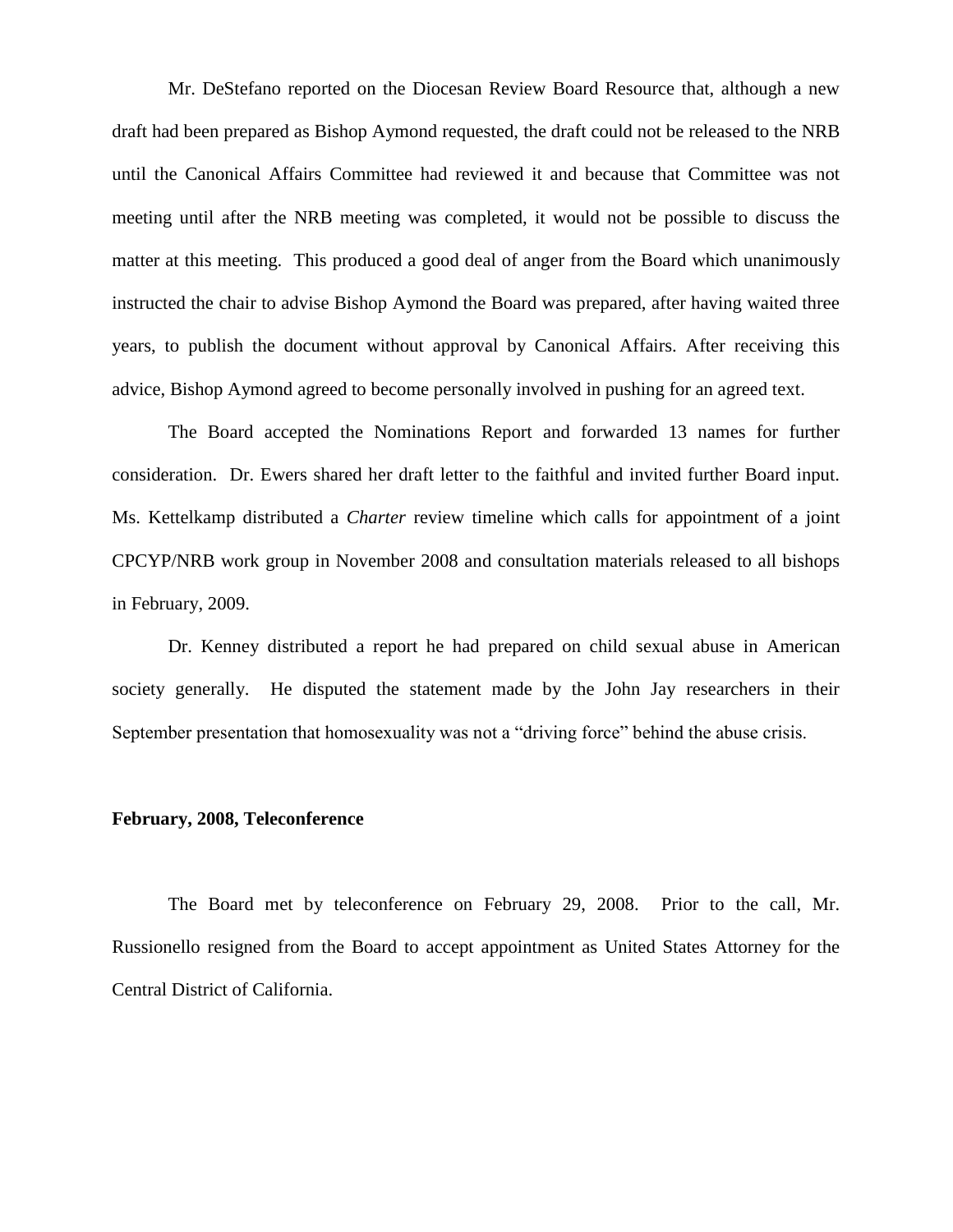Mr. DeStefano reported on the Diocesan Review Board Resource that, although a new draft had been prepared as Bishop Aymond requested, the draft could not be released to the NRB until the Canonical Affairs Committee had reviewed it and because that Committee was not meeting until after the NRB meeting was completed, it would not be possible to discuss the matter at this meeting. This produced a good deal of anger from the Board which unanimously instructed the chair to advise Bishop Aymond the Board was prepared, after having waited three years, to publish the document without approval by Canonical Affairs. After receiving this advice, Bishop Aymond agreed to become personally involved in pushing for an agreed text.

The Board accepted the Nominations Report and forwarded 13 names for further consideration. Dr. Ewers shared her draft letter to the faithful and invited further Board input. Ms. Kettelkamp distributed a *Charter* review timeline which calls for appointment of a joint CPCYP/NRB work group in November 2008 and consultation materials released to all bishops in February, 2009.

Dr. Kenney distributed a report he had prepared on child sexual abuse in American society generally. He disputed the statement made by the John Jay researchers in their September presentation that homosexuality was not a "driving force" behind the abuse crisis.

**February, 2008, Teleconference**

The Board met by teleconference on February 29, 2008. Prior to the call, Mr. Russionello resigned from the Board to accept appointment as United States Attorney for the Central District of California.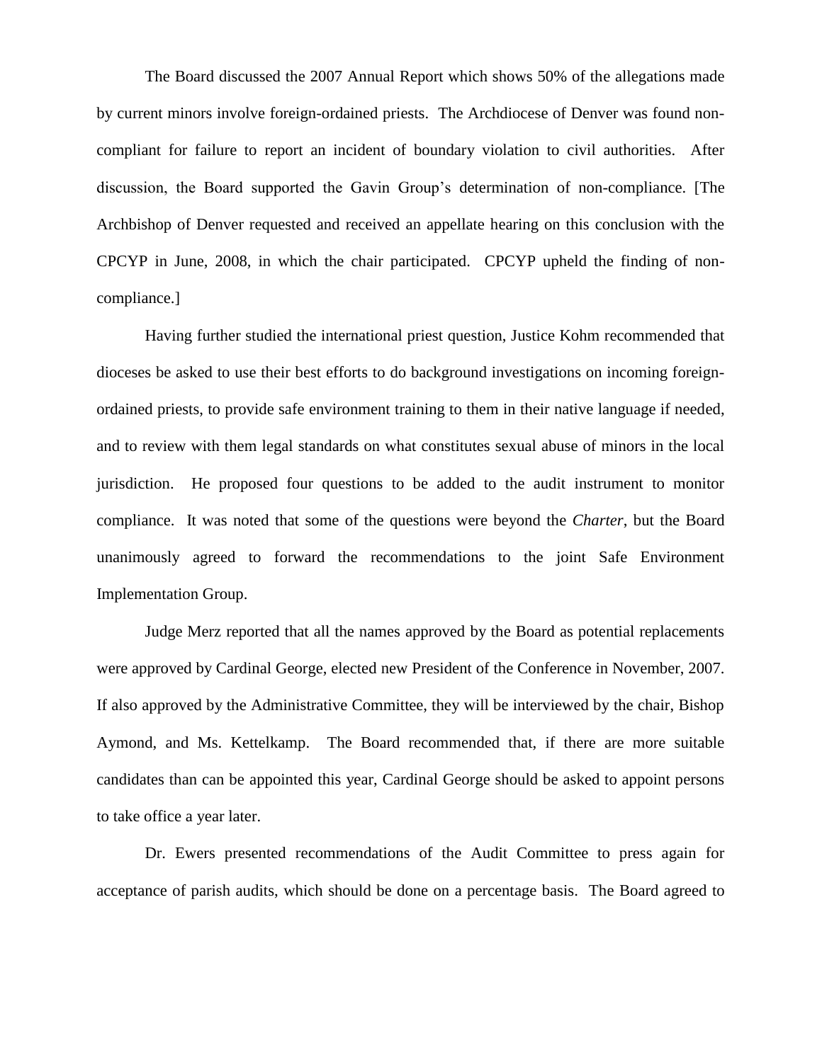The Board discussed the 2007 Annual Report which shows 50% of the allegations made by current minors involve foreign-ordained priests. The Archdiocese of Denver was found non-compliant for failure to report an incident of boundary violation to civil authorities. After discussion, the Board supported the Gavin Group's determination of non-compliance. [The Archbishop of Denver requested and received an appellate hearing on this conclusion with the CPCYP in June, 2008, in which the chair participated. CPCYP upheld the finding of non-compliance.]

Having further studied the international priest question, Justice Kohm recommended that dioceses be asked to use their best efforts to do background investigations on incoming foreign-ordained priests, to provide safe environment training to them in their native language if needed, and to review with them legal standards on what constitutes sexual abuse of minors in the local jurisdiction. He proposed four questions to be added to the audit instrument to monitor compliance. It was noted that some of the questions were beyond the *Charter*, but the Board unanimously agreed to forward the recommendations to the joint Safe Environment Implementation Group.

Judge Merz reported that all the names approved by the Board as potential replacements were approved by Cardinal George, elected new President of the Conference in November, 2007. If also approved by the Administrative Committee, they will be interviewed by the chair, Bishop Aymond, and Ms. Kettelkamp. The Board recommended that, if there are more suitable candidates than can be appointed this year, Cardinal George should be asked to appoint persons to take office a year later.

Dr. Ewers presented recommendations of the Audit Committee to press again for acceptance of parish audits, which should be done on a percentage basis. The Board agreed to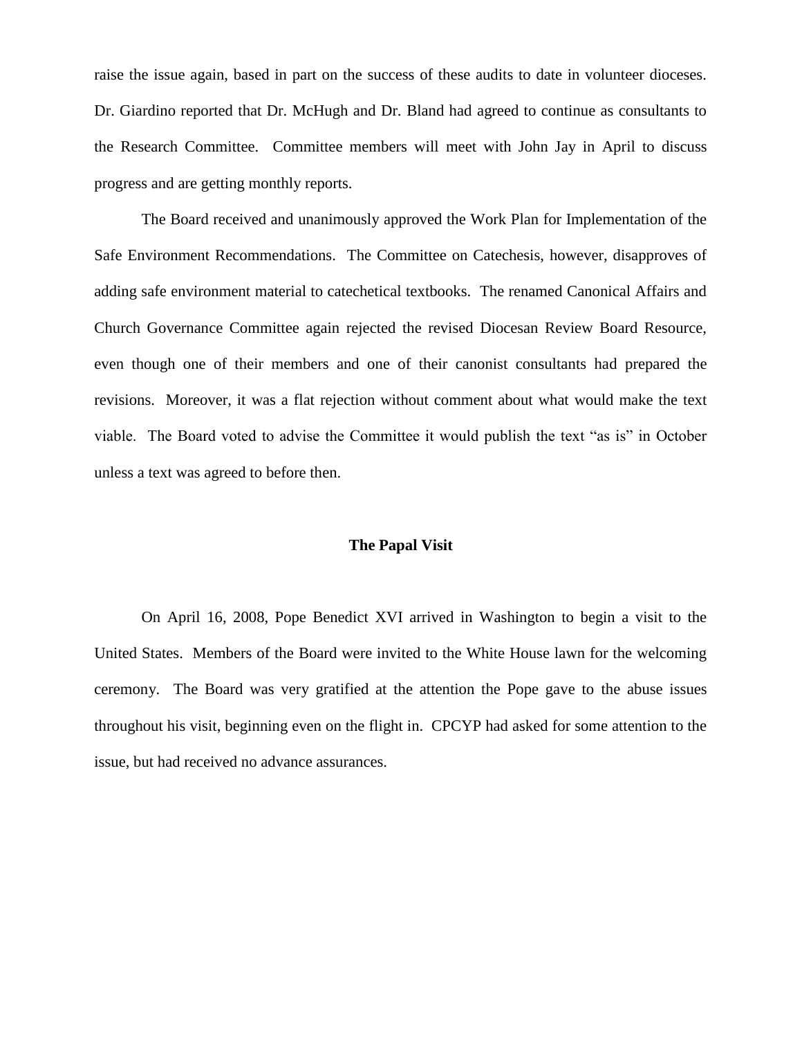raise the issue again, based in part on the success of these audits to date in volunteer dioceses. Dr. Giardino reported that Dr. McHugh and Dr. Bland had agreed to continue as consultants to the Research Committee. Committee members will meet with John Jay in April to discuss progress and are getting monthly reports.

The Board received and unanimously approved the Work Plan for Implementation of the Safe Environment Recommendations. The Committee on Catechesis, however, disapproves of adding safe environment material to catechetical textbooks. The renamed Canonical Affairs and Church Governance Committee again rejected the revised Diocesan Review Board Resource, even though one of their members and one of their canonist consultants had prepared the revisions. Moreover, it was a flat rejection without comment about what would make the text viable. The Board voted to advise the Committee it would publish the text "as is" in October unless a text was agreed to before then.

## The Papal Visit

On April 16, 2008, Pope Benedict XVI arrived in Washington to begin a visit to the United States. Members of the Board were invited to the White House lawn for the welcoming ceremony. The Board was very gratified at the attention the Pope gave to the abuse issues throughout his visit, beginning even on the flight in. CPCYP had asked for some attention to the issue, but had received no advance assurances.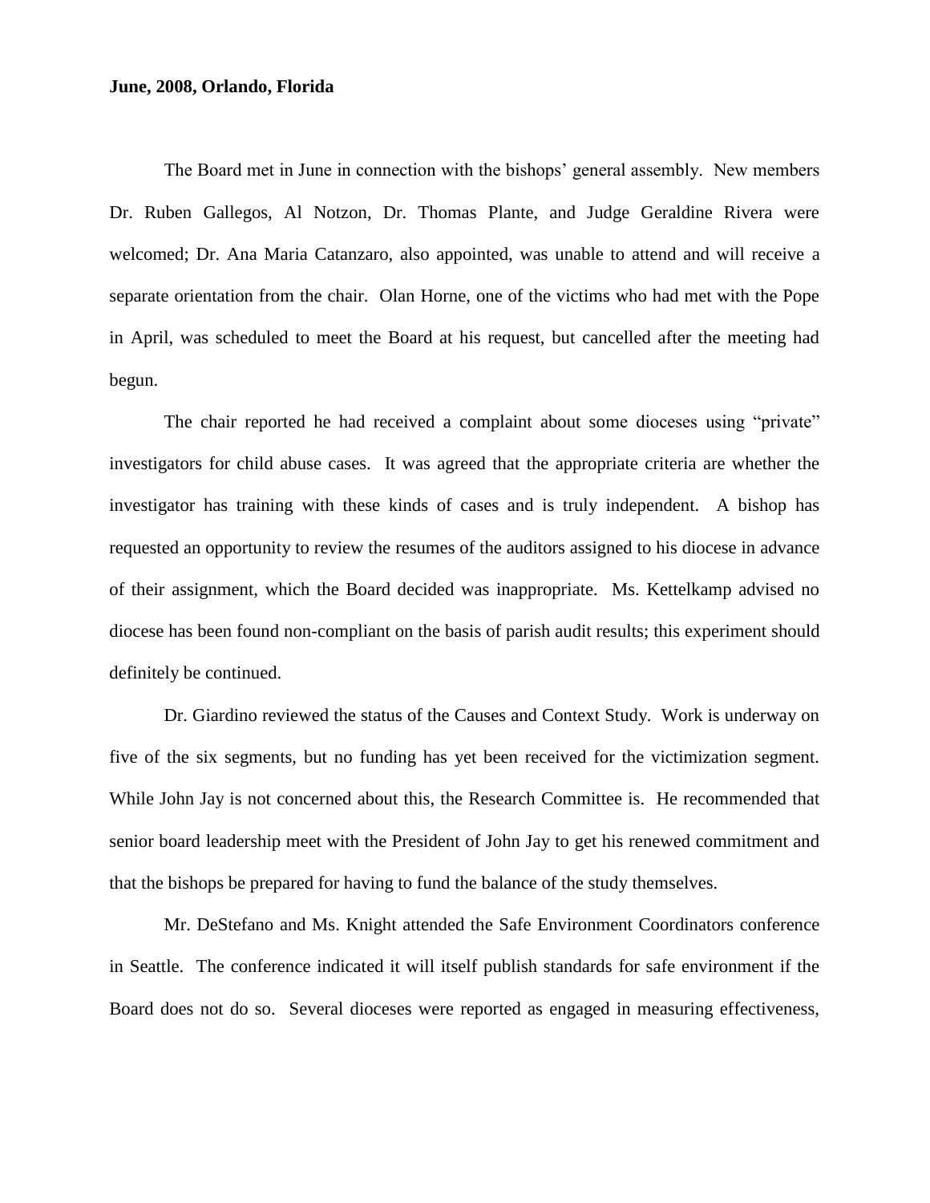**June, 2008, Orlando, Florida**

The Board met in June in connection with the bishops' general assembly. New members Dr. Ruben Gallegos, Al Notzon, Dr. Thomas Plante, and Judge Geraldine Rivera were welcomed; Dr. Ana Maria Catanzaro, also appointed, was unable to attend and will receive a separate orientation from the chair. Olan Horne, one of the victims who had met with the Pope in April, was scheduled to meet the Board at his request, but cancelled after the meeting had begun.

The chair reported he had received a complaint about some dioceses using "private" investigators for child abuse cases. It was agreed that the appropriate criteria are whether the investigator has training with these kinds of cases and is truly independent. A bishop has requested an opportunity to review the resumes of the auditors assigned to his diocese in advance of their assignment, which the Board decided was inappropriate. Ms. Kettelkamp advised no diocese has been found non-compliant on the basis of parish audit results; this experiment should definitely be continued.

Dr. Giardino reviewed the status of the Causes and Context Study. Work is underway on five of the six segments, but no funding has yet been received for the victimization segment. While John Jay is not concerned about this, the Research Committee is. He recommended that senior board leadership meet with the President of John Jay to get his renewed commitment and that the bishops be prepared for having to fund the balance of the study themselves.

Mr. DeStefano and Ms. Knight attended the Safe Environment Coordinators conference in Seattle. The conference indicated it will itself publish standards for safe environment if the Board does not do so. Several dioceses were reported as engaged in measuring effectiveness,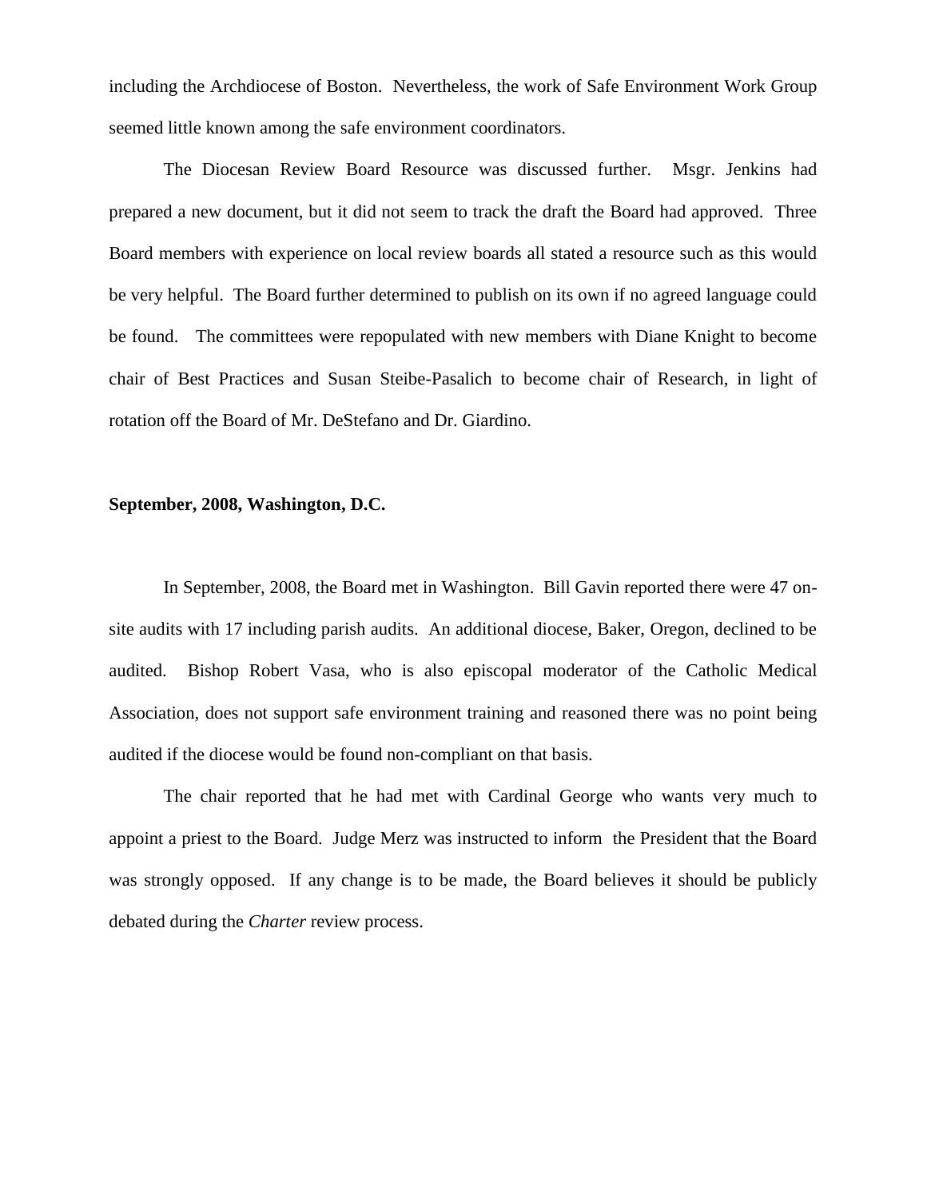including the Archdiocese of Boston. Nevertheless, the work of Safe Environment Work Group seemed little known among the safe environment coordinators.

The Diocesan Review Board Resource was discussed further. Msgr. Jenkins had prepared a new document, but it did not seem to track the draft the Board had approved. Three Board members with experience on local review boards all stated a resource such as this would be very helpful. The Board further determined to publish on its own if no agreed language could be found. The committees were repopulated with new members with Diane Knight to become chair of Best Practices and Susan Steibe-Pasalich to become chair of Research, in light of rotation off the Board of Mr. DeStefano and Dr. Giardino.

**September, 2008, Washington, D.C.**

In September, 2008, the Board met in Washington. Bill Gavin reported there were 47 on-site audits with 17 including parish audits. An additional diocese, Baker, Oregon, declined to be audited. Bishop Robert Vasa, who is also episcopal moderator of the Catholic Medical Association, does not support safe environment training and reasoned there was no point being audited if the diocese would be found non-compliant on that basis.

The chair reported that he had met with Cardinal George who wants very much to appoint a priest to the Board. Judge Merz was instructed to inform the President that the Board was strongly opposed. If any change is to be made, the Board believes it should be publicly debated during the *Charter* review process.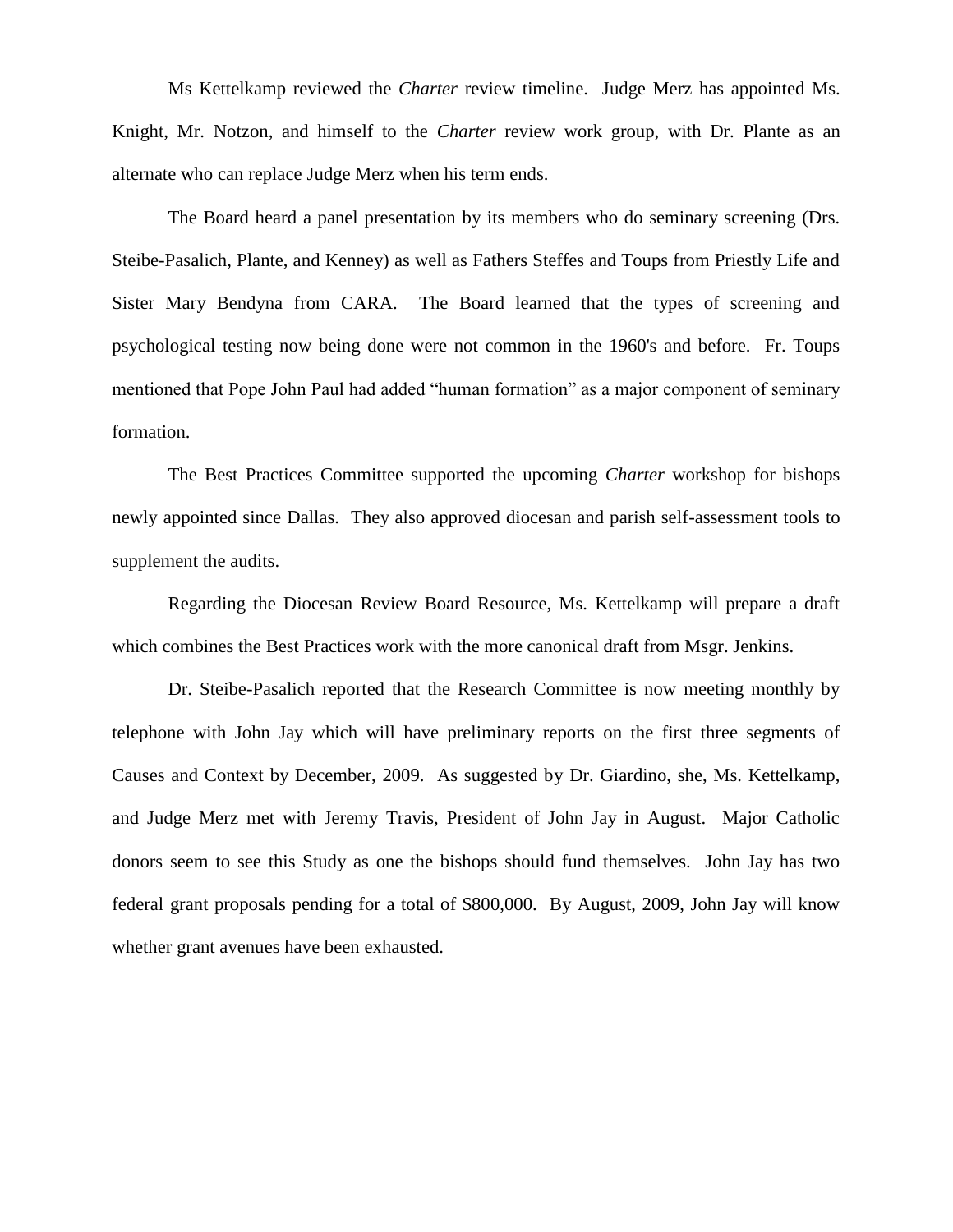Ms Kettelkamp reviewed the *Charter* review timeline. Judge Merz has appointed Ms. Knight, Mr. Notzon, and himself to the *Charter* review work group, with Dr. Plante as an alternate who can replace Judge Merz when his term ends.

The Board heard a panel presentation by its members who do seminary screening (Drs. Steibe-Pasalich, Plante, and Kenney) as well as Fathers Steffes and Toups from Priestly Life and Sister Mary Bendyna from CARA. The Board learned that the types of screening and psychological testing now being done were not common in the 1960's and before. Fr. Toups mentioned that Pope John Paul had added "human formation" as a major component of seminary formation.

The Best Practices Committee supported the upcoming *Charter* workshop for bishops newly appointed since Dallas. They also approved diocesan and parish self-assessment tools to supplement the audits.

Regarding the Diocesan Review Board Resource, Ms. Kettelkamp will prepare a draft which combines the Best Practices work with the more canonical draft from Msgr. Jenkins.

Dr. Steibe-Pasalich reported that the Research Committee is now meeting monthly by telephone with John Jay which will have preliminary reports on the first three segments of Causes and Context by December, 2009. As suggested by Dr. Giardino, she, Ms. Kettelkamp, and Judge Merz met with Jeremy Travis, President of John Jay in August. Major Catholic donors seem to see this Study as one the bishops should fund themselves. John Jay has two federal grant proposals pending for a total of $800,000. By August, 2009, John Jay will know whether grant avenues have been exhausted.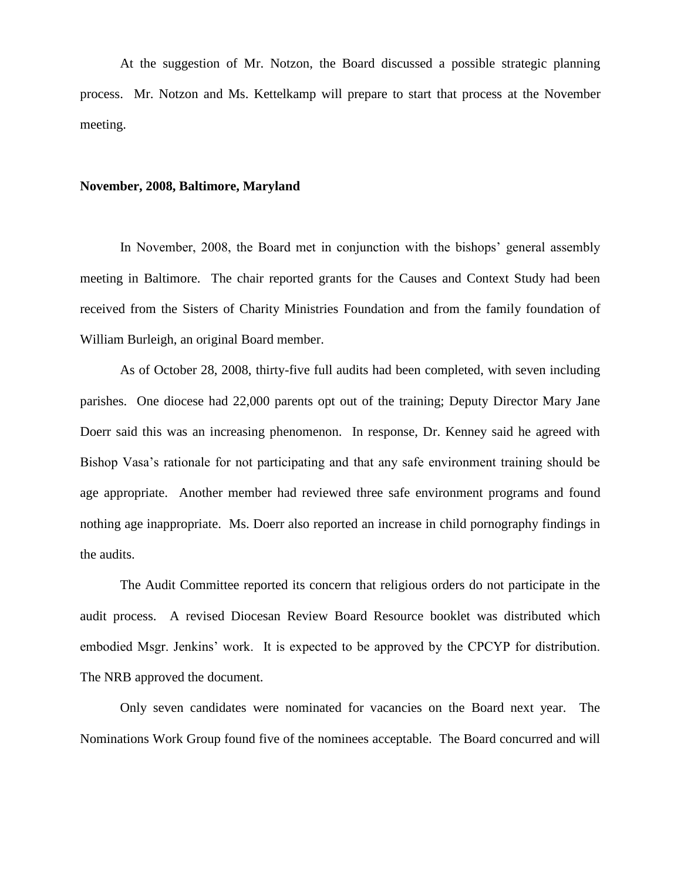At the suggestion of Mr. Notzon, the Board discussed a possible strategic planning process. Mr. Notzon and Ms. Kettelkamp will prepare to start that process at the November meeting.

**November, 2008, Baltimore, Maryland**

In November, 2008, the Board met in conjunction with the bishops' general assembly meeting in Baltimore. The chair reported grants for the Causes and Context Study had been received from the Sisters of Charity Ministries Foundation and from the family foundation of William Burleigh, an original Board member.

As of October 28, 2008, thirty-five full audits had been completed, with seven including parishes. One diocese had 22,000 parents opt out of the training; Deputy Director Mary Jane Doerr said this was an increasing phenomenon. In response, Dr. Kenney said he agreed with Bishop Vasa's rationale for not participating and that any safe environment training should be age appropriate. Another member had reviewed three safe environment programs and found nothing age inappropriate. Ms. Doerr also reported an increase in child pornography findings in the audits.

The Audit Committee reported its concern that religious orders do not participate in the audit process. A revised Diocesan Review Board Resource booklet was distributed which embodied Msgr. Jenkins' work. It is expected to be approved by the CPCYP for distribution. The NRB approved the document.

Only seven candidates were nominated for vacancies on the Board next year. The Nominations Work Group found five of the nominees acceptable. The Board concurred and will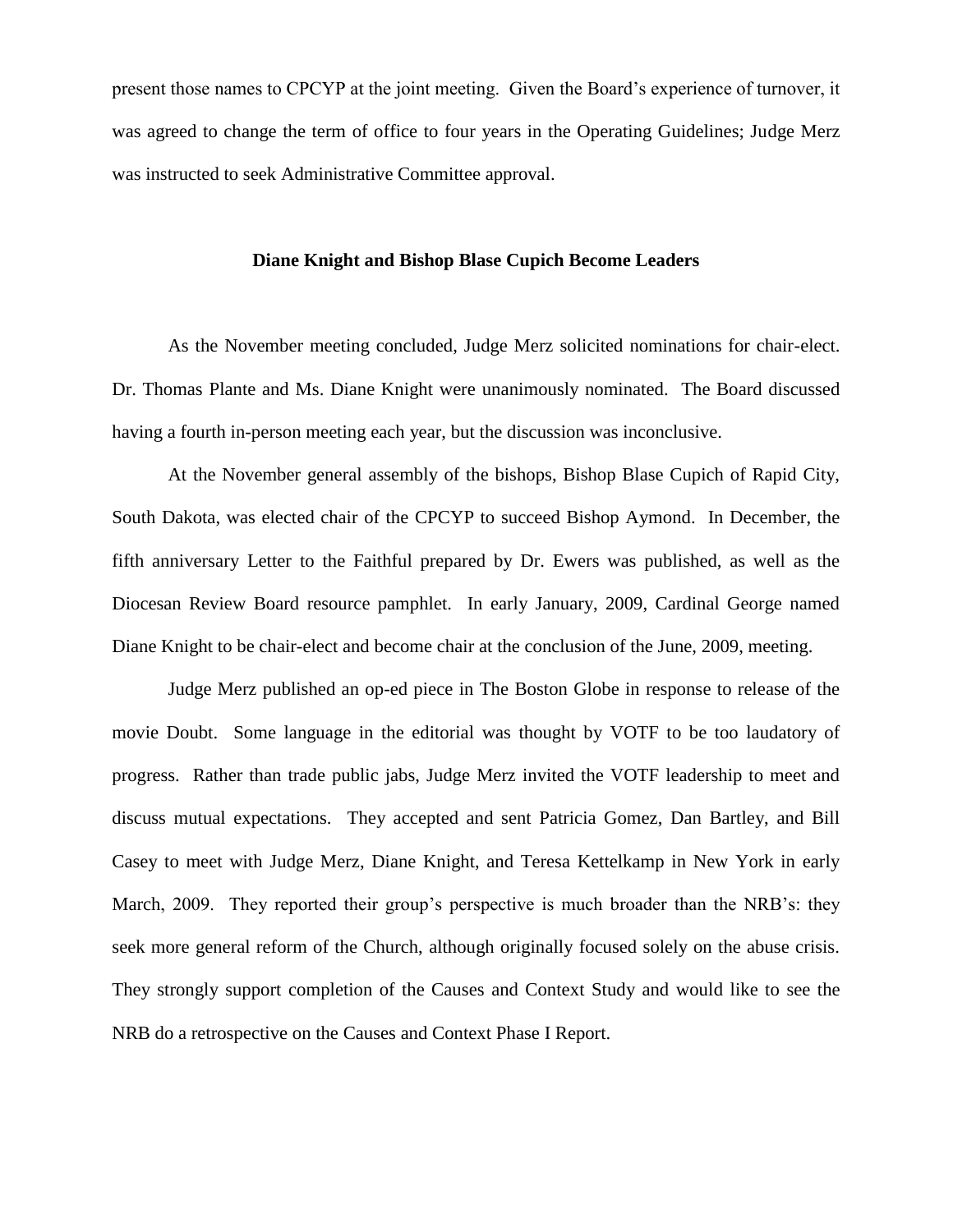present those names to CPCYP at the joint meeting. Given the Board's experience of turnover, it was agreed to change the term of office to four years in the Operating Guidelines; Judge Merz was instructed to seek Administrative Committee approval.

### Diane Knight and Bishop Blase Cupich Become Leaders

As the November meeting concluded, Judge Merz solicited nominations for chair-elect. Dr. Thomas Plante and Ms. Diane Knight were unanimously nominated. The Board discussed having a fourth in-person meeting each year, but the discussion was inconclusive.

At the November general assembly of the bishops, Bishop Blase Cupich of Rapid City, South Dakota, was elected chair of the CPCYP to succeed Bishop Aymond. In December, the fifth anniversary Letter to the Faithful prepared by Dr. Ewers was published, as well as the Diocesan Review Board resource pamphlet. In early January, 2009, Cardinal George named Diane Knight to be chair-elect and become chair at the conclusion of the June, 2009, meeting.

Judge Merz published an op-ed piece in The Boston Globe in response to release of the movie Doubt. Some language in the editorial was thought by VOTF to be too laudatory of progress. Rather than trade public jabs, Judge Merz invited the VOTF leadership to meet and discuss mutual expectations. They accepted and sent Patricia Gomez, Dan Bartley, and Bill Casey to meet with Judge Merz, Diane Knight, and Teresa Kettelkamp in New York in early March, 2009. They reported their group's perspective is much broader than the NRB's: they seek more general reform of the Church, although originally focused solely on the abuse crisis. They strongly support completion of the Causes and Context Study and would like to see the NRB do a retrospective on the Causes and Context Phase I Report.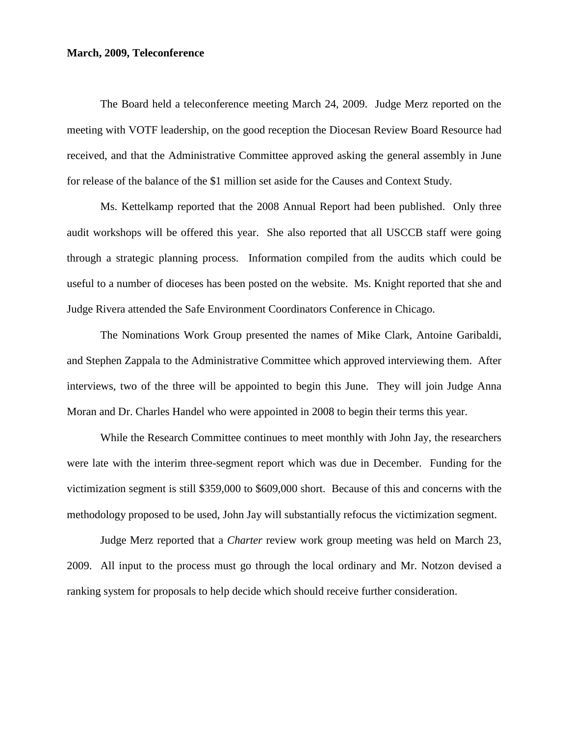**March, 2009, Teleconference**

The Board held a teleconference meeting March 24, 2009. Judge Merz reported on the meeting with VOTF leadership, on the good reception the Diocesan Review Board Resource had received, and that the Administrative Committee approved asking the general assembly in June for release of the balance of the $1 million set aside for the Causes and Context Study.

Ms. Kettelkamp reported that the 2008 Annual Report had been published. Only three audit workshops will be offered this year. She also reported that all USCCB staff were going through a strategic planning process. Information compiled from the audits which could be useful to a number of dioceses has been posted on the website. Ms. Knight reported that she and Judge Rivera attended the Safe Environment Coordinators Conference in Chicago.

The Nominations Work Group presented the names of Mike Clark, Antoine Garibaldi, and Stephen Zappala to the Administrative Committee which approved interviewing them. After interviews, two of the three will be appointed to begin this June. They will join Judge Anna Moran and Dr. Charles Handel who were appointed in 2008 to begin their terms this year.

While the Research Committee continues to meet monthly with John Jay, the researchers were late with the interim three-segment report which was due in December. Funding for the victimization segment is still $359,000 to $609,000 short. Because of this and concerns with the methodology proposed to be used, John Jay will substantially refocus the victimization segment.

Judge Merz reported that a *Charter* review work group meeting was held on March 23, 2009. All input to the process must go through the local ordinary and Mr. Notzon devised a ranking system for proposals to help decide which should receive further consideration.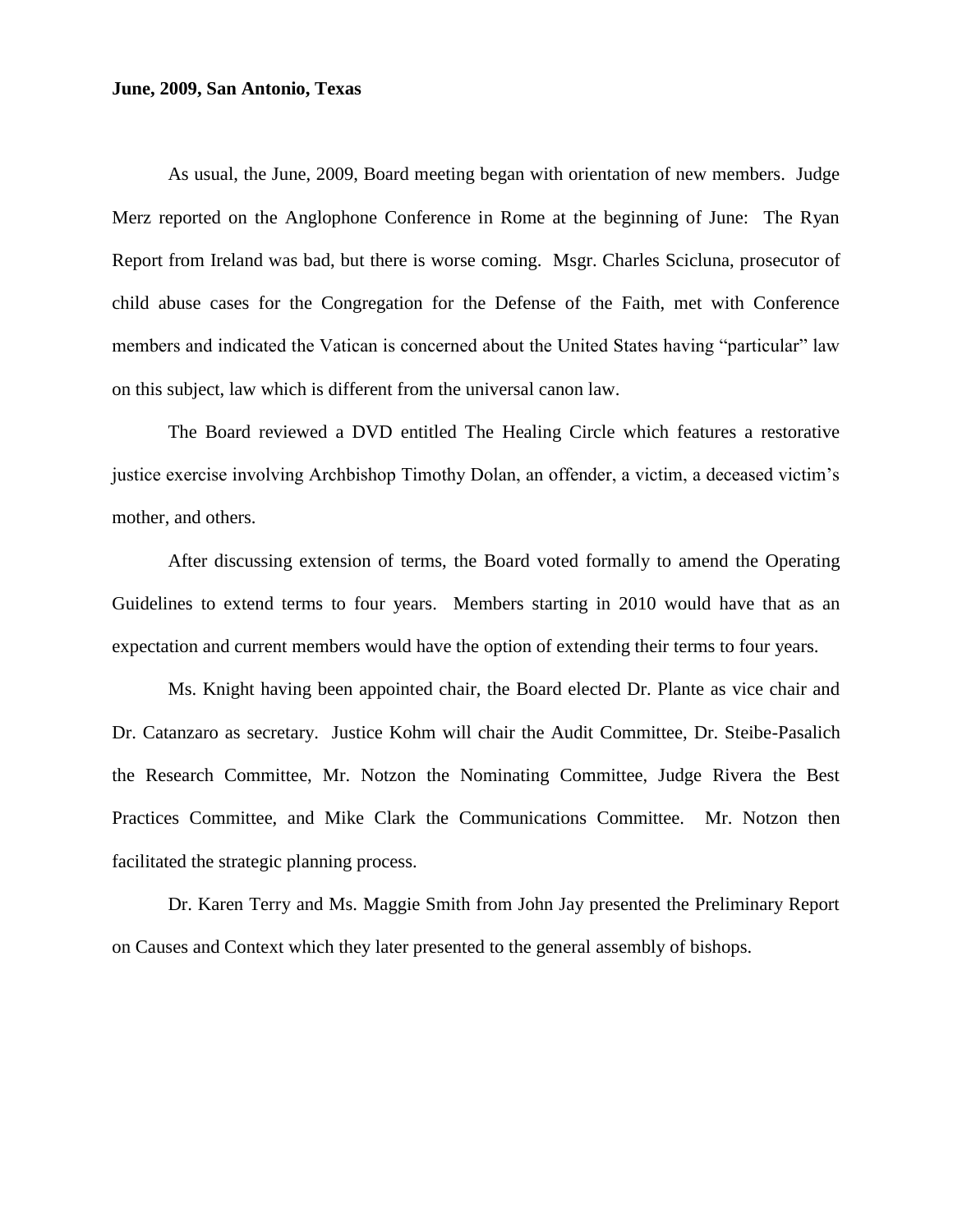**June, 2009, San Antonio, Texas**

As usual, the June, 2009, Board meeting began with orientation of new members. Judge Merz reported on the Anglophone Conference in Rome at the beginning of June: The Ryan Report from Ireland was bad, but there is worse coming. Msgr. Charles Scicluna, prosecutor of child abuse cases for the Congregation for the Defense of the Faith, met with Conference members and indicated the Vatican is concerned about the United States having "particular" law on this subject, law which is different from the universal canon law.

The Board reviewed a DVD entitled The Healing Circle which features a restorative justice exercise involving Archbishop Timothy Dolan, an offender, a victim, a deceased victim's mother, and others.

After discussing extension of terms, the Board voted formally to amend the Operating Guidelines to extend terms to four years. Members starting in 2010 would have that as an expectation and current members would have the option of extending their terms to four years.

Ms. Knight having been appointed chair, the Board elected Dr. Plante as vice chair and Dr. Catanzaro as secretary. Justice Kohm will chair the Audit Committee, Dr. Steibe-Pasalich the Research Committee, Mr. Notzon the Nominating Committee, Judge Rivera the Best Practices Committee, and Mike Clark the Communications Committee. Mr. Notzon then facilitated the strategic planning process.

Dr. Karen Terry and Ms. Maggie Smith from John Jay presented the Preliminary Report on Causes and Context which they later presented to the general assembly of bishops.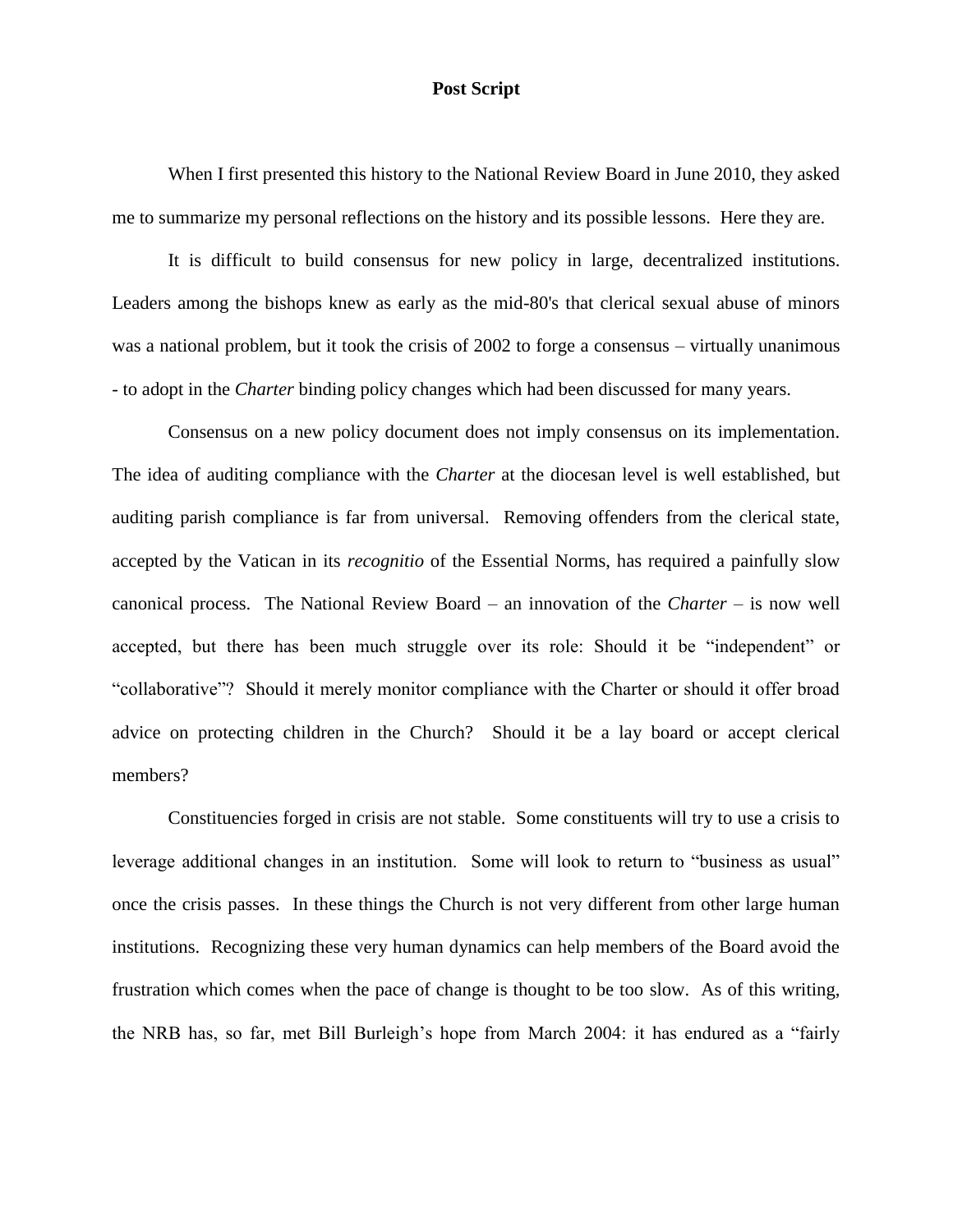# Post Script

When I first presented this history to the National Review Board in June 2010, they asked me to summarize my personal reflections on the history and its possible lessons. Here they are.

It is difficult to build consensus for new policy in large, decentralized institutions. Leaders among the bishops knew as early as the mid-80's that clerical sexual abuse of minors was a national problem, but it took the crisis of 2002 to forge a consensus – virtually unanimous - to adopt in the *Charter* binding policy changes which had been discussed for many years.

Consensus on a new policy document does not imply consensus on its implementation. The idea of auditing compliance with the *Charter* at the diocesan level is well established, but auditing parish compliance is far from universal. Removing offenders from the clerical state, accepted by the Vatican in its *recognitio* of the Essential Norms, has required a painfully slow canonical process. The National Review Board – an innovation of the *Charter* – is now well accepted, but there has been much struggle over its role: Should it be "independent" or "collaborative"? Should it merely monitor compliance with the Charter or should it offer broad advice on protecting children in the Church? Should it be a lay board or accept clerical members?

Constituencies forged in crisis are not stable. Some constituents will try to use a crisis to leverage additional changes in an institution. Some will look to return to "business as usual" once the crisis passes. In these things the Church is not very different from other large human institutions. Recognizing these very human dynamics can help members of the Board avoid the frustration which comes when the pace of change is thought to be too slow. As of this writing, the NRB has, so far, met Bill Burleigh's hope from March 2004: it has endured as a "fairly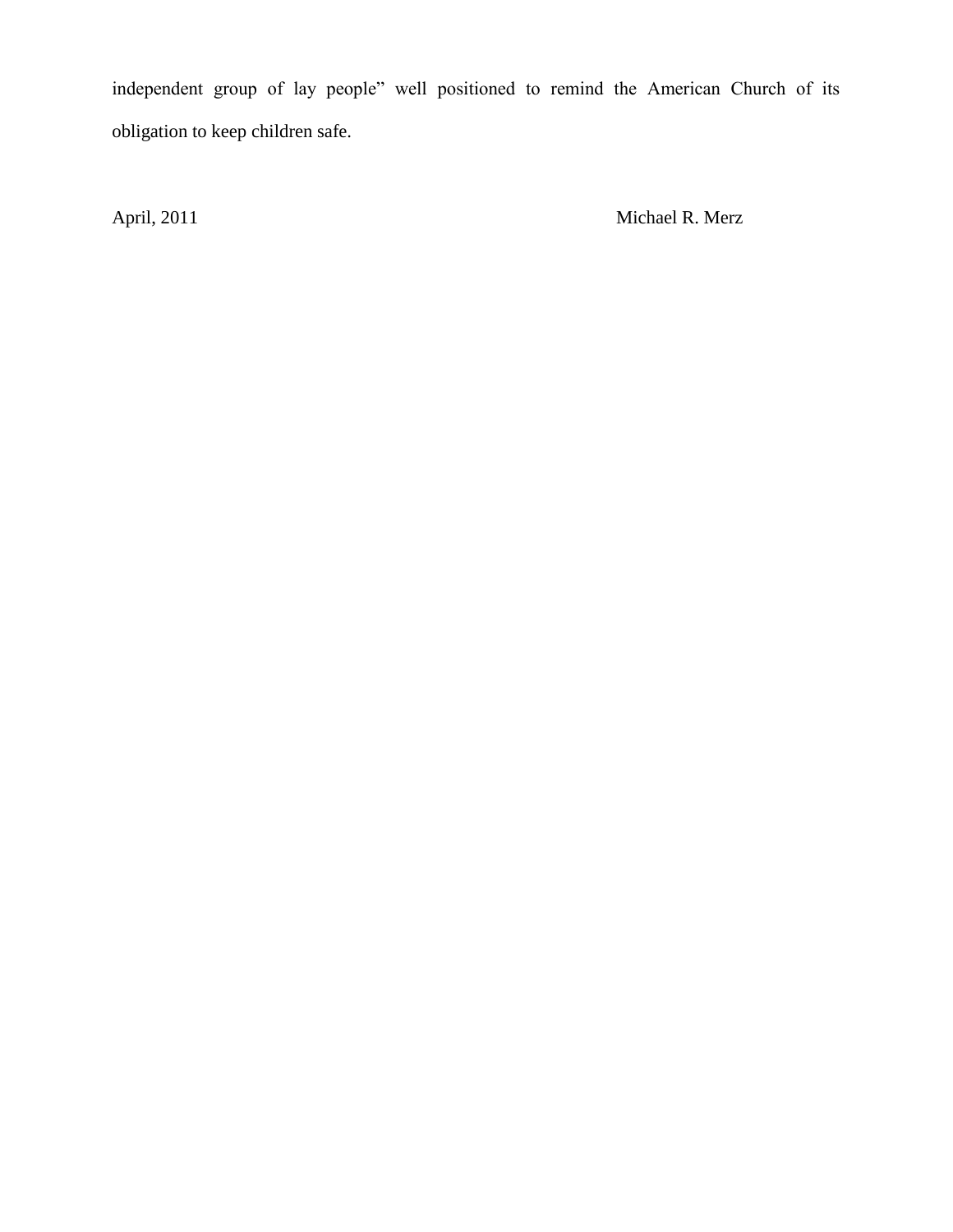independent group of lay people" well positioned to remind the American Church of its obligation to keep children safe.

April, 2011 Michael R. Merz